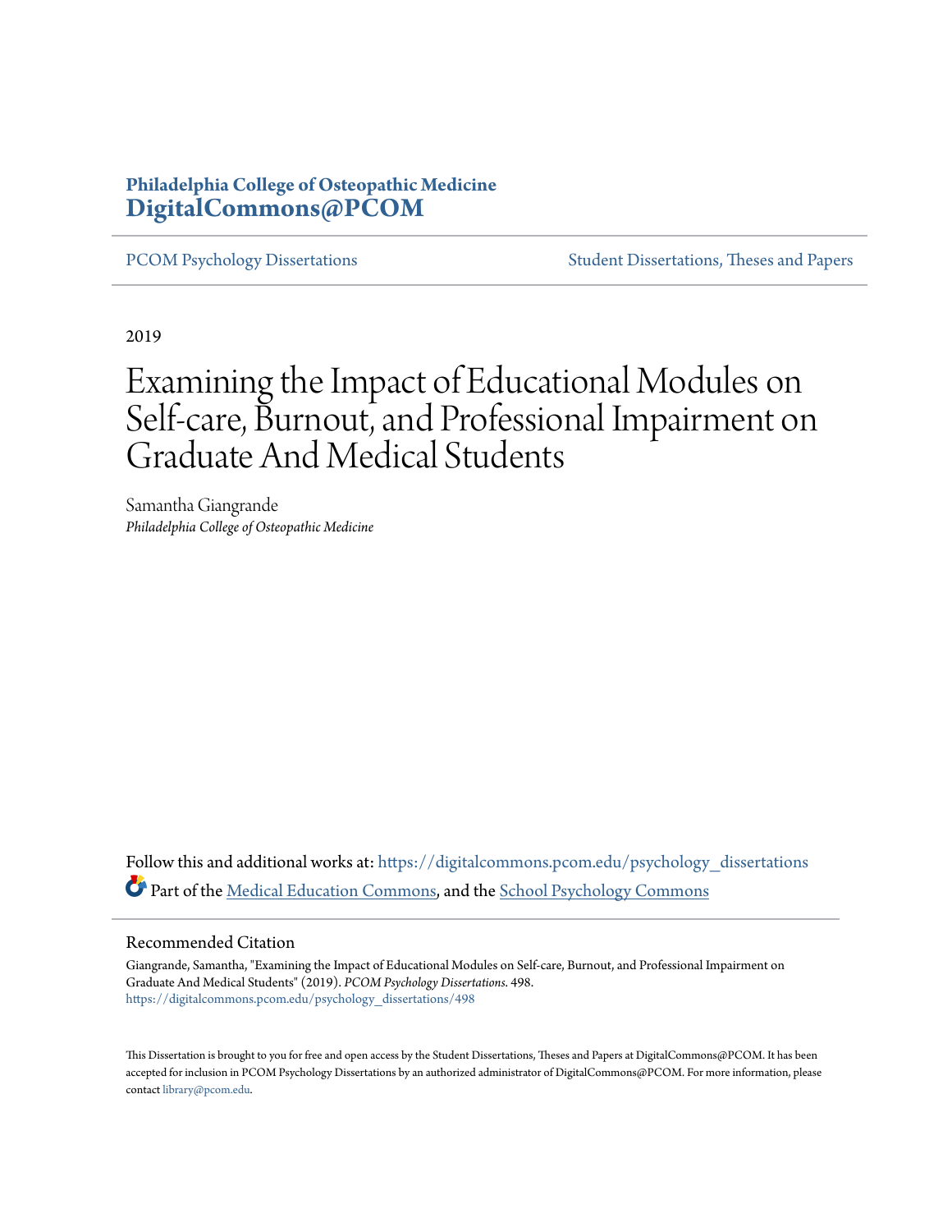**Philadelphia College of Osteopathic Medicine**
**DigitalCommons@PCOM**

PCOM Psychology Dissertations | Student Dissertations, Theses and Papers

2019

# Examining the Impact of Educational Modules on Self-care, Burnout, and Professional Impairment on Graduate And Medical Students

Samantha Giangrande
*Philadelphia College of Osteopathic Medicine*

Follow this and additional works at: https://digitalcommons.pcom.edu/psychology_dissertations

Part of the Medical Education Commons, and the School Psychology Commons

## Recommended Citation

Giangrande, Samantha, "Examining the Impact of Educational Modules on Self-care, Burnout, and Professional Impairment on Graduate And Medical Students" (2019). *PCOM Psychology Dissertations*. 498.
https://digitalcommons.pcom.edu/psychology_dissertations/498

This Dissertation is brought to you for free and open access by the Student Dissertations, Theses and Papers at DigitalCommons@PCOM. It has been accepted for inclusion in PCOM Psychology Dissertations by an authorized administrator of DigitalCommons@PCOM. For more information, please contact library@pcom.edu.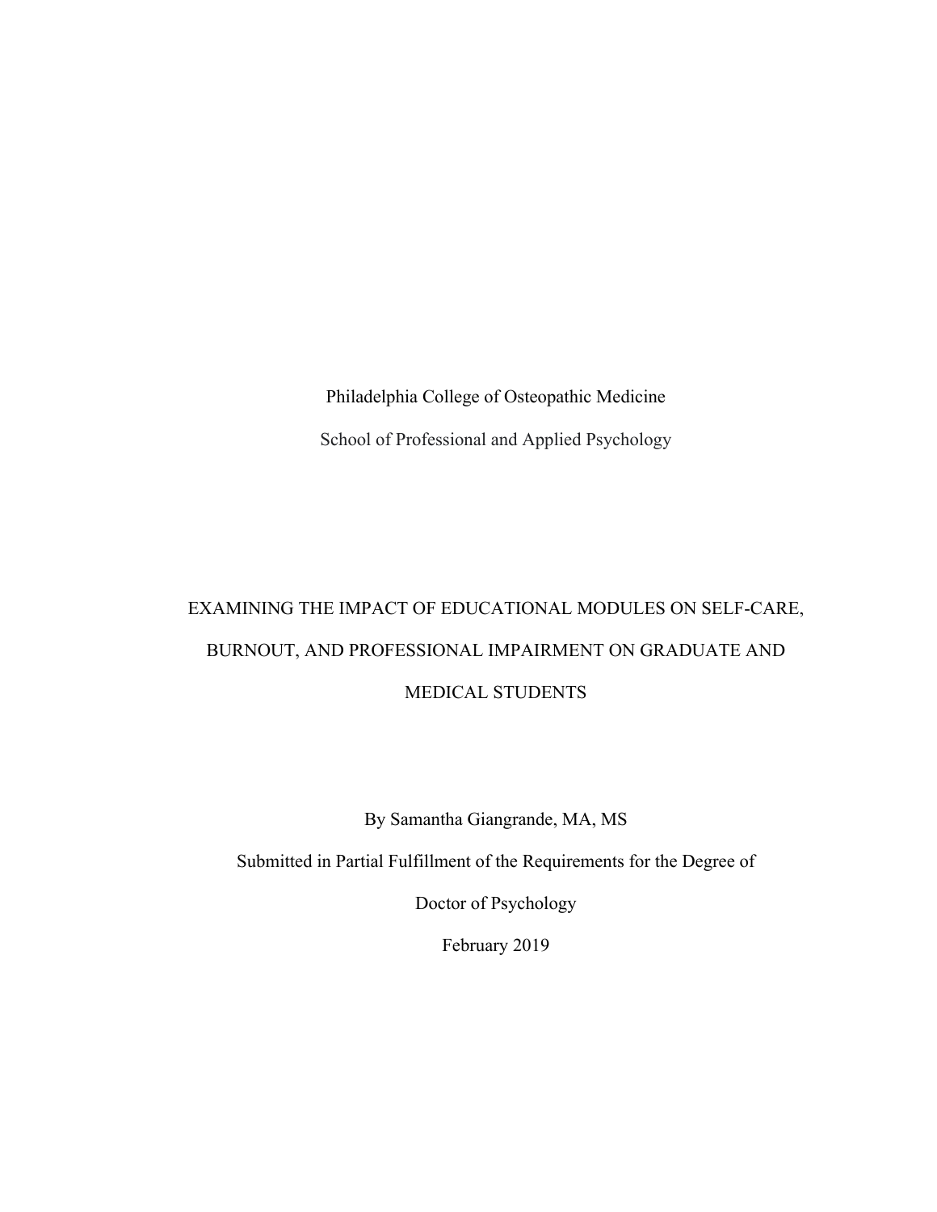Philadelphia College of Osteopathic Medicine

School of Professional and Applied Psychology

# EXAMINING THE IMPACT OF EDUCATIONAL MODULES ON SELF-CARE, BURNOUT, AND PROFESSIONAL IMPAIRMENT ON GRADUATE AND MEDICAL STUDENTS

By Samantha Giangrande, MA, MS

Submitted in Partial Fulfillment of the Requirements for the Degree of

Doctor of Psychology

February 2019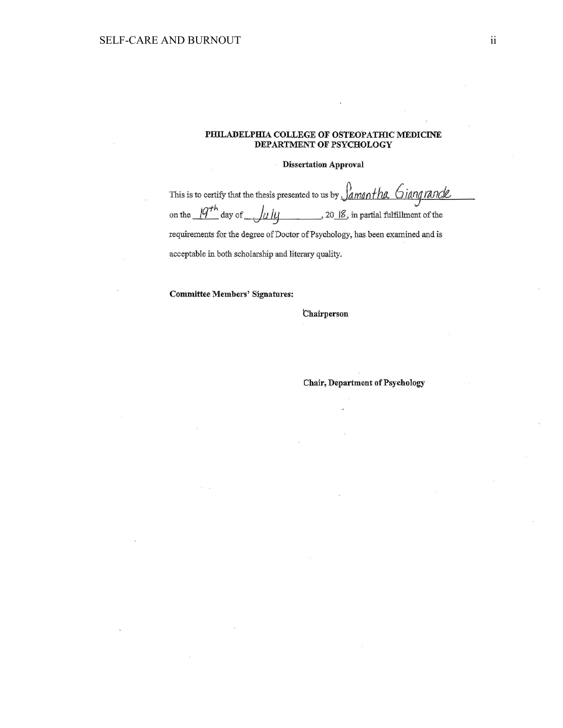**PHILADELPHIA COLLEGE OF OSTEOPATHIC MEDICINE**
**DEPARTMENT OF PSYCHOLOGY**

**Dissertation Approval**

This is to certify that the thesis presented to us by Samantha Giangrande on the 19th day of July, 2018, in partial fulfillment of the requirements for the degree of Doctor of Psychology, has been examined and is acceptable in both scholarship and literary quality.

**Committee Members' Signatures:**

**Chairperson**

**Chair, Department of Psychology**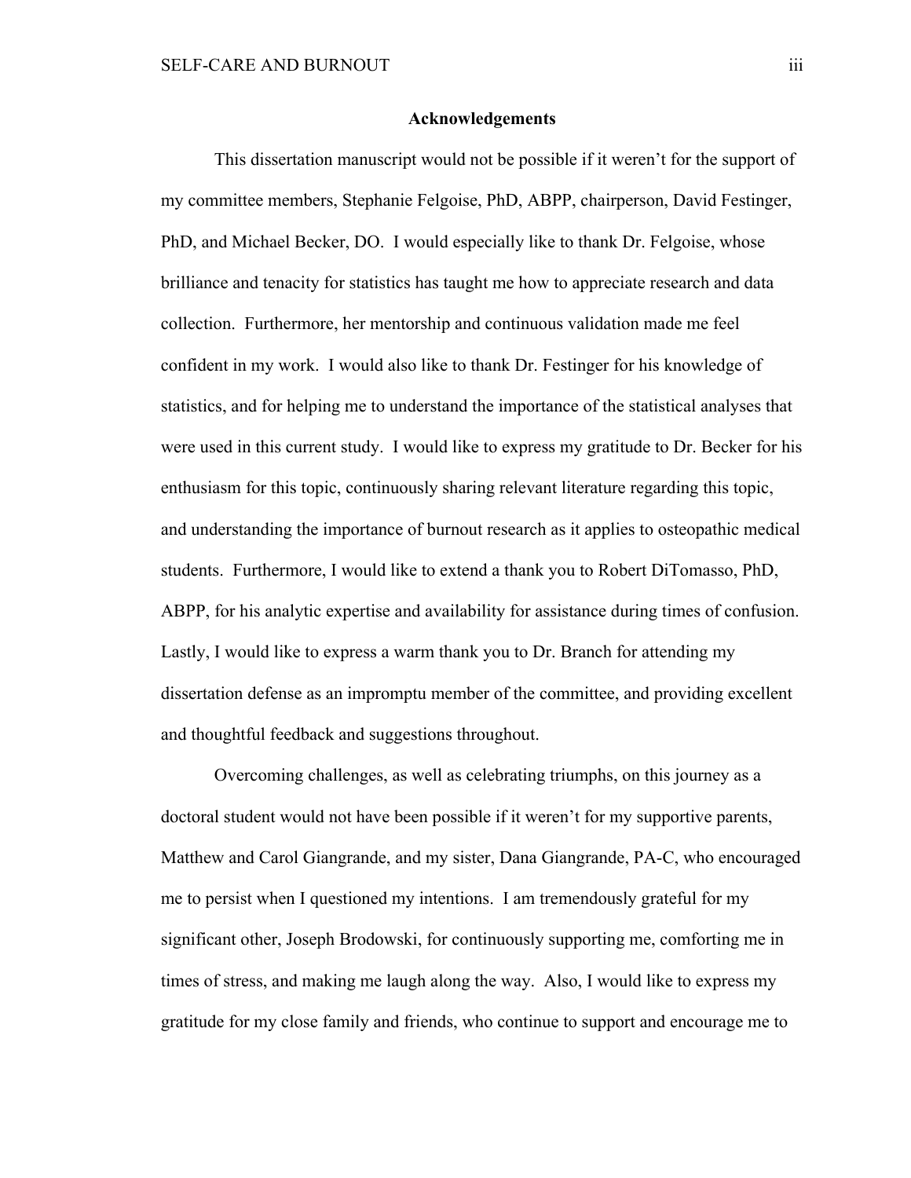## Acknowledgements

This dissertation manuscript would not be possible if it weren't for the support of my committee members, Stephanie Felgoise, PhD, ABPP, chairperson, David Festinger, PhD, and Michael Becker, DO. I would especially like to thank Dr. Felgoise, whose brilliance and tenacity for statistics has taught me how to appreciate research and data collection. Furthermore, her mentorship and continuous validation made me feel confident in my work. I would also like to thank Dr. Festinger for his knowledge of statistics, and for helping me to understand the importance of the statistical analyses that were used in this current study. I would like to express my gratitude to Dr. Becker for his enthusiasm for this topic, continuously sharing relevant literature regarding this topic, and understanding the importance of burnout research as it applies to osteopathic medical students. Furthermore, I would like to extend a thank you to Robert DiTomasso, PhD, ABPP, for his analytic expertise and availability for assistance during times of confusion. Lastly, I would like to express a warm thank you to Dr. Branch for attending my dissertation defense as an impromptu member of the committee, and providing excellent and thoughtful feedback and suggestions throughout.

Overcoming challenges, as well as celebrating triumphs, on this journey as a doctoral student would not have been possible if it weren't for my supportive parents, Matthew and Carol Giangrande, and my sister, Dana Giangrande, PA-C, who encouraged me to persist when I questioned my intentions. I am tremendously grateful for my significant other, Joseph Brodowski, for continuously supporting me, comforting me in times of stress, and making me laugh along the way. Also, I would like to express my gratitude for my close family and friends, who continue to support and encourage me to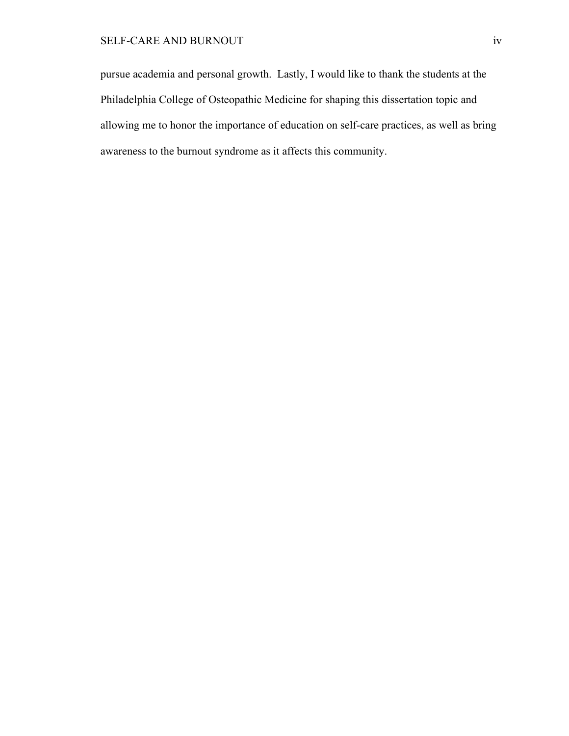pursue academia and personal growth.  Lastly, I would like to thank the students at the Philadelphia College of Osteopathic Medicine for shaping this dissertation topic and allowing me to honor the importance of education on self-care practices, as well as bring awareness to the burnout syndrome as it affects this community.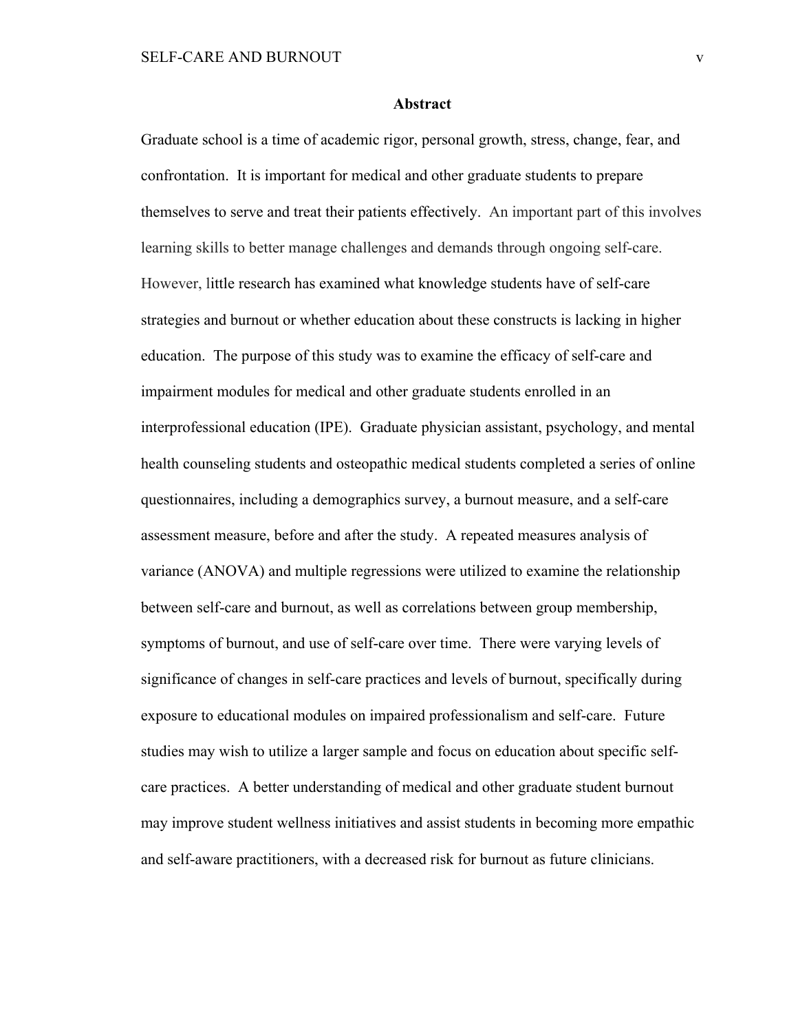# Abstract

Graduate school is a time of academic rigor, personal growth, stress, change, fear, and confrontation. It is important for medical and other graduate students to prepare themselves to serve and treat their patients effectively. An important part of this involves learning skills to better manage challenges and demands through ongoing self-care. However, little research has examined what knowledge students have of self-care strategies and burnout or whether education about these constructs is lacking in higher education. The purpose of this study was to examine the efficacy of self-care and impairment modules for medical and other graduate students enrolled in an interprofessional education (IPE). Graduate physician assistant, psychology, and mental health counseling students and osteopathic medical students completed a series of online questionnaires, including a demographics survey, a burnout measure, and a self-care assessment measure, before and after the study. A repeated measures analysis of variance (ANOVA) and multiple regressions were utilized to examine the relationship between self-care and burnout, as well as correlations between group membership, symptoms of burnout, and use of self-care over time. There were varying levels of significance of changes in self-care practices and levels of burnout, specifically during exposure to educational modules on impaired professionalism and self-care. Future studies may wish to utilize a larger sample and focus on education about specific self-care practices. A better understanding of medical and other graduate student burnout may improve student wellness initiatives and assist students in becoming more empathic and self-aware practitioners, with a decreased risk for burnout as future clinicians.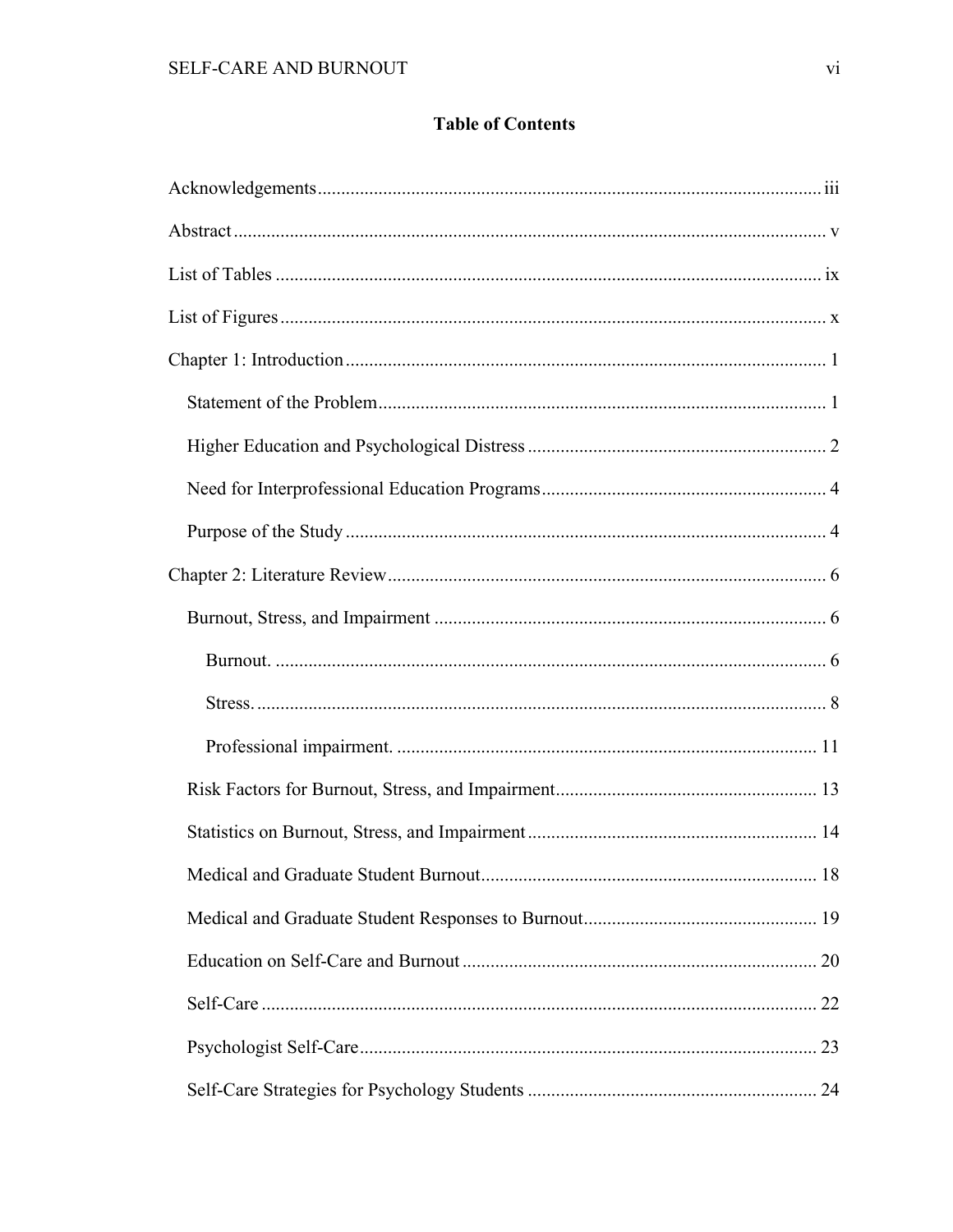## Table of Contents

Acknowledgements ........................................................................................................... iii

Abstract ............................................................................................................................. v

List of Tables .................................................................................................................... ix

List of Figures .................................................................................................................... x

Chapter 1: Introduction ...................................................................................................... 1

- Statement of the Problem ............................................................................................... 1
- Higher Education and Psychological Distress ............................................................... 2
- Need for Interprofessional Education Programs ............................................................ 4
- Purpose of the Study ...................................................................................................... 4

Chapter 2: Literature Review ............................................................................................. 6

- Burnout, Stress, and Impairment ................................................................................... 6
  - Burnout. ..................................................................................................................... 6
  - Stress. ......................................................................................................................... 8
  - Professional impairment. ......................................................................................... 11
- Risk Factors for Burnout, Stress, and Impairment ....................................................... 13
- Statistics on Burnout, Stress, and Impairment ............................................................. 14
- Medical and Graduate Student Burnout ....................................................................... 18
- Medical and Graduate Student Responses to Burnout ................................................. 19
- Education on Self-Care and Burnout ........................................................................... 20
- Self-Care ...................................................................................................................... 22
- Psychologist Self-Care ................................................................................................. 23
- Self-Care Strategies for Psychology Students ............................................................. 24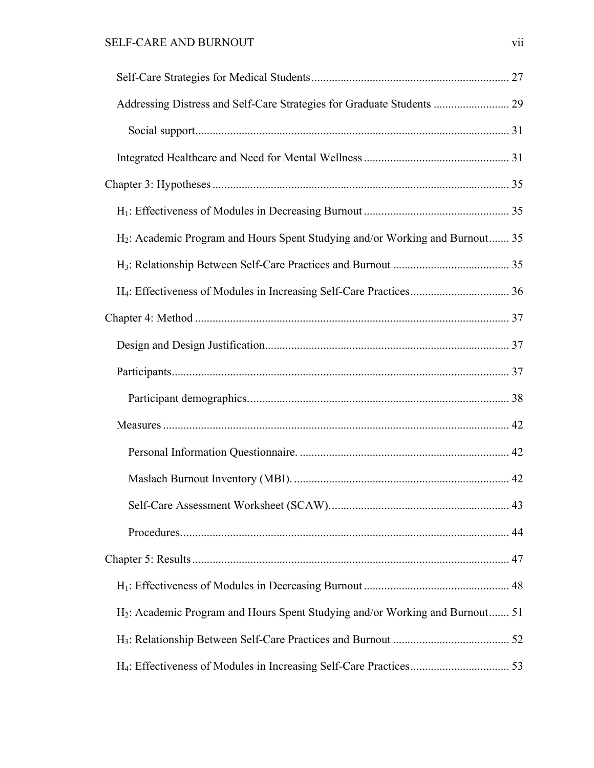Self-Care Strategies for Medical Students .......... 27

Addressing Distress and Self-Care Strategies for Graduate Students .......... 29

Social support .......... 31

Integrated Healthcare and Need for Mental Wellness .......... 31

Chapter 3: Hypotheses .......... 35

$H_1$: Effectiveness of Modules in Decreasing Burnout .......... 35

$H_2$: Academic Program and Hours Spent Studying and/or Working and Burnout .......... 35

$H_3$: Relationship Between Self-Care Practices and Burnout .......... 35

$H_4$: Effectiveness of Modules in Increasing Self-Care Practices .......... 36

Chapter 4: Method .......... 37

Design and Design Justification .......... 37

Participants .......... 37

Participant demographics. .......... 38

Measures .......... 42

Personal Information Questionnaire. .......... 42

Maslach Burnout Inventory (MBI). .......... 42

Self-Care Assessment Worksheet (SCAW). .......... 43

Procedures. .......... 44

Chapter 5: Results .......... 47

$H_1$: Effectiveness of Modules in Decreasing Burnout .......... 48

$H_2$: Academic Program and Hours Spent Studying and/or Working and Burnout .......... 51

$H_3$: Relationship Between Self-Care Practices and Burnout .......... 52

$H_4$: Effectiveness of Modules in Increasing Self-Care Practices .......... 53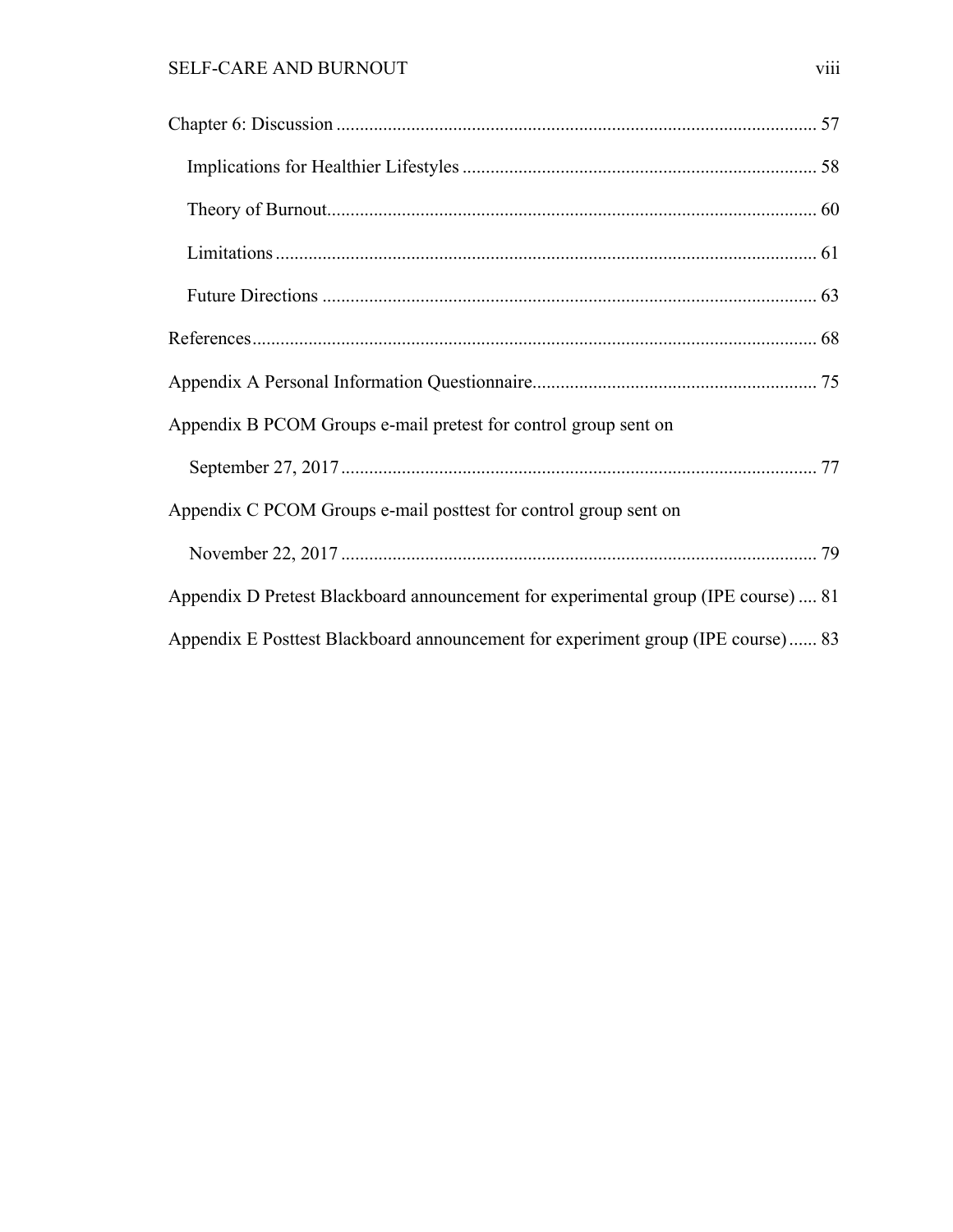Chapter 6: Discussion ..................................................................................................... 57

Implications for Healthier Lifestyles .......................................................................... 58

Theory of Burnout ....................................................................................................... 60

Limitations .................................................................................................................. 61

Future Directions ........................................................................................................ 63

References ....................................................................................................................... 68

Appendix A Personal Information Questionnaire ............................................................ 75

Appendix B PCOM Groups e-mail pretest for control group sent on

September 27, 2017 ..................................................................................................... 77

Appendix C PCOM Groups e-mail posttest for control group sent on

November 22, 2017 ..................................................................................................... 79

Appendix D Pretest Blackboard announcement for experimental group (IPE course) .... 81

Appendix E Posttest Blackboard announcement for experiment group (IPE course) ...... 83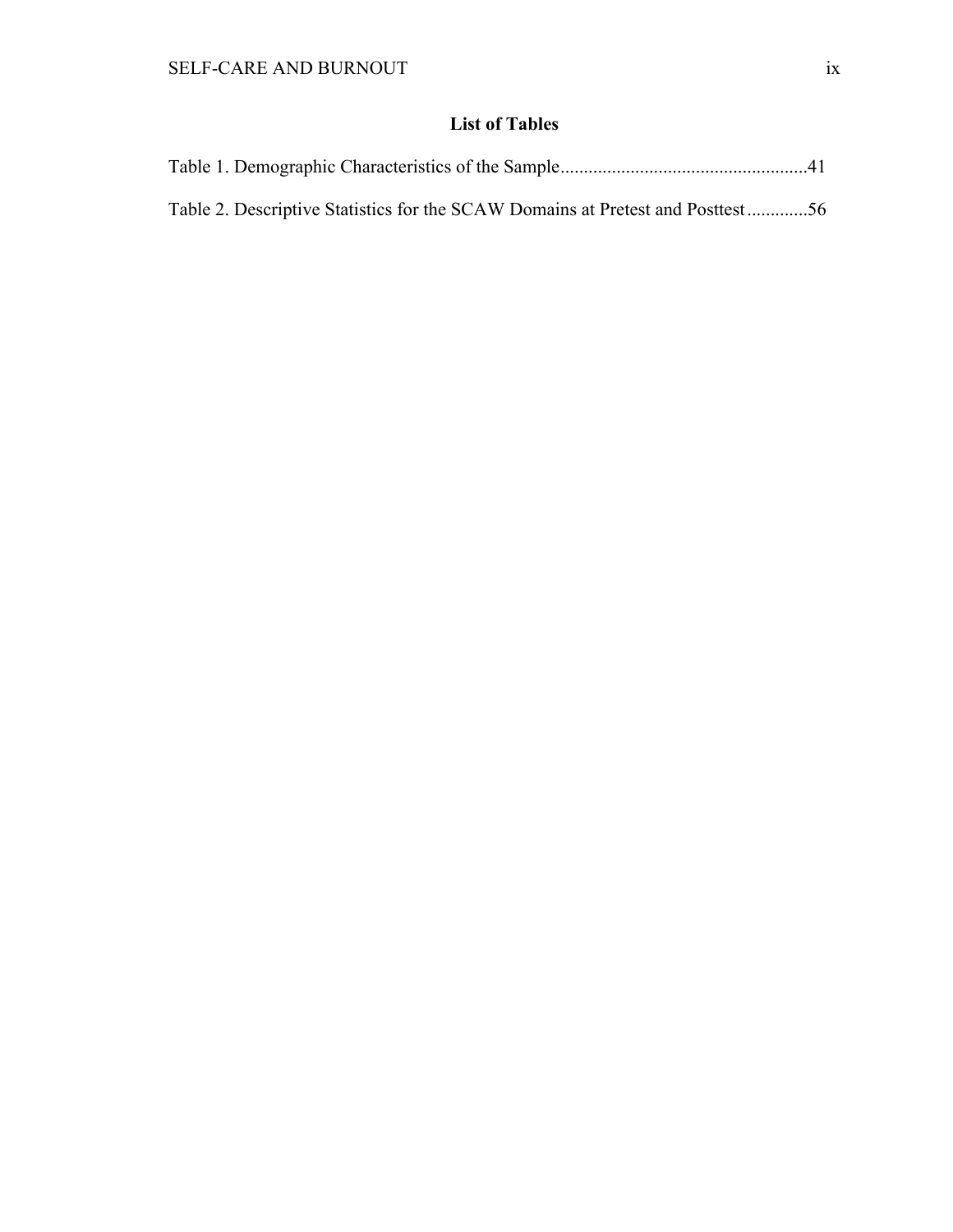## List of Tables

Table 1. Demographic Characteristics of the Sample....................................................41

Table 2. Descriptive Statistics for the SCAW Domains at Pretest and Posttest.............56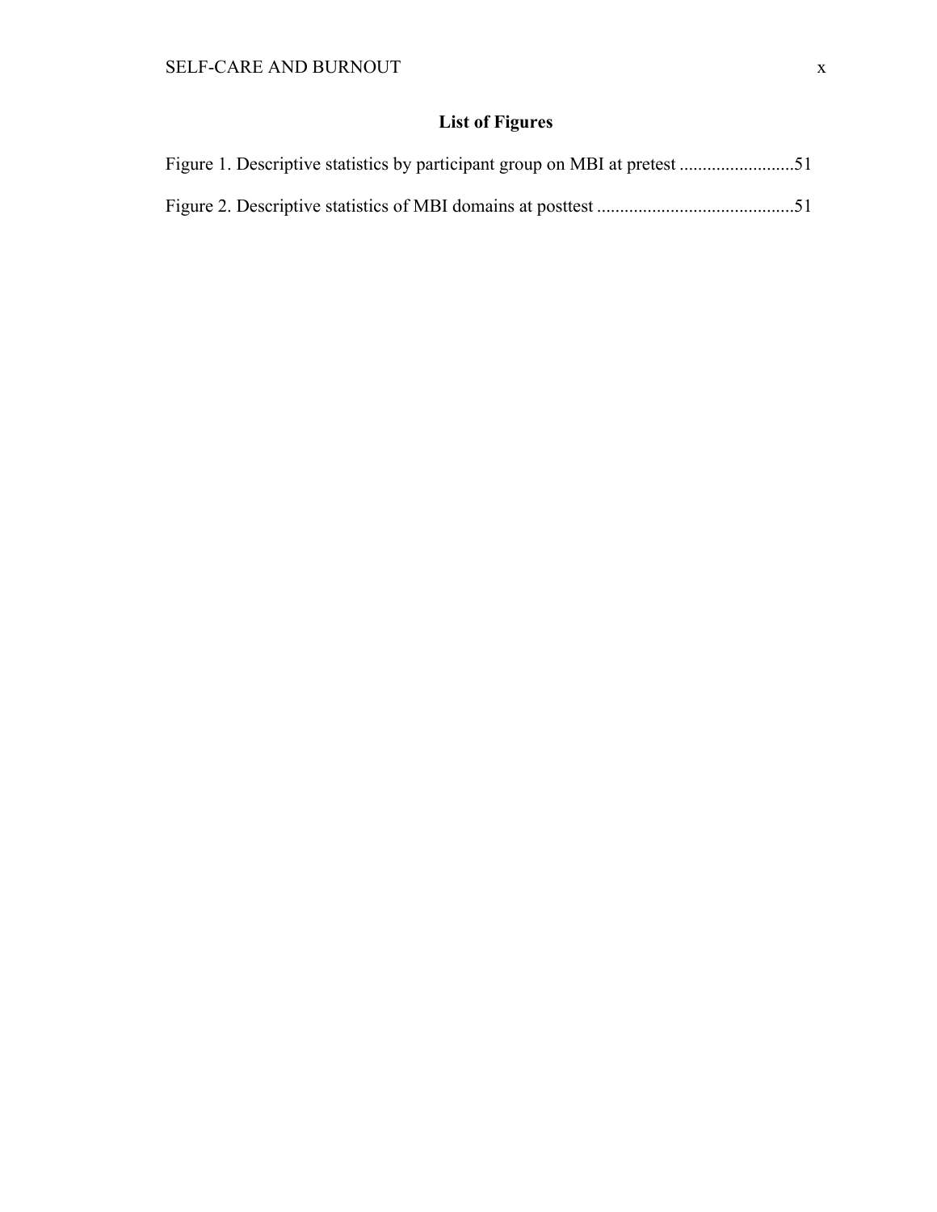# List of Figures

Figure 1. Descriptive statistics by participant group on MBI at pretest .........................51

Figure 2. Descriptive statistics of MBI domains at posttest ...........................................51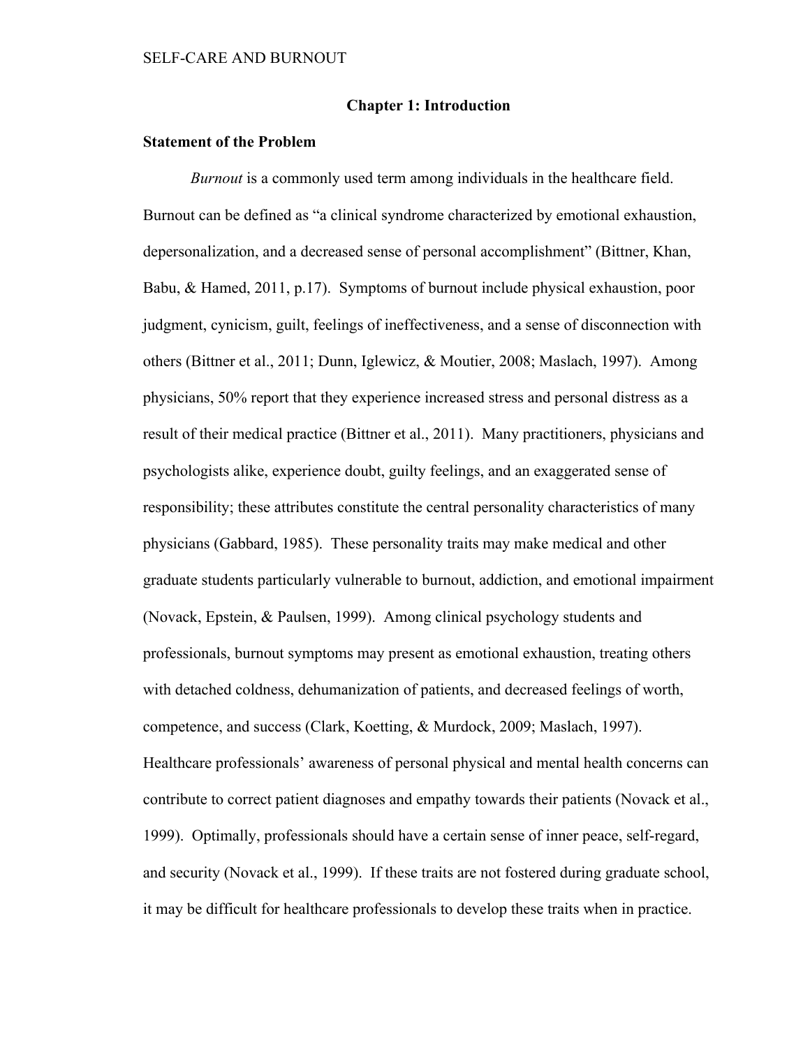# Chapter 1: Introduction

## Statement of the Problem

*Burnout* is a commonly used term among individuals in the healthcare field. Burnout can be defined as "a clinical syndrome characterized by emotional exhaustion, depersonalization, and a decreased sense of personal accomplishment" (Bittner, Khan, Babu, & Hamed, 2011, p.17). Symptoms of burnout include physical exhaustion, poor judgment, cynicism, guilt, feelings of ineffectiveness, and a sense of disconnection with others (Bittner et al., 2011; Dunn, Iglewicz, & Moutier, 2008; Maslach, 1997). Among physicians, 50% report that they experience increased stress and personal distress as a result of their medical practice (Bittner et al., 2011). Many practitioners, physicians and psychologists alike, experience doubt, guilty feelings, and an exaggerated sense of responsibility; these attributes constitute the central personality characteristics of many physicians (Gabbard, 1985). These personality traits may make medical and other graduate students particularly vulnerable to burnout, addiction, and emotional impairment (Novack, Epstein, & Paulsen, 1999). Among clinical psychology students and professionals, burnout symptoms may present as emotional exhaustion, treating others with detached coldness, dehumanization of patients, and decreased feelings of worth, competence, and success (Clark, Koetting, & Murdock, 2009; Maslach, 1997). Healthcare professionals' awareness of personal physical and mental health concerns can contribute to correct patient diagnoses and empathy towards their patients (Novack et al., 1999). Optimally, professionals should have a certain sense of inner peace, self-regard, and security (Novack et al., 1999). If these traits are not fostered during graduate school, it may be difficult for healthcare professionals to develop these traits when in practice.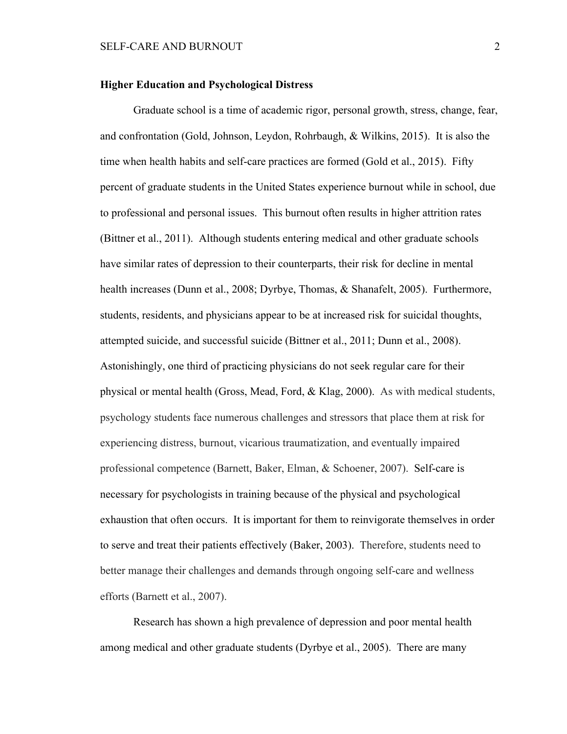**Higher Education and Psychological Distress**

Graduate school is a time of academic rigor, personal growth, stress, change, fear, and confrontation (Gold, Johnson, Leydon, Rohrbaugh, & Wilkins, 2015). It is also the time when health habits and self-care practices are formed (Gold et al., 2015). Fifty percent of graduate students in the United States experience burnout while in school, due to professional and personal issues. This burnout often results in higher attrition rates (Bittner et al., 2011). Although students entering medical and other graduate schools have similar rates of depression to their counterparts, their risk for decline in mental health increases (Dunn et al., 2008; Dyrbye, Thomas, & Shanafelt, 2005). Furthermore, students, residents, and physicians appear to be at increased risk for suicidal thoughts, attempted suicide, and successful suicide (Bittner et al., 2011; Dunn et al., 2008). Astonishingly, one third of practicing physicians do not seek regular care for their physical or mental health (Gross, Mead, Ford, & Klag, 2000). As with medical students, psychology students face numerous challenges and stressors that place them at risk for experiencing distress, burnout, vicarious traumatization, and eventually impaired professional competence (Barnett, Baker, Elman, & Schoener, 2007). Self-care is necessary for psychologists in training because of the physical and psychological exhaustion that often occurs. It is important for them to reinvigorate themselves in order to serve and treat their patients effectively (Baker, 2003). Therefore, students need to better manage their challenges and demands through ongoing self-care and wellness efforts (Barnett et al., 2007).

Research has shown a high prevalence of depression and poor mental health among medical and other graduate students (Dyrbye et al., 2005). There are many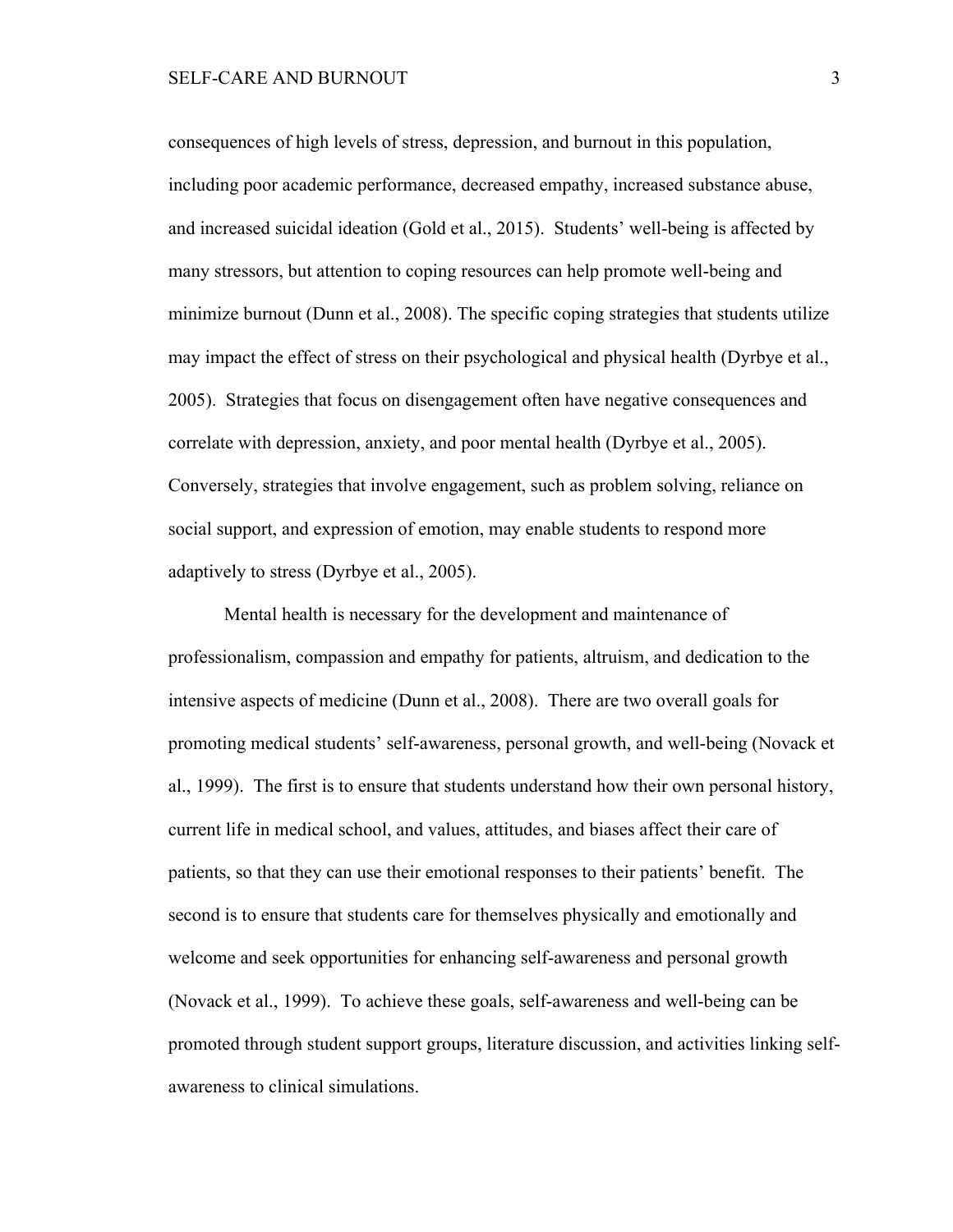consequences of high levels of stress, depression, and burnout in this population, including poor academic performance, decreased empathy, increased substance abuse, and increased suicidal ideation (Gold et al., 2015). Students' well-being is affected by many stressors, but attention to coping resources can help promote well-being and minimize burnout (Dunn et al., 2008). The specific coping strategies that students utilize may impact the effect of stress on their psychological and physical health (Dyrbye et al., 2005). Strategies that focus on disengagement often have negative consequences and correlate with depression, anxiety, and poor mental health (Dyrbye et al., 2005). Conversely, strategies that involve engagement, such as problem solving, reliance on social support, and expression of emotion, may enable students to respond more adaptively to stress (Dyrbye et al., 2005).

Mental health is necessary for the development and maintenance of professionalism, compassion and empathy for patients, altruism, and dedication to the intensive aspects of medicine (Dunn et al., 2008). There are two overall goals for promoting medical students' self-awareness, personal growth, and well-being (Novack et al., 1999). The first is to ensure that students understand how their own personal history, current life in medical school, and values, attitudes, and biases affect their care of patients, so that they can use their emotional responses to their patients' benefit. The second is to ensure that students care for themselves physically and emotionally and welcome and seek opportunities for enhancing self-awareness and personal growth (Novack et al., 1999). To achieve these goals, self-awareness and well-being can be promoted through student support groups, literature discussion, and activities linking self-awareness to clinical simulations.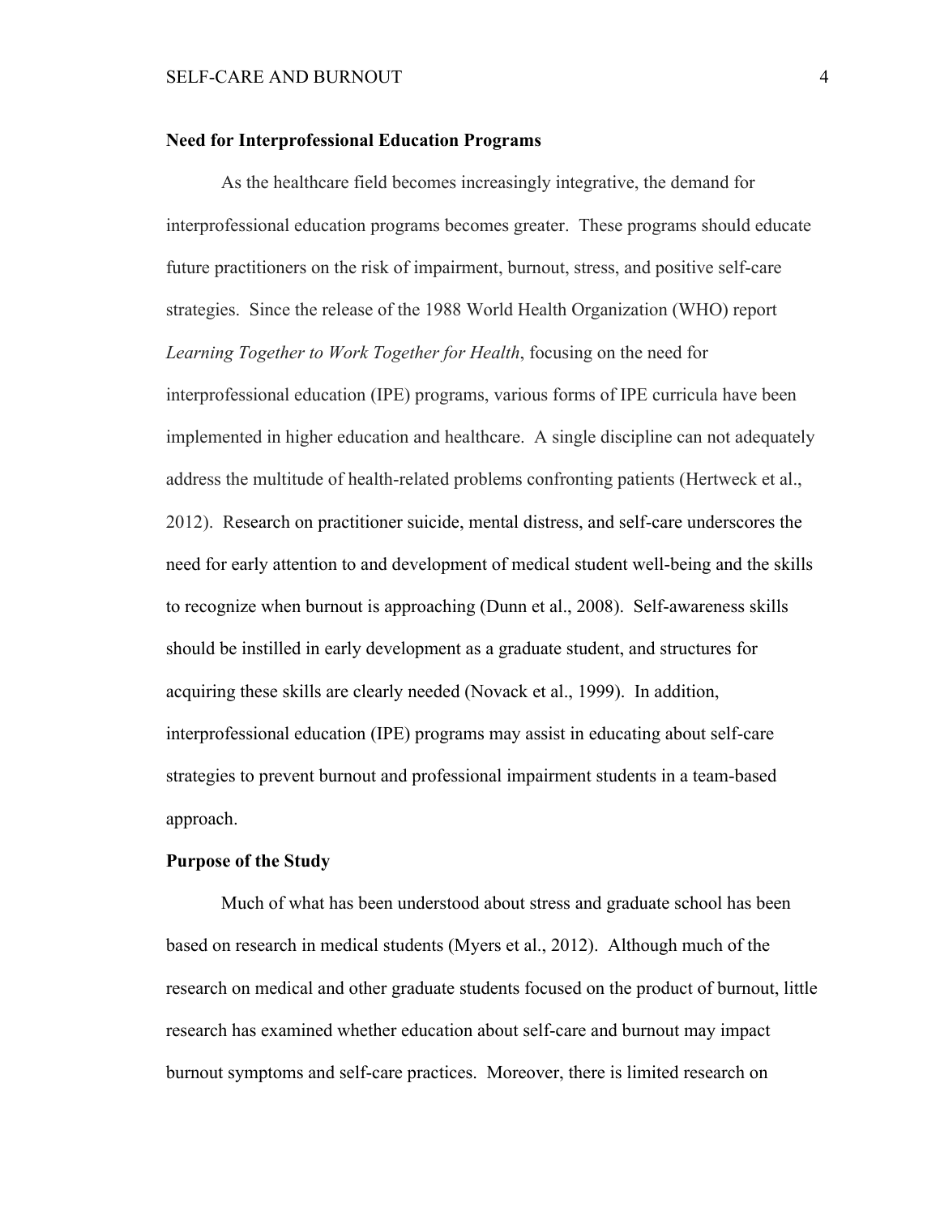## Need for Interprofessional Education Programs

As the healthcare field becomes increasingly integrative, the demand for interprofessional education programs becomes greater. These programs should educate future practitioners on the risk of impairment, burnout, stress, and positive self-care strategies. Since the release of the 1988 World Health Organization (WHO) report *Learning Together to Work Together for Health*, focusing on the need for interprofessional education (IPE) programs, various forms of IPE curricula have been implemented in higher education and healthcare. A single discipline can not adequately address the multitude of health-related problems confronting patients (Hertweck et al., 2012). Research on practitioner suicide, mental distress, and self-care underscores the need for early attention to and development of medical student well-being and the skills to recognize when burnout is approaching (Dunn et al., 2008). Self-awareness skills should be instilled in early development as a graduate student, and structures for acquiring these skills are clearly needed (Novack et al., 1999). In addition, interprofessional education (IPE) programs may assist in educating about self-care strategies to prevent burnout and professional impairment students in a team-based approach.

## Purpose of the Study

Much of what has been understood about stress and graduate school has been based on research in medical students (Myers et al., 2012). Although much of the research on medical and other graduate students focused on the product of burnout, little research has examined whether education about self-care and burnout may impact burnout symptoms and self-care practices. Moreover, there is limited research on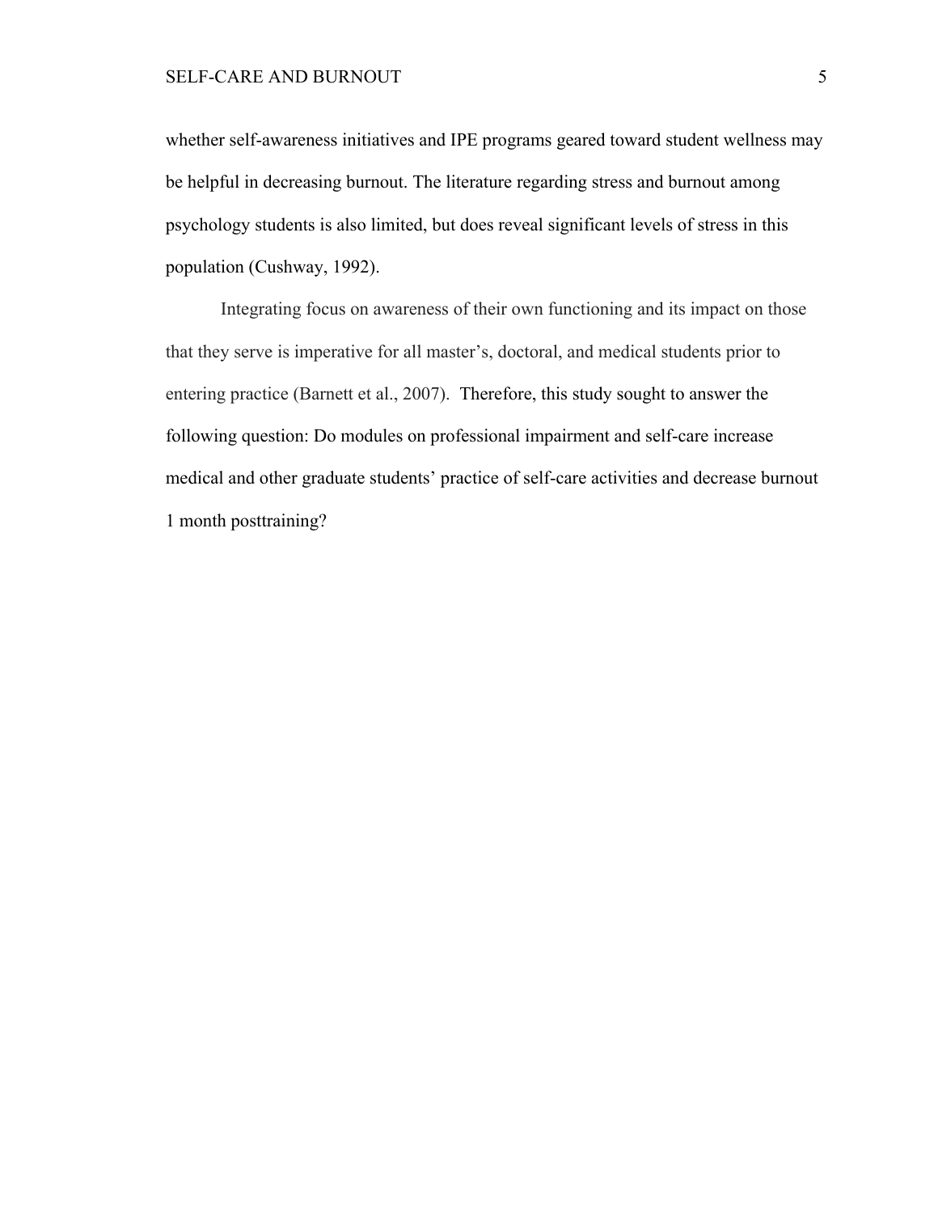whether self-awareness initiatives and IPE programs geared toward student wellness may be helpful in decreasing burnout. The literature regarding stress and burnout among psychology students is also limited, but does reveal significant levels of stress in this population (Cushway, 1992).

Integrating focus on awareness of their own functioning and its impact on those that they serve is imperative for all master's, doctoral, and medical students prior to entering practice (Barnett et al., 2007). Therefore, this study sought to answer the following question: Do modules on professional impairment and self-care increase medical and other graduate students' practice of self-care activities and decrease burnout 1 month posttraining?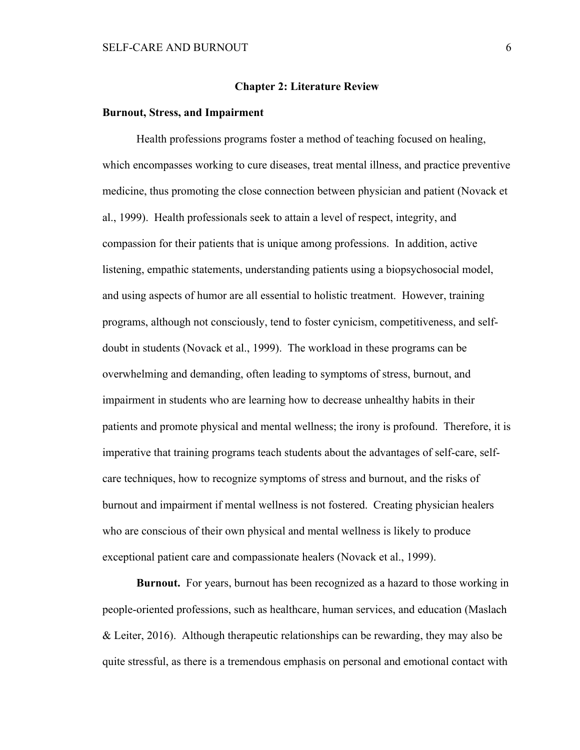## Chapter 2: Literature Review

### Burnout, Stress, and Impairment

Health professions programs foster a method of teaching focused on healing, which encompasses working to cure diseases, treat mental illness, and practice preventive medicine, thus promoting the close connection between physician and patient (Novack et al., 1999). Health professionals seek to attain a level of respect, integrity, and compassion for their patients that is unique among professions. In addition, active listening, empathic statements, understanding patients using a biopsychosocial model, and using aspects of humor are all essential to holistic treatment. However, training programs, although not consciously, tend to foster cynicism, competitiveness, and self-doubt in students (Novack et al., 1999). The workload in these programs can be overwhelming and demanding, often leading to symptoms of stress, burnout, and impairment in students who are learning how to decrease unhealthy habits in their patients and promote physical and mental wellness; the irony is profound. Therefore, it is imperative that training programs teach students about the advantages of self-care, self-care techniques, how to recognize symptoms of stress and burnout, and the risks of burnout and impairment if mental wellness is not fostered. Creating physician healers who are conscious of their own physical and mental wellness is likely to produce exceptional patient care and compassionate healers (Novack et al., 1999).

**Burnout.** For years, burnout has been recognized as a hazard to those working in people-oriented professions, such as healthcare, human services, and education (Maslach & Leiter, 2016). Although therapeutic relationships can be rewarding, they may also be quite stressful, as there is a tremendous emphasis on personal and emotional contact with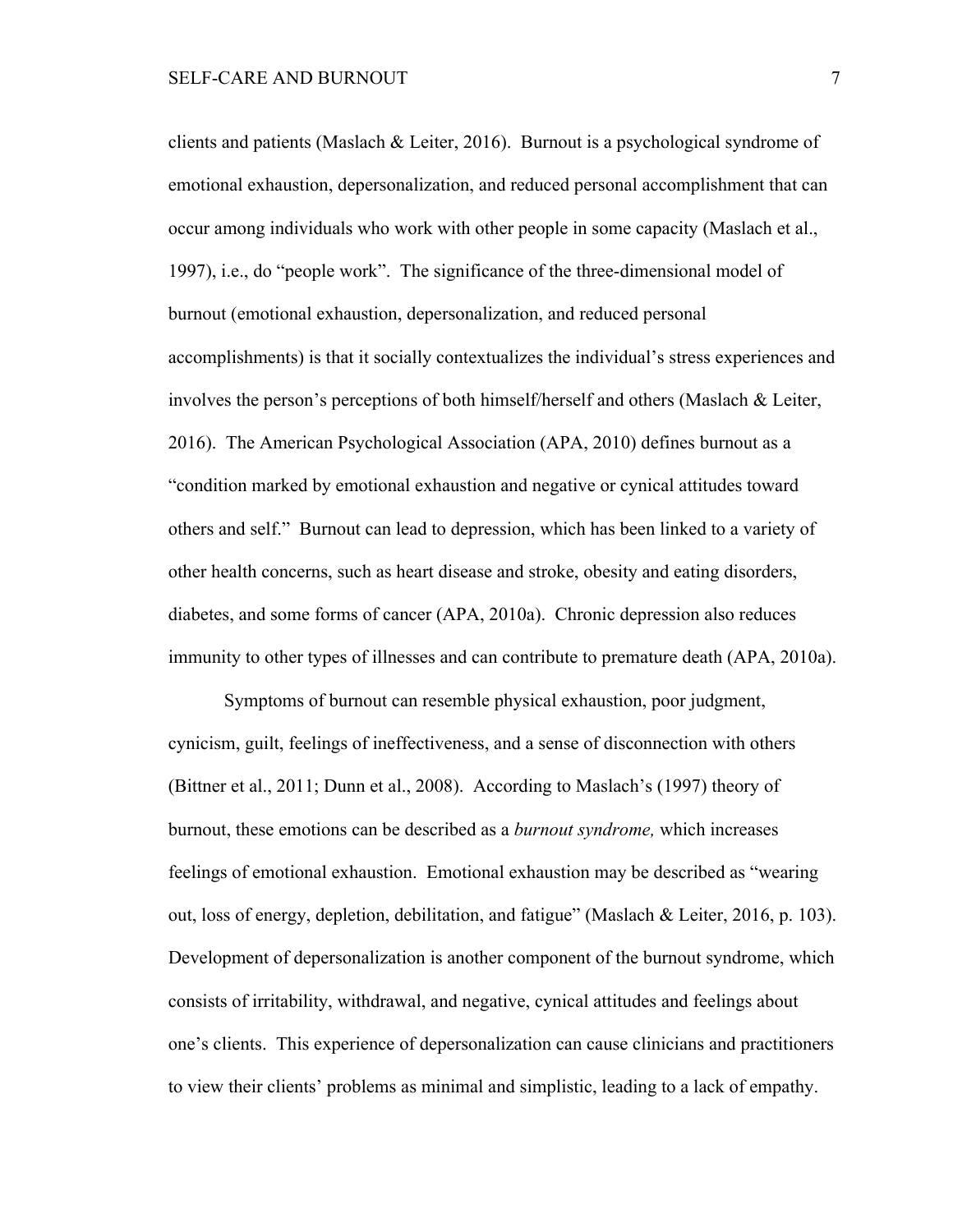clients and patients (Maslach & Leiter, 2016). Burnout is a psychological syndrome of emotional exhaustion, depersonalization, and reduced personal accomplishment that can occur among individuals who work with other people in some capacity (Maslach et al., 1997), i.e., do "people work". The significance of the three-dimensional model of burnout (emotional exhaustion, depersonalization, and reduced personal accomplishments) is that it socially contextualizes the individual's stress experiences and involves the person's perceptions of both himself/herself and others (Maslach & Leiter, 2016). The American Psychological Association (APA, 2010) defines burnout as a "condition marked by emotional exhaustion and negative or cynical attitudes toward others and self." Burnout can lead to depression, which has been linked to a variety of other health concerns, such as heart disease and stroke, obesity and eating disorders, diabetes, and some forms of cancer (APA, 2010a). Chronic depression also reduces immunity to other types of illnesses and can contribute to premature death (APA, 2010a).

Symptoms of burnout can resemble physical exhaustion, poor judgment, cynicism, guilt, feelings of ineffectiveness, and a sense of disconnection with others (Bittner et al., 2011; Dunn et al., 2008). According to Maslach's (1997) theory of burnout, these emotions can be described as a *burnout syndrome,* which increases feelings of emotional exhaustion. Emotional exhaustion may be described as "wearing out, loss of energy, depletion, debilitation, and fatigue" (Maslach & Leiter, 2016, p. 103). Development of depersonalization is another component of the burnout syndrome, which consists of irritability, withdrawal, and negative, cynical attitudes and feelings about one's clients. This experience of depersonalization can cause clinicians and practitioners to view their clients' problems as minimal and simplistic, leading to a lack of empathy.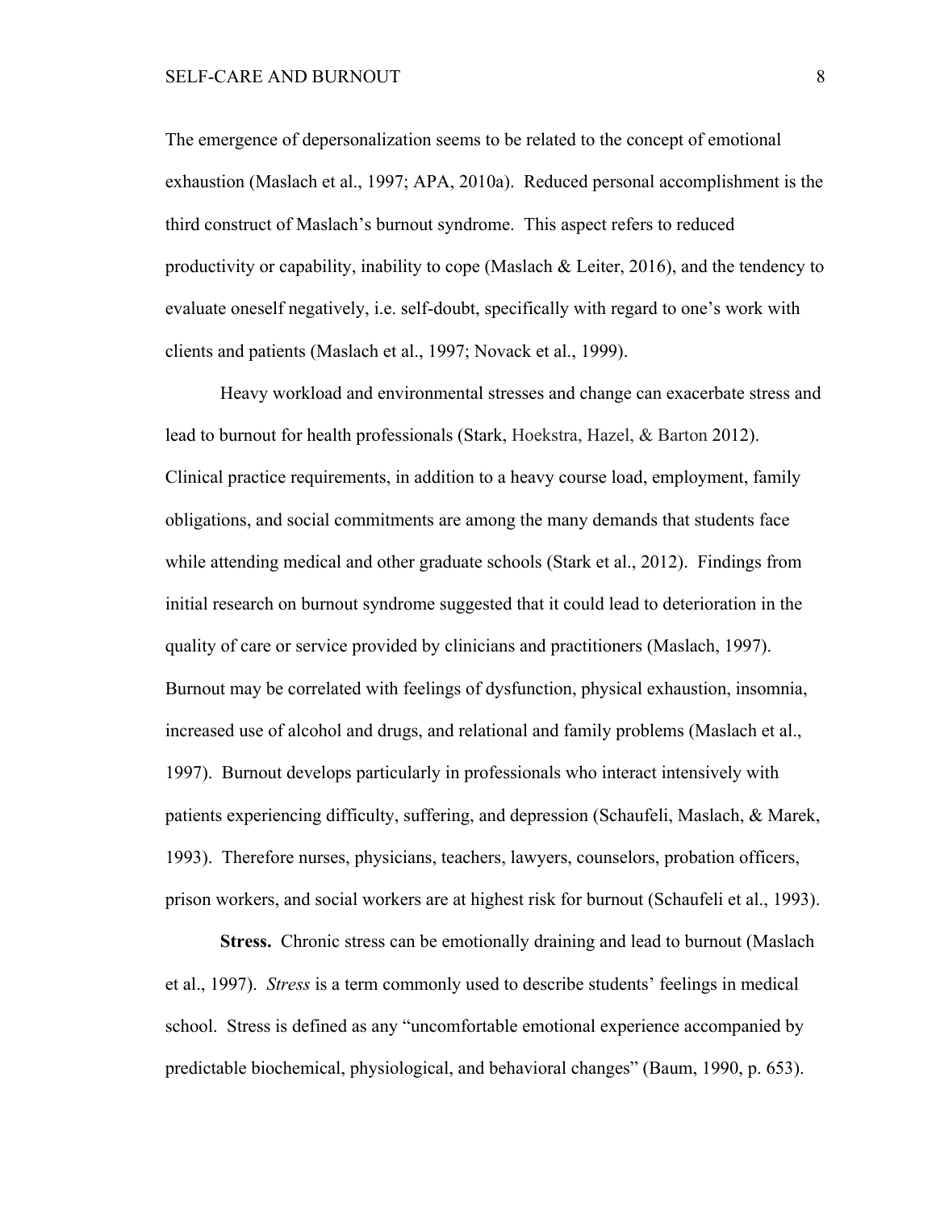The emergence of depersonalization seems to be related to the concept of emotional exhaustion (Maslach et al., 1997; APA, 2010a). Reduced personal accomplishment is the third construct of Maslach's burnout syndrome. This aspect refers to reduced productivity or capability, inability to cope (Maslach & Leiter, 2016), and the tendency to evaluate oneself negatively, i.e. self-doubt, specifically with regard to one's work with clients and patients (Maslach et al., 1997; Novack et al., 1999).

Heavy workload and environmental stresses and change can exacerbate stress and lead to burnout for health professionals (Stark, Hoekstra, Hazel, & Barton 2012). Clinical practice requirements, in addition to a heavy course load, employment, family obligations, and social commitments are among the many demands that students face while attending medical and other graduate schools (Stark et al., 2012). Findings from initial research on burnout syndrome suggested that it could lead to deterioration in the quality of care or service provided by clinicians and practitioners (Maslach, 1997). Burnout may be correlated with feelings of dysfunction, physical exhaustion, insomnia, increased use of alcohol and drugs, and relational and family problems (Maslach et al., 1997). Burnout develops particularly in professionals who interact intensively with patients experiencing difficulty, suffering, and depression (Schaufeli, Maslach, & Marek, 1993). Therefore nurses, physicians, teachers, lawyers, counselors, probation officers, prison workers, and social workers are at highest risk for burnout (Schaufeli et al., 1993).

**Stress.** Chronic stress can be emotionally draining and lead to burnout (Maslach et al., 1997). *Stress* is a term commonly used to describe students' feelings in medical school. Stress is defined as any "uncomfortable emotional experience accompanied by predictable biochemical, physiological, and behavioral changes" (Baum, 1990, p. 653).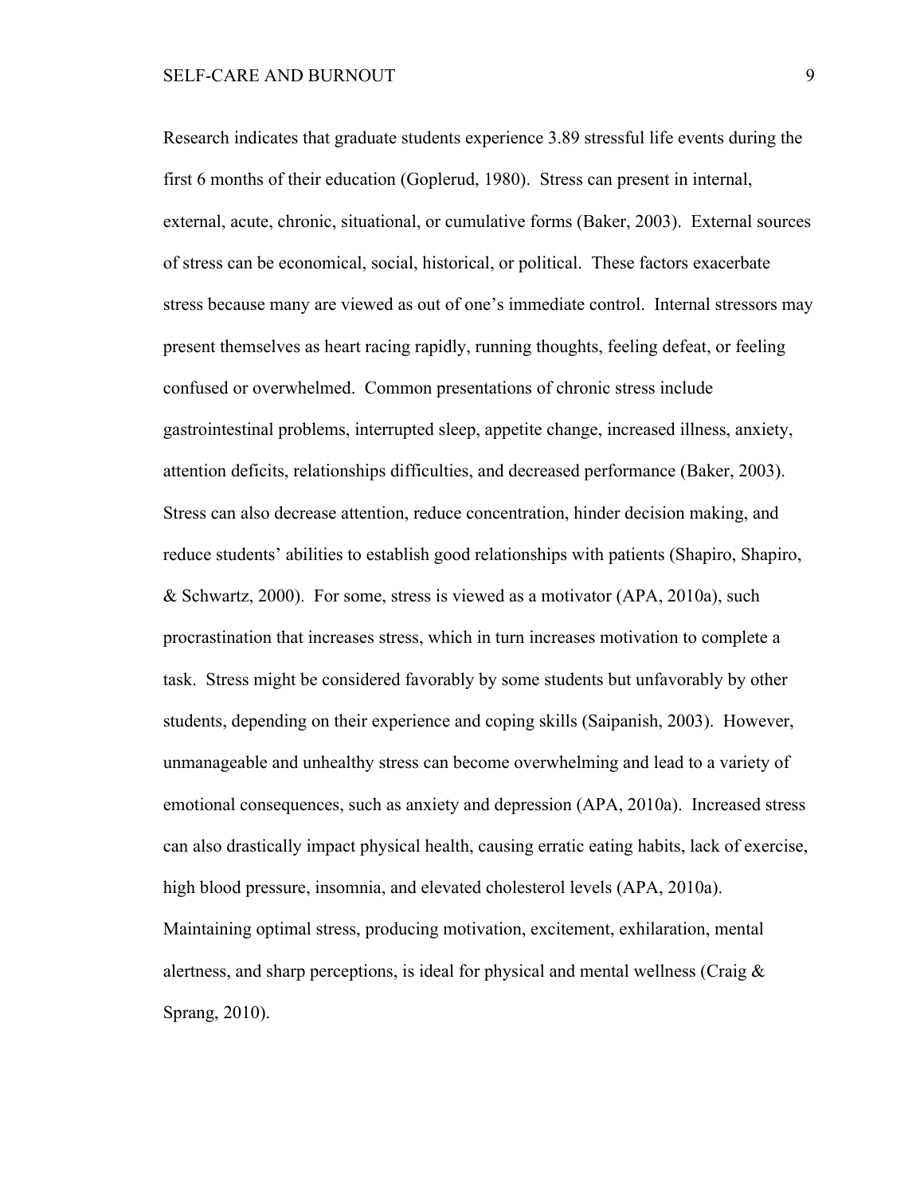Research indicates that graduate students experience 3.89 stressful life events during the first 6 months of their education (Goplerud, 1980). Stress can present in internal, external, acute, chronic, situational, or cumulative forms (Baker, 2003). External sources of stress can be economical, social, historical, or political. These factors exacerbate stress because many are viewed as out of one's immediate control. Internal stressors may present themselves as heart racing rapidly, running thoughts, feeling defeat, or feeling confused or overwhelmed. Common presentations of chronic stress include gastrointestinal problems, interrupted sleep, appetite change, increased illness, anxiety, attention deficits, relationships difficulties, and decreased performance (Baker, 2003). Stress can also decrease attention, reduce concentration, hinder decision making, and reduce students' abilities to establish good relationships with patients (Shapiro, Shapiro, & Schwartz, 2000). For some, stress is viewed as a motivator (APA, 2010a), such procrastination that increases stress, which in turn increases motivation to complete a task. Stress might be considered favorably by some students but unfavorably by other students, depending on their experience and coping skills (Saipanish, 2003). However, unmanageable and unhealthy stress can become overwhelming and lead to a variety of emotional consequences, such as anxiety and depression (APA, 2010a). Increased stress can also drastically impact physical health, causing erratic eating habits, lack of exercise, high blood pressure, insomnia, and elevated cholesterol levels (APA, 2010a). Maintaining optimal stress, producing motivation, excitement, exhilaration, mental alertness, and sharp perceptions, is ideal for physical and mental wellness (Craig & Sprang, 2010).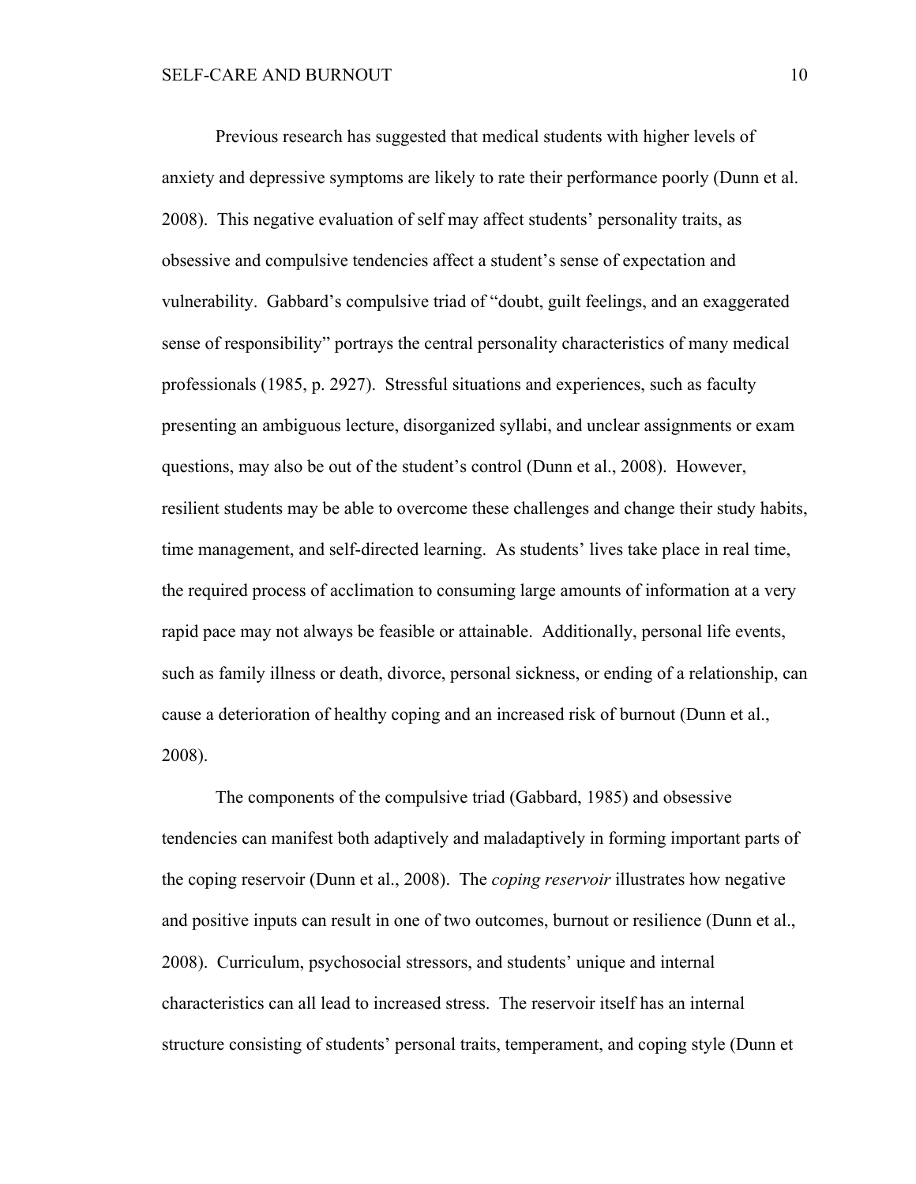Previous research has suggested that medical students with higher levels of anxiety and depressive symptoms are likely to rate their performance poorly (Dunn et al. 2008). This negative evaluation of self may affect students' personality traits, as obsessive and compulsive tendencies affect a student's sense of expectation and vulnerability. Gabbard's compulsive triad of "doubt, guilt feelings, and an exaggerated sense of responsibility" portrays the central personality characteristics of many medical professionals (1985, p. 2927). Stressful situations and experiences, such as faculty presenting an ambiguous lecture, disorganized syllabi, and unclear assignments or exam questions, may also be out of the student's control (Dunn et al., 2008). However, resilient students may be able to overcome these challenges and change their study habits, time management, and self-directed learning. As students' lives take place in real time, the required process of acclimation to consuming large amounts of information at a very rapid pace may not always be feasible or attainable. Additionally, personal life events, such as family illness or death, divorce, personal sickness, or ending of a relationship, can cause a deterioration of healthy coping and an increased risk of burnout (Dunn et al., 2008).

The components of the compulsive triad (Gabbard, 1985) and obsessive tendencies can manifest both adaptively and maladaptively in forming important parts of the coping reservoir (Dunn et al., 2008). The *coping reservoir* illustrates how negative and positive inputs can result in one of two outcomes, burnout or resilience (Dunn et al., 2008). Curriculum, psychosocial stressors, and students' unique and internal characteristics can all lead to increased stress. The reservoir itself has an internal structure consisting of students' personal traits, temperament, and coping style (Dunn et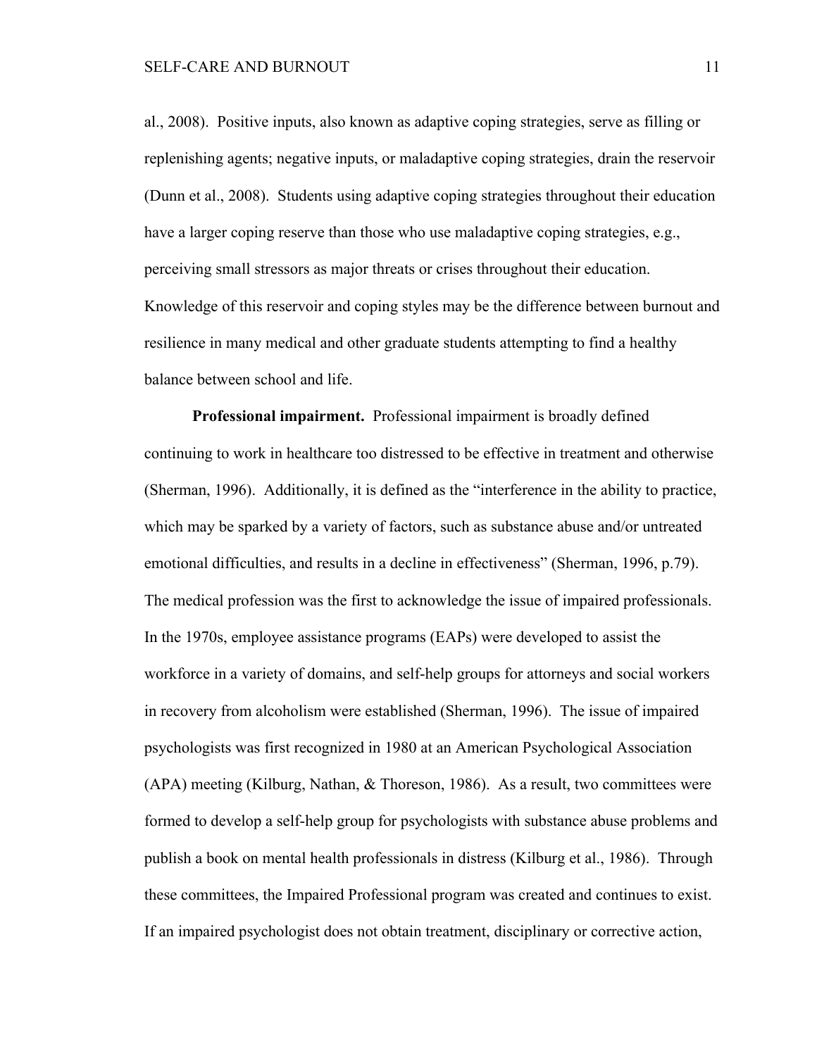al., 2008). Positive inputs, also known as adaptive coping strategies, serve as filling or replenishing agents; negative inputs, or maladaptive coping strategies, drain the reservoir (Dunn et al., 2008). Students using adaptive coping strategies throughout their education have a larger coping reserve than those who use maladaptive coping strategies, e.g., perceiving small stressors as major threats or crises throughout their education. Knowledge of this reservoir and coping styles may be the difference between burnout and resilience in many medical and other graduate students attempting to find a healthy balance between school and life.

**Professional impairment.** Professional impairment is broadly defined continuing to work in healthcare too distressed to be effective in treatment and otherwise (Sherman, 1996). Additionally, it is defined as the "interference in the ability to practice, which may be sparked by a variety of factors, such as substance abuse and/or untreated emotional difficulties, and results in a decline in effectiveness" (Sherman, 1996, p.79). The medical profession was the first to acknowledge the issue of impaired professionals. In the 1970s, employee assistance programs (EAPs) were developed to assist the workforce in a variety of domains, and self-help groups for attorneys and social workers in recovery from alcoholism were established (Sherman, 1996). The issue of impaired psychologists was first recognized in 1980 at an American Psychological Association (APA) meeting (Kilburg, Nathan, & Thoreson, 1986). As a result, two committees were formed to develop a self-help group for psychologists with substance abuse problems and publish a book on mental health professionals in distress (Kilburg et al., 1986). Through these committees, the Impaired Professional program was created and continues to exist. If an impaired psychologist does not obtain treatment, disciplinary or corrective action,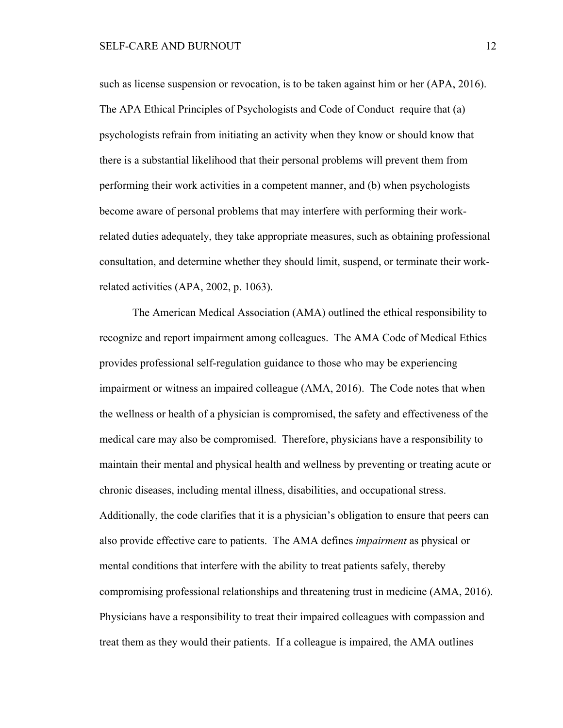such as license suspension or revocation, is to be taken against him or her (APA, 2016). The APA Ethical Principles of Psychologists and Code of Conduct require that (a) psychologists refrain from initiating an activity when they know or should know that there is a substantial likelihood that their personal problems will prevent them from performing their work activities in a competent manner, and (b) when psychologists become aware of personal problems that may interfere with performing their work-related duties adequately, they take appropriate measures, such as obtaining professional consultation, and determine whether they should limit, suspend, or terminate their work-related activities (APA, 2002, p. 1063).

The American Medical Association (AMA) outlined the ethical responsibility to recognize and report impairment among colleagues. The AMA Code of Medical Ethics provides professional self-regulation guidance to those who may be experiencing impairment or witness an impaired colleague (AMA, 2016). The Code notes that when the wellness or health of a physician is compromised, the safety and effectiveness of the medical care may also be compromised. Therefore, physicians have a responsibility to maintain their mental and physical health and wellness by preventing or treating acute or chronic diseases, including mental illness, disabilities, and occupational stress. Additionally, the code clarifies that it is a physician's obligation to ensure that peers can also provide effective care to patients. The AMA defines *impairment* as physical or mental conditions that interfere with the ability to treat patients safely, thereby compromising professional relationships and threatening trust in medicine (AMA, 2016). Physicians have a responsibility to treat their impaired colleagues with compassion and treat them as they would their patients. If a colleague is impaired, the AMA outlines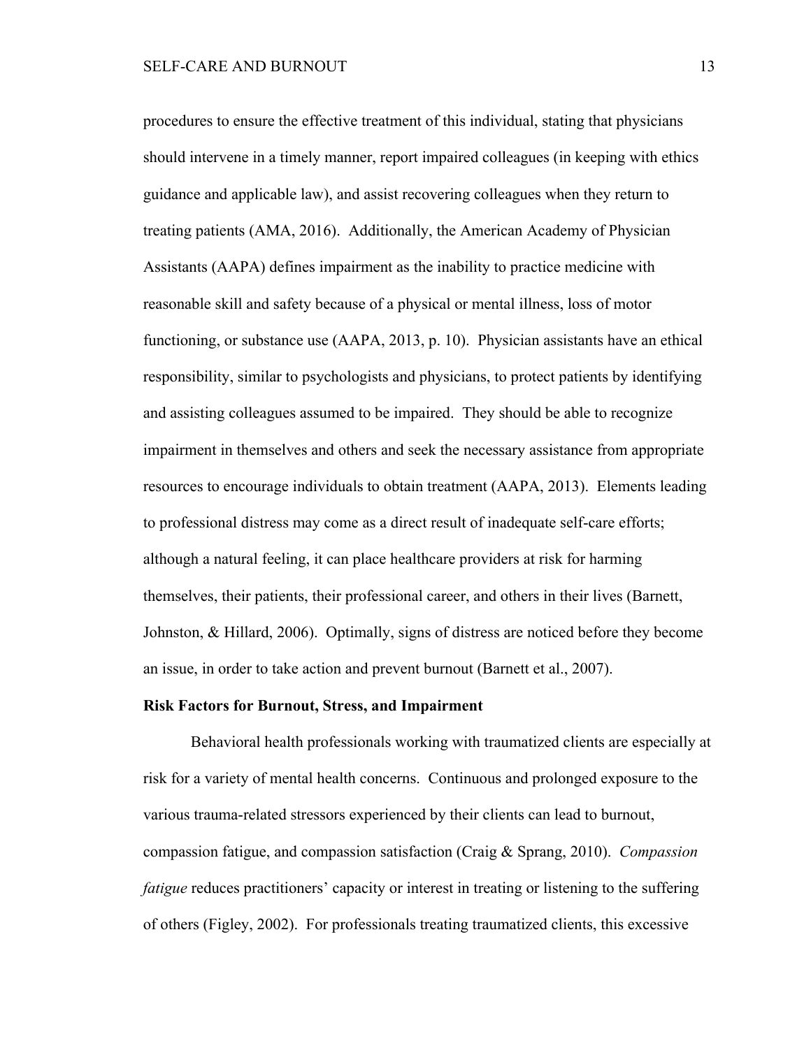procedures to ensure the effective treatment of this individual, stating that physicians should intervene in a timely manner, report impaired colleagues (in keeping with ethics guidance and applicable law), and assist recovering colleagues when they return to treating patients (AMA, 2016). Additionally, the American Academy of Physician Assistants (AAPA) defines impairment as the inability to practice medicine with reasonable skill and safety because of a physical or mental illness, loss of motor functioning, or substance use (AAPA, 2013, p. 10). Physician assistants have an ethical responsibility, similar to psychologists and physicians, to protect patients by identifying and assisting colleagues assumed to be impaired. They should be able to recognize impairment in themselves and others and seek the necessary assistance from appropriate resources to encourage individuals to obtain treatment (AAPA, 2013). Elements leading to professional distress may come as a direct result of inadequate self-care efforts; although a natural feeling, it can place healthcare providers at risk for harming themselves, their patients, their professional career, and others in their lives (Barnett, Johnston, & Hillard, 2006). Optimally, signs of distress are noticed before they become an issue, in order to take action and prevent burnout (Barnett et al., 2007).

**Risk Factors for Burnout, Stress, and Impairment**

Behavioral health professionals working with traumatized clients are especially at risk for a variety of mental health concerns. Continuous and prolonged exposure to the various trauma-related stressors experienced by their clients can lead to burnout, compassion fatigue, and compassion satisfaction (Craig & Sprang, 2010). *Compassion fatigue* reduces practitioners' capacity or interest in treating or listening to the suffering of others (Figley, 2002). For professionals treating traumatized clients, this excessive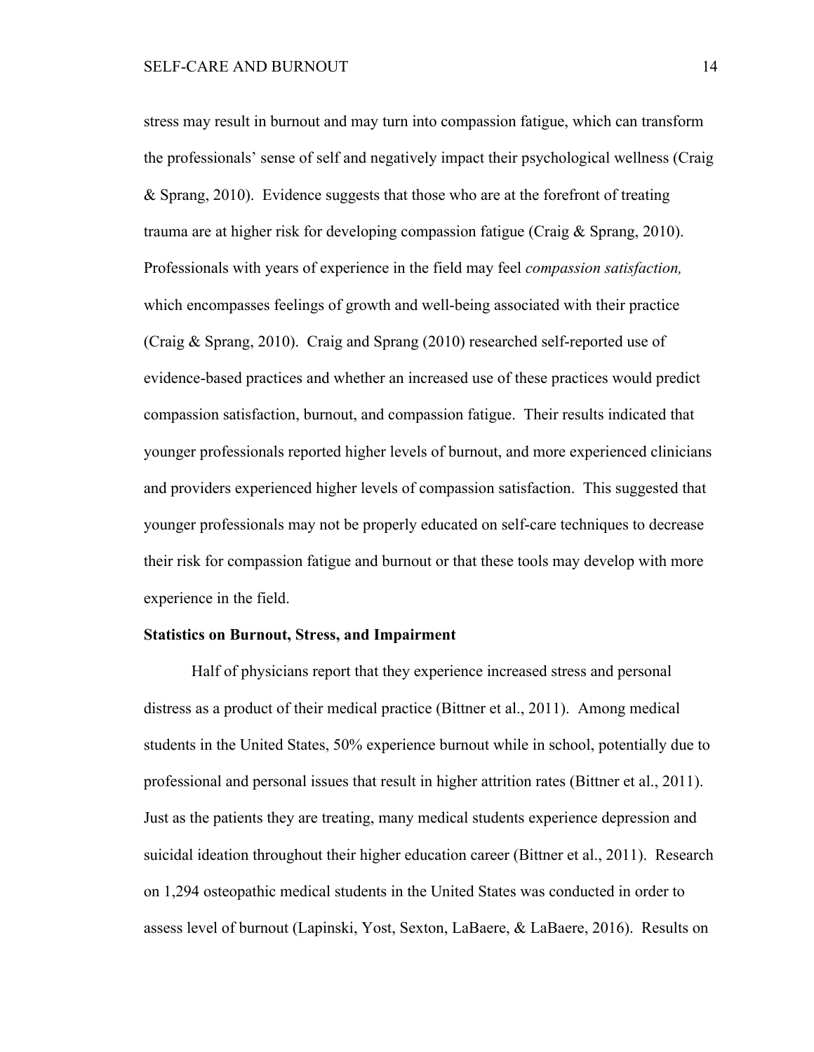stress may result in burnout and may turn into compassion fatigue, which can transform the professionals' sense of self and negatively impact their psychological wellness (Craig & Sprang, 2010). Evidence suggests that those who are at the forefront of treating trauma are at higher risk for developing compassion fatigue (Craig & Sprang, 2010). Professionals with years of experience in the field may feel *compassion satisfaction,* which encompasses feelings of growth and well-being associated with their practice (Craig & Sprang, 2010). Craig and Sprang (2010) researched self-reported use of evidence-based practices and whether an increased use of these practices would predict compassion satisfaction, burnout, and compassion fatigue. Their results indicated that younger professionals reported higher levels of burnout, and more experienced clinicians and providers experienced higher levels of compassion satisfaction. This suggested that younger professionals may not be properly educated on self-care techniques to decrease their risk for compassion fatigue and burnout or that these tools may develop with more experience in the field.

**Statistics on Burnout, Stress, and Impairment**

Half of physicians report that they experience increased stress and personal distress as a product of their medical practice (Bittner et al., 2011). Among medical students in the United States, 50% experience burnout while in school, potentially due to professional and personal issues that result in higher attrition rates (Bittner et al., 2011). Just as the patients they are treating, many medical students experience depression and suicidal ideation throughout their higher education career (Bittner et al., 2011). Research on 1,294 osteopathic medical students in the United States was conducted in order to assess level of burnout (Lapinski, Yost, Sexton, LaBaere, & LaBaere, 2016). Results on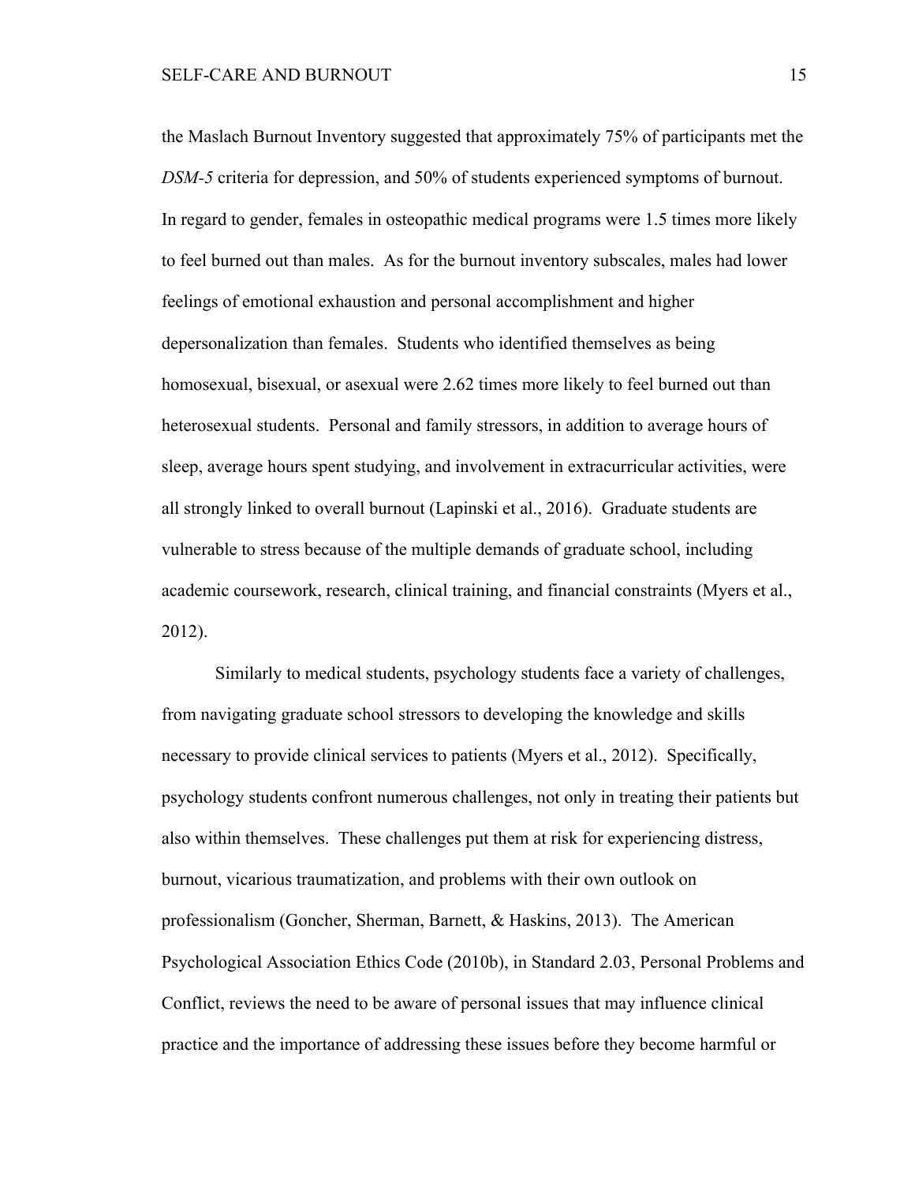the Maslach Burnout Inventory suggested that approximately 75% of participants met the *DSM-5* criteria for depression, and 50% of students experienced symptoms of burnout. In regard to gender, females in osteopathic medical programs were 1.5 times more likely to feel burned out than males. As for the burnout inventory subscales, males had lower feelings of emotional exhaustion and personal accomplishment and higher depersonalization than females. Students who identified themselves as being homosexual, bisexual, or asexual were 2.62 times more likely to feel burned out than heterosexual students. Personal and family stressors, in addition to average hours of sleep, average hours spent studying, and involvement in extracurricular activities, were all strongly linked to overall burnout (Lapinski et al., 2016). Graduate students are vulnerable to stress because of the multiple demands of graduate school, including academic coursework, research, clinical training, and financial constraints (Myers et al., 2012).

Similarly to medical students, psychology students face a variety of challenges, from navigating graduate school stressors to developing the knowledge and skills necessary to provide clinical services to patients (Myers et al., 2012). Specifically, psychology students confront numerous challenges, not only in treating their patients but also within themselves. These challenges put them at risk for experiencing distress, burnout, vicarious traumatization, and problems with their own outlook on professionalism (Goncher, Sherman, Barnett, & Haskins, 2013). The American Psychological Association Ethics Code (2010b), in Standard 2.03, Personal Problems and Conflict, reviews the need to be aware of personal issues that may influence clinical practice and the importance of addressing these issues before they become harmful or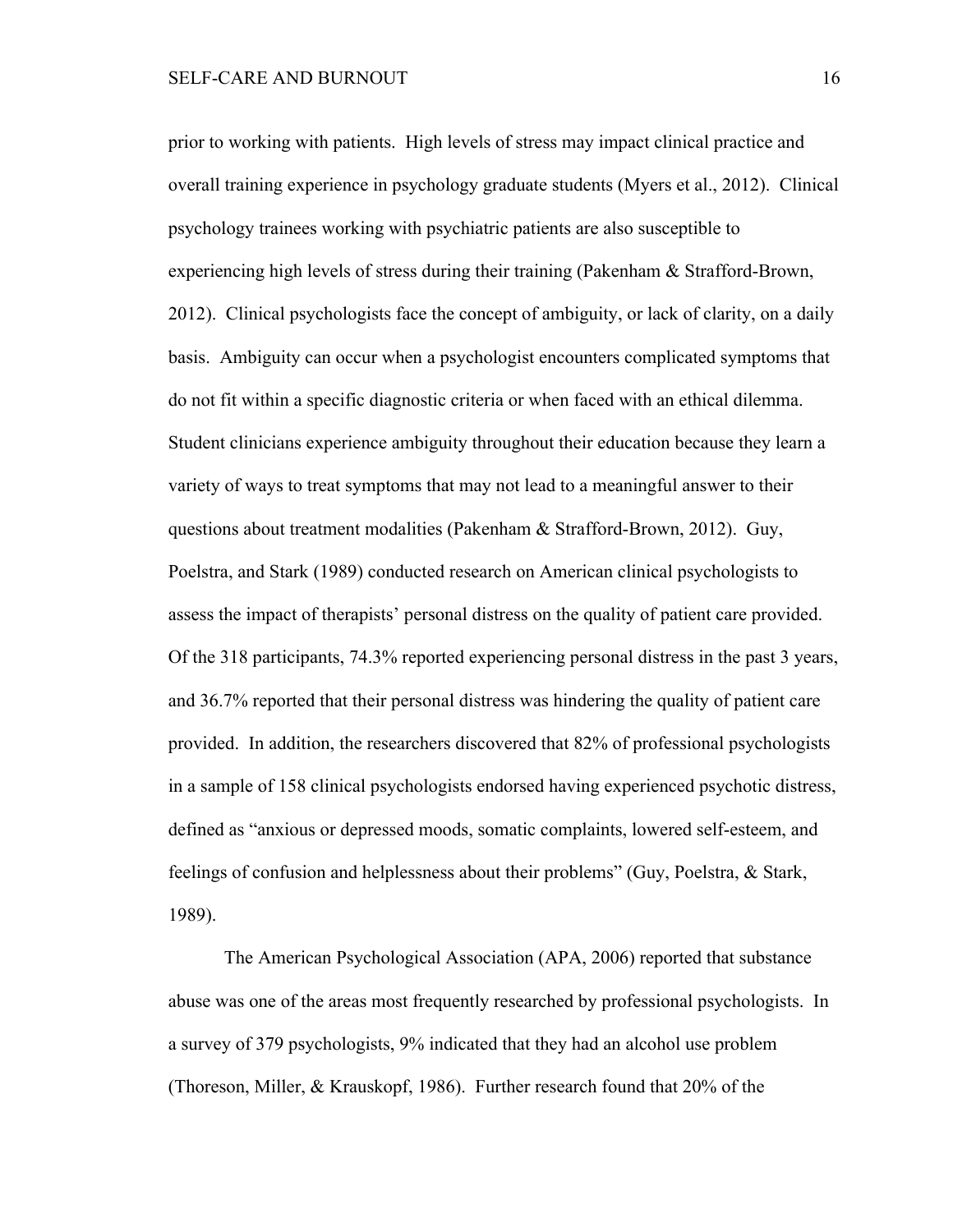prior to working with patients. High levels of stress may impact clinical practice and overall training experience in psychology graduate students (Myers et al., 2012). Clinical psychology trainees working with psychiatric patients are also susceptible to experiencing high levels of stress during their training (Pakenham & Strafford-Brown, 2012). Clinical psychologists face the concept of ambiguity, or lack of clarity, on a daily basis. Ambiguity can occur when a psychologist encounters complicated symptoms that do not fit within a specific diagnostic criteria or when faced with an ethical dilemma. Student clinicians experience ambiguity throughout their education because they learn a variety of ways to treat symptoms that may not lead to a meaningful answer to their questions about treatment modalities (Pakenham & Strafford-Brown, 2012). Guy, Poelstra, and Stark (1989) conducted research on American clinical psychologists to assess the impact of therapists' personal distress on the quality of patient care provided. Of the 318 participants, 74.3% reported experiencing personal distress in the past 3 years, and 36.7% reported that their personal distress was hindering the quality of patient care provided. In addition, the researchers discovered that 82% of professional psychologists in a sample of 158 clinical psychologists endorsed having experienced psychotic distress, defined as "anxious or depressed moods, somatic complaints, lowered self-esteem, and feelings of confusion and helplessness about their problems" (Guy, Poelstra, & Stark, 1989).

The American Psychological Association (APA, 2006) reported that substance abuse was one of the areas most frequently researched by professional psychologists. In a survey of 379 psychologists, 9% indicated that they had an alcohol use problem (Thoreson, Miller, & Krauskopf, 1986). Further research found that 20% of the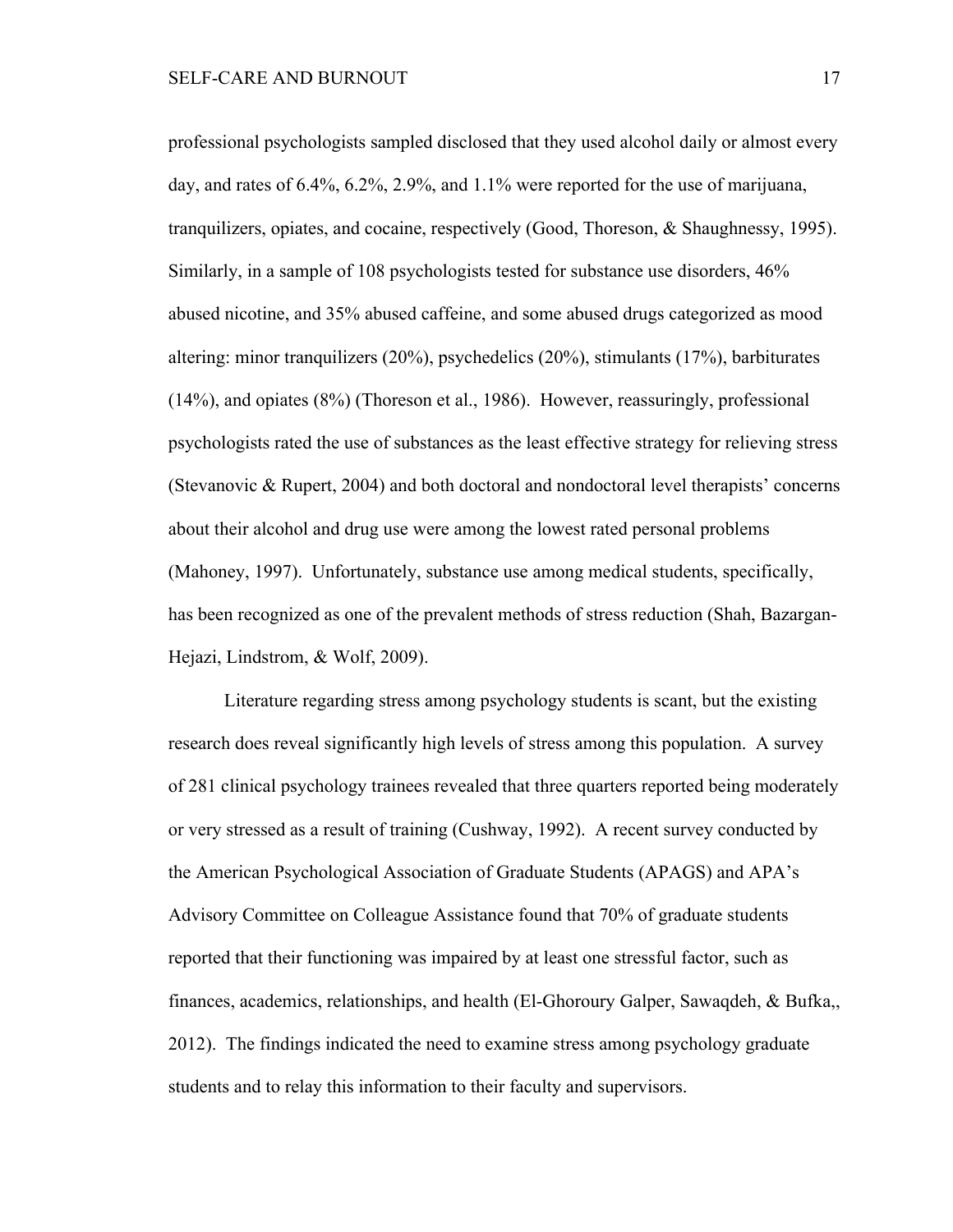professional psychologists sampled disclosed that they used alcohol daily or almost every day, and rates of 6.4%, 6.2%, 2.9%, and 1.1% were reported for the use of marijuana, tranquilizers, opiates, and cocaine, respectively (Good, Thoreson, & Shaughnessy, 1995). Similarly, in a sample of 108 psychologists tested for substance use disorders, 46% abused nicotine, and 35% abused caffeine, and some abused drugs categorized as mood altering: minor tranquilizers (20%), psychedelics (20%), stimulants (17%), barbiturates (14%), and opiates (8%) (Thoreson et al., 1986). However, reassuringly, professional psychologists rated the use of substances as the least effective strategy for relieving stress (Stevanovic & Rupert, 2004) and both doctoral and nondoctoral level therapists' concerns about their alcohol and drug use were among the lowest rated personal problems (Mahoney, 1997). Unfortunately, substance use among medical students, specifically, has been recognized as one of the prevalent methods of stress reduction (Shah, Bazargan-Hejazi, Lindstrom, & Wolf, 2009).

Literature regarding stress among psychology students is scant, but the existing research does reveal significantly high levels of stress among this population. A survey of 281 clinical psychology trainees revealed that three quarters reported being moderately or very stressed as a result of training (Cushway, 1992). A recent survey conducted by the American Psychological Association of Graduate Students (APAGS) and APA's Advisory Committee on Colleague Assistance found that 70% of graduate students reported that their functioning was impaired by at least one stressful factor, such as finances, academics, relationships, and health (El-Ghoroury Galper, Sawaqdeh, & Bufka,, 2012). The findings indicated the need to examine stress among psychology graduate students and to relay this information to their faculty and supervisors.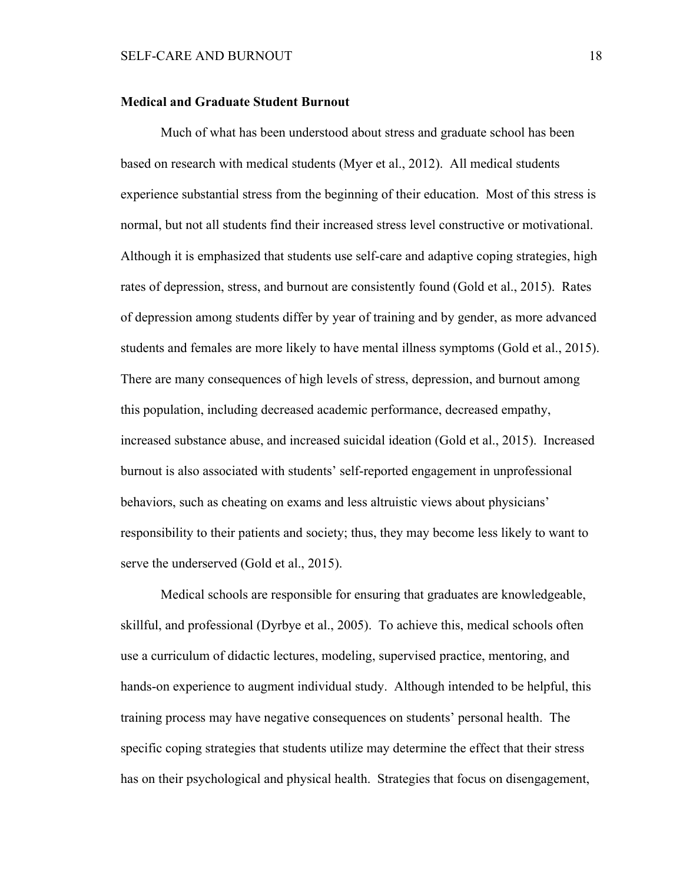**Medical and Graduate Student Burnout**

Much of what has been understood about stress and graduate school has been based on research with medical students (Myer et al., 2012). All medical students experience substantial stress from the beginning of their education. Most of this stress is normal, but not all students find their increased stress level constructive or motivational. Although it is emphasized that students use self-care and adaptive coping strategies, high rates of depression, stress, and burnout are consistently found (Gold et al., 2015). Rates of depression among students differ by year of training and by gender, as more advanced students and females are more likely to have mental illness symptoms (Gold et al., 2015). There are many consequences of high levels of stress, depression, and burnout among this population, including decreased academic performance, decreased empathy, increased substance abuse, and increased suicidal ideation (Gold et al., 2015). Increased burnout is also associated with students' self-reported engagement in unprofessional behaviors, such as cheating on exams and less altruistic views about physicians' responsibility to their patients and society; thus, they may become less likely to want to serve the underserved (Gold et al., 2015).

Medical schools are responsible for ensuring that graduates are knowledgeable, skillful, and professional (Dyrbye et al., 2005). To achieve this, medical schools often use a curriculum of didactic lectures, modeling, supervised practice, mentoring, and hands-on experience to augment individual study. Although intended to be helpful, this training process may have negative consequences on students' personal health. The specific coping strategies that students utilize may determine the effect that their stress has on their psychological and physical health. Strategies that focus on disengagement,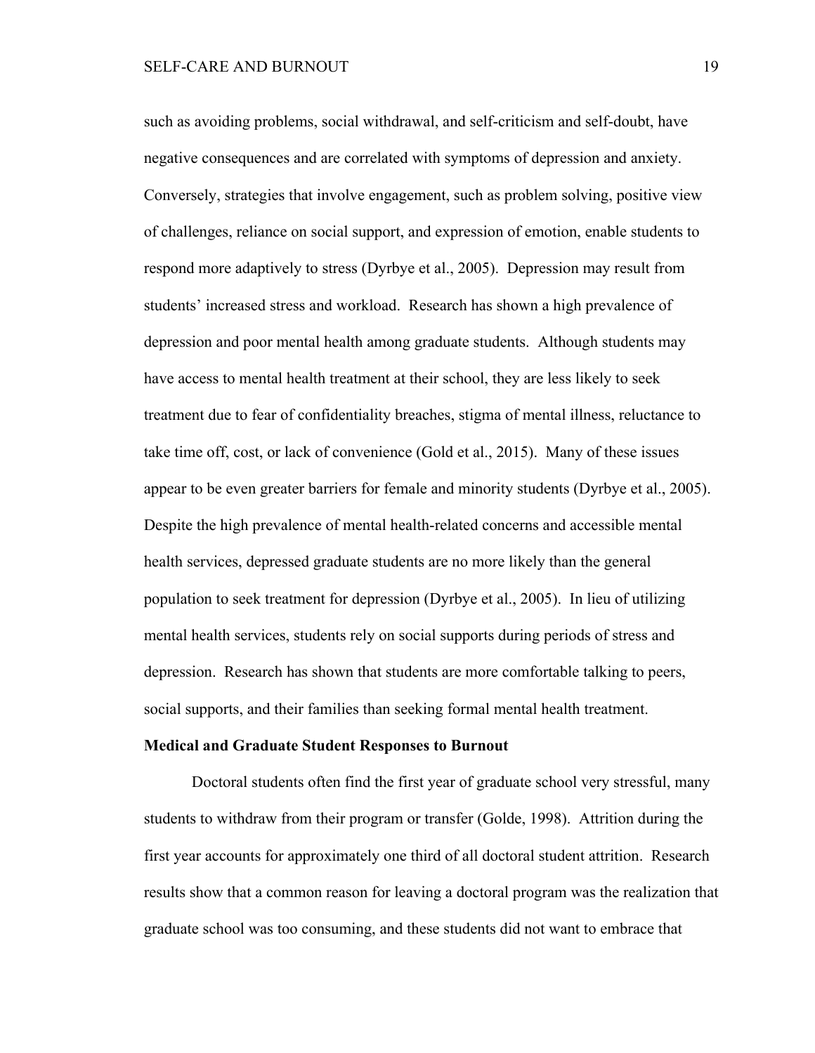such as avoiding problems, social withdrawal, and self-criticism and self-doubt, have negative consequences and are correlated with symptoms of depression and anxiety. Conversely, strategies that involve engagement, such as problem solving, positive view of challenges, reliance on social support, and expression of emotion, enable students to respond more adaptively to stress (Dyrbye et al., 2005). Depression may result from students' increased stress and workload. Research has shown a high prevalence of depression and poor mental health among graduate students. Although students may have access to mental health treatment at their school, they are less likely to seek treatment due to fear of confidentiality breaches, stigma of mental illness, reluctance to take time off, cost, or lack of convenience (Gold et al., 2015). Many of these issues appear to be even greater barriers for female and minority students (Dyrbye et al., 2005). Despite the high prevalence of mental health-related concerns and accessible mental health services, depressed graduate students are no more likely than the general population to seek treatment for depression (Dyrbye et al., 2005). In lieu of utilizing mental health services, students rely on social supports during periods of stress and depression. Research has shown that students are more comfortable talking to peers, social supports, and their families than seeking formal mental health treatment.

**Medical and Graduate Student Responses to Burnout**

Doctoral students often find the first year of graduate school very stressful, many students to withdraw from their program or transfer (Golde, 1998). Attrition during the first year accounts for approximately one third of all doctoral student attrition. Research results show that a common reason for leaving a doctoral program was the realization that graduate school was too consuming, and these students did not want to embrace that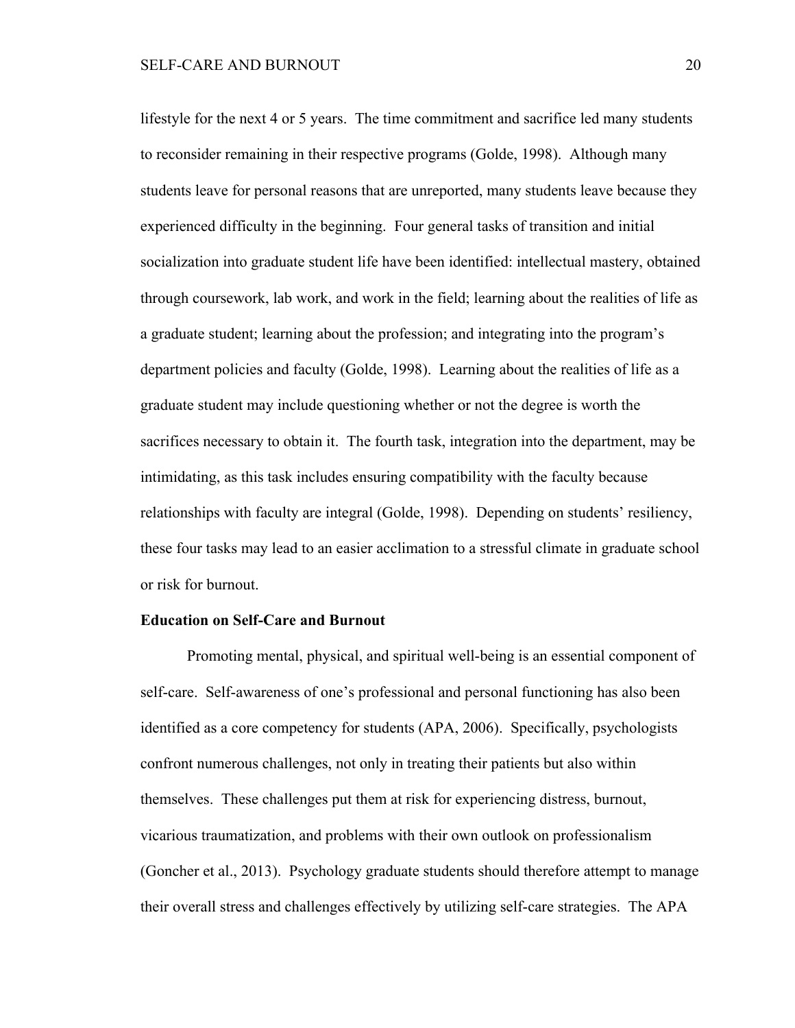lifestyle for the next 4 or 5 years. The time commitment and sacrifice led many students to reconsider remaining in their respective programs (Golde, 1998). Although many students leave for personal reasons that are unreported, many students leave because they experienced difficulty in the beginning. Four general tasks of transition and initial socialization into graduate student life have been identified: intellectual mastery, obtained through coursework, lab work, and work in the field; learning about the realities of life as a graduate student; learning about the profession; and integrating into the program's department policies and faculty (Golde, 1998). Learning about the realities of life as a graduate student may include questioning whether or not the degree is worth the sacrifices necessary to obtain it. The fourth task, integration into the department, may be intimidating, as this task includes ensuring compatibility with the faculty because relationships with faculty are integral (Golde, 1998). Depending on students' resiliency, these four tasks may lead to an easier acclimation to a stressful climate in graduate school or risk for burnout.

## Education on Self-Care and Burnout

Promoting mental, physical, and spiritual well-being is an essential component of self-care. Self-awareness of one's professional and personal functioning has also been identified as a core competency for students (APA, 2006). Specifically, psychologists confront numerous challenges, not only in treating their patients but also within themselves. These challenges put them at risk for experiencing distress, burnout, vicarious traumatization, and problems with their own outlook on professionalism (Goncher et al., 2013). Psychology graduate students should therefore attempt to manage their overall stress and challenges effectively by utilizing self-care strategies. The APA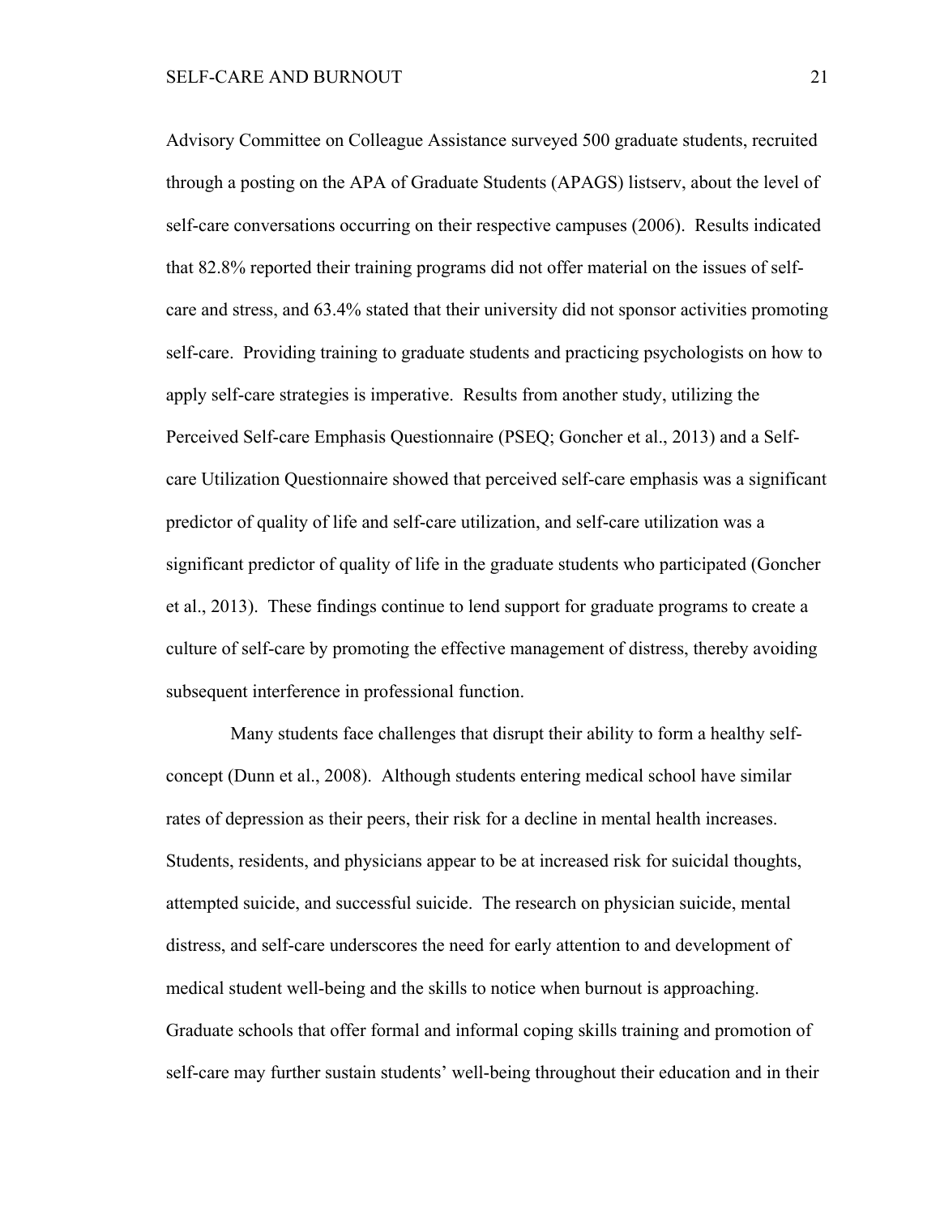Advisory Committee on Colleague Assistance surveyed 500 graduate students, recruited through a posting on the APA of Graduate Students (APAGS) listserv, about the level of self-care conversations occurring on their respective campuses (2006). Results indicated that 82.8% reported their training programs did not offer material on the issues of self-care and stress, and 63.4% stated that their university did not sponsor activities promoting self-care. Providing training to graduate students and practicing psychologists on how to apply self-care strategies is imperative. Results from another study, utilizing the Perceived Self-care Emphasis Questionnaire (PSEQ; Goncher et al., 2013) and a Self-care Utilization Questionnaire showed that perceived self-care emphasis was a significant predictor of quality of life and self-care utilization, and self-care utilization was a significant predictor of quality of life in the graduate students who participated (Goncher et al., 2013). These findings continue to lend support for graduate programs to create a culture of self-care by promoting the effective management of distress, thereby avoiding subsequent interference in professional function.

Many students face challenges that disrupt their ability to form a healthy self-concept (Dunn et al., 2008). Although students entering medical school have similar rates of depression as their peers, their risk for a decline in mental health increases. Students, residents, and physicians appear to be at increased risk for suicidal thoughts, attempted suicide, and successful suicide. The research on physician suicide, mental distress, and self-care underscores the need for early attention to and development of medical student well-being and the skills to notice when burnout is approaching. Graduate schools that offer formal and informal coping skills training and promotion of self-care may further sustain students' well-being throughout their education and in their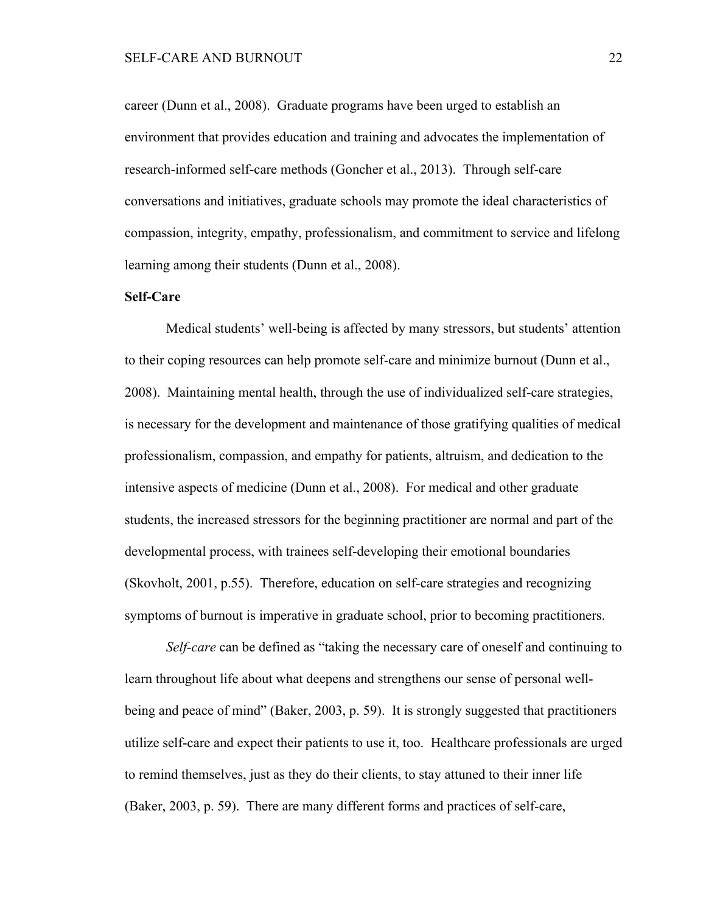career (Dunn et al., 2008). Graduate programs have been urged to establish an environment that provides education and training and advocates the implementation of research-informed self-care methods (Goncher et al., 2013). Through self-care conversations and initiatives, graduate schools may promote the ideal characteristics of compassion, integrity, empathy, professionalism, and commitment to service and lifelong learning among their students (Dunn et al., 2008).

**Self-Care**

Medical students' well-being is affected by many stressors, but students' attention to their coping resources can help promote self-care and minimize burnout (Dunn et al., 2008). Maintaining mental health, through the use of individualized self-care strategies, is necessary for the development and maintenance of those gratifying qualities of medical professionalism, compassion, and empathy for patients, altruism, and dedication to the intensive aspects of medicine (Dunn et al., 2008). For medical and other graduate students, the increased stressors for the beginning practitioner are normal and part of the developmental process, with trainees self-developing their emotional boundaries (Skovholt, 2001, p.55). Therefore, education on self-care strategies and recognizing symptoms of burnout is imperative in graduate school, prior to becoming practitioners.

*Self-care* can be defined as "taking the necessary care of oneself and continuing to learn throughout life about what deepens and strengthens our sense of personal well-being and peace of mind" (Baker, 2003, p. 59). It is strongly suggested that practitioners utilize self-care and expect their patients to use it, too. Healthcare professionals are urged to remind themselves, just as they do their clients, to stay attuned to their inner life (Baker, 2003, p. 59). There are many different forms and practices of self-care,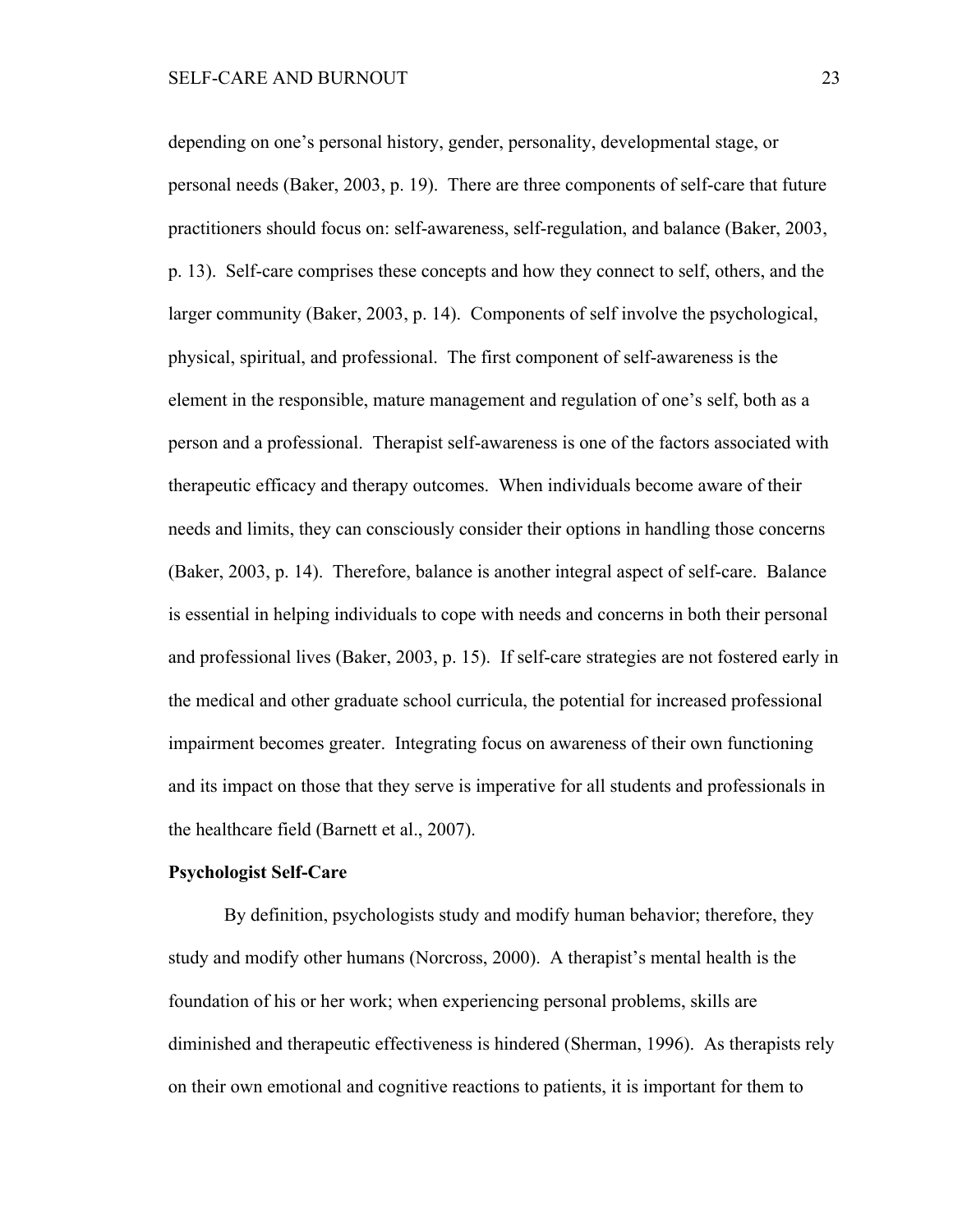depending on one's personal history, gender, personality, developmental stage, or personal needs (Baker, 2003, p. 19). There are three components of self-care that future practitioners should focus on: self-awareness, self-regulation, and balance (Baker, 2003, p. 13). Self-care comprises these concepts and how they connect to self, others, and the larger community (Baker, 2003, p. 14). Components of self involve the psychological, physical, spiritual, and professional. The first component of self-awareness is the element in the responsible, mature management and regulation of one's self, both as a person and a professional. Therapist self-awareness is one of the factors associated with therapeutic efficacy and therapy outcomes. When individuals become aware of their needs and limits, they can consciously consider their options in handling those concerns (Baker, 2003, p. 14). Therefore, balance is another integral aspect of self-care. Balance is essential in helping individuals to cope with needs and concerns in both their personal and professional lives (Baker, 2003, p. 15). If self-care strategies are not fostered early in the medical and other graduate school curricula, the potential for increased professional impairment becomes greater. Integrating focus on awareness of their own functioning and its impact on those that they serve is imperative for all students and professionals in the healthcare field (Barnett et al., 2007).

**Psychologist Self-Care**

By definition, psychologists study and modify human behavior; therefore, they study and modify other humans (Norcross, 2000). A therapist's mental health is the foundation of his or her work; when experiencing personal problems, skills are diminished and therapeutic effectiveness is hindered (Sherman, 1996). As therapists rely on their own emotional and cognitive reactions to patients, it is important for them to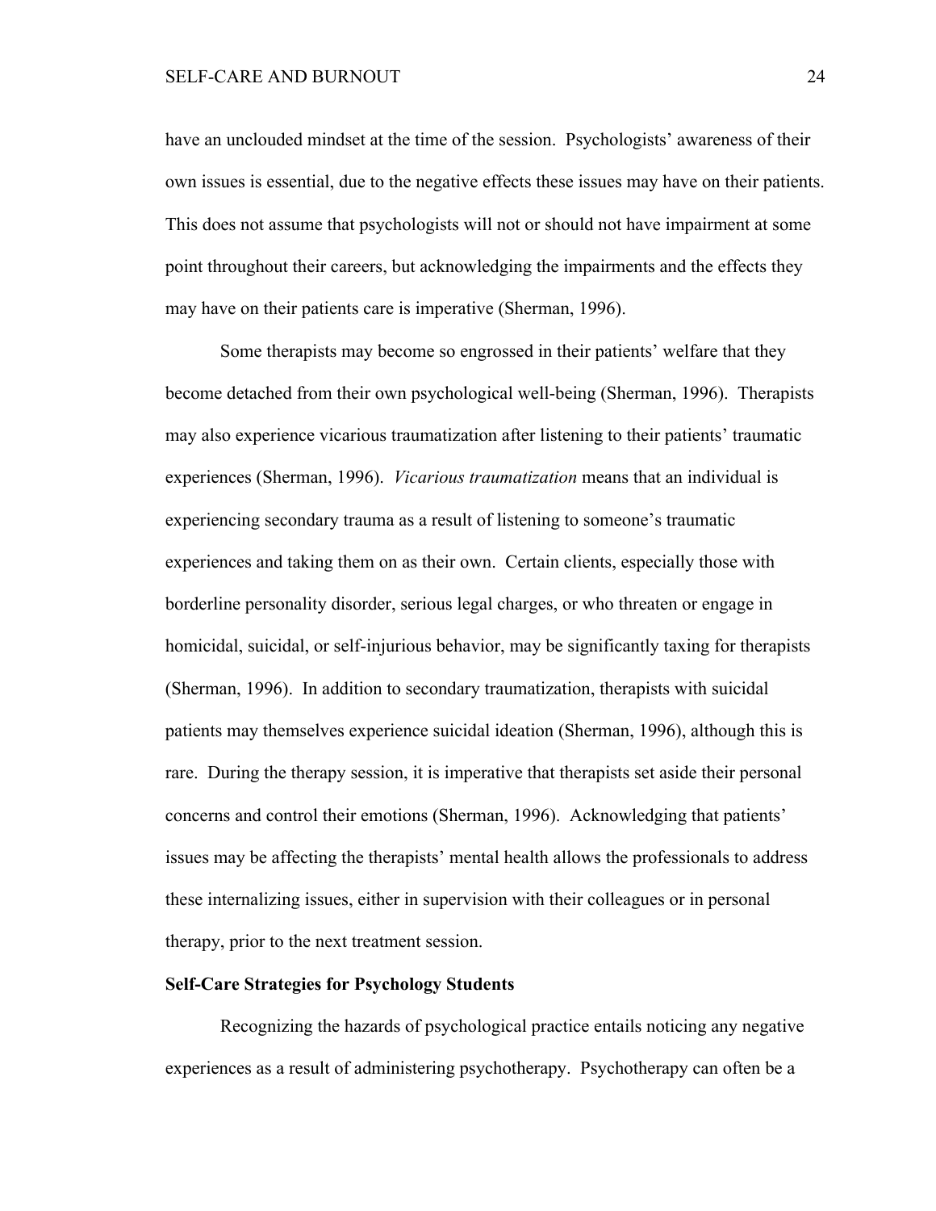have an unclouded mindset at the time of the session. Psychologists' awareness of their own issues is essential, due to the negative effects these issues may have on their patients. This does not assume that psychologists will not or should not have impairment at some point throughout their careers, but acknowledging the impairments and the effects they may have on their patients care is imperative (Sherman, 1996).

Some therapists may become so engrossed in their patients' welfare that they become detached from their own psychological well-being (Sherman, 1996). Therapists may also experience vicarious traumatization after listening to their patients' traumatic experiences (Sherman, 1996). *Vicarious traumatization* means that an individual is experiencing secondary trauma as a result of listening to someone's traumatic experiences and taking them on as their own. Certain clients, especially those with borderline personality disorder, serious legal charges, or who threaten or engage in homicidal, suicidal, or self-injurious behavior, may be significantly taxing for therapists (Sherman, 1996). In addition to secondary traumatization, therapists with suicidal patients may themselves experience suicidal ideation (Sherman, 1996), although this is rare. During the therapy session, it is imperative that therapists set aside their personal concerns and control their emotions (Sherman, 1996). Acknowledging that patients' issues may be affecting the therapists' mental health allows the professionals to address these internalizing issues, either in supervision with their colleagues or in personal therapy, prior to the next treatment session.

**Self-Care Strategies for Psychology Students**

Recognizing the hazards of psychological practice entails noticing any negative experiences as a result of administering psychotherapy. Psychotherapy can often be a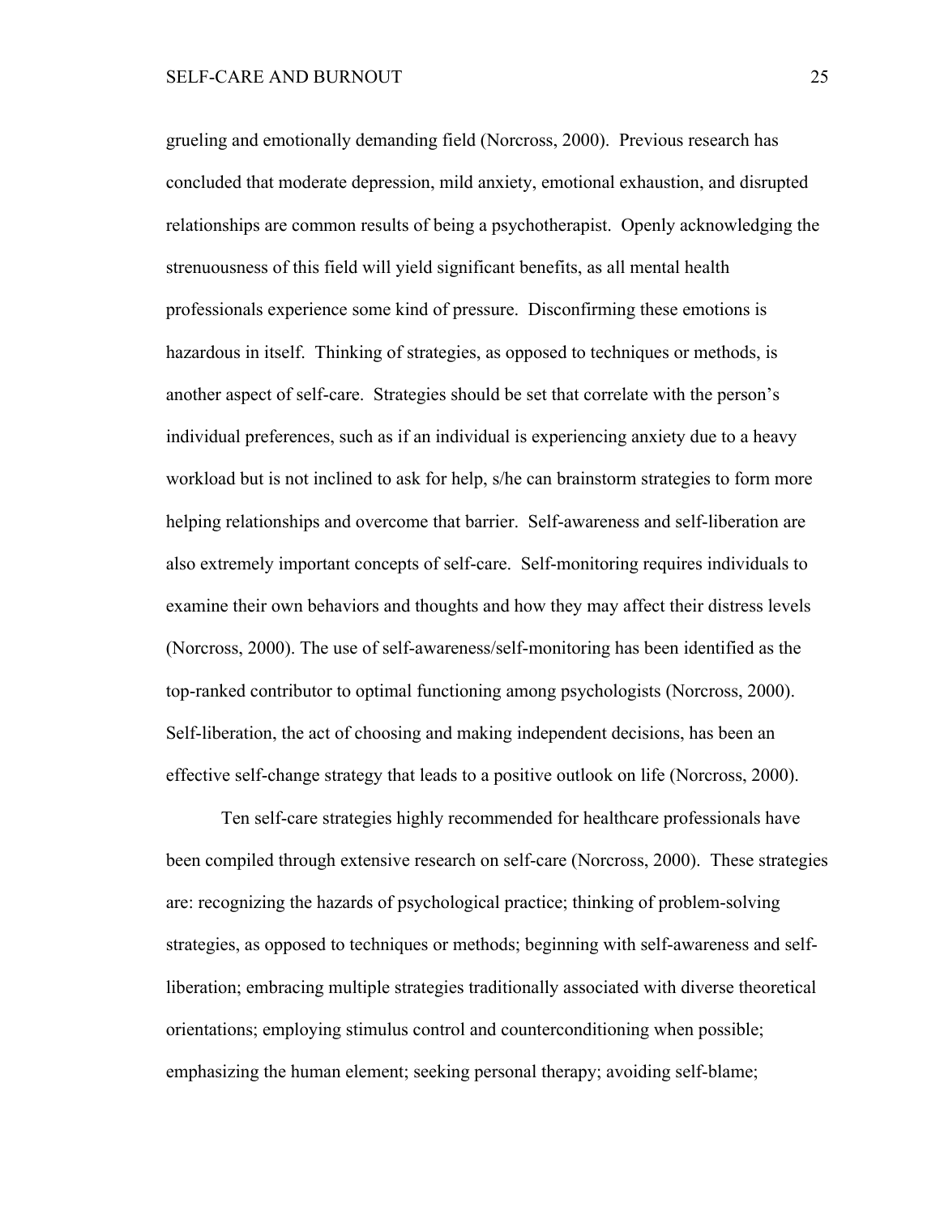grueling and emotionally demanding field (Norcross, 2000). Previous research has concluded that moderate depression, mild anxiety, emotional exhaustion, and disrupted relationships are common results of being a psychotherapist. Openly acknowledging the strenuousness of this field will yield significant benefits, as all mental health professionals experience some kind of pressure. Disconfirming these emotions is hazardous in itself. Thinking of strategies, as opposed to techniques or methods, is another aspect of self-care. Strategies should be set that correlate with the person's individual preferences, such as if an individual is experiencing anxiety due to a heavy workload but is not inclined to ask for help, s/he can brainstorm strategies to form more helping relationships and overcome that barrier. Self-awareness and self-liberation are also extremely important concepts of self-care. Self-monitoring requires individuals to examine their own behaviors and thoughts and how they may affect their distress levels (Norcross, 2000). The use of self-awareness/self-monitoring has been identified as the top-ranked contributor to optimal functioning among psychologists (Norcross, 2000). Self-liberation, the act of choosing and making independent decisions, has been an effective self-change strategy that leads to a positive outlook on life (Norcross, 2000).

Ten self-care strategies highly recommended for healthcare professionals have been compiled through extensive research on self-care (Norcross, 2000). These strategies are: recognizing the hazards of psychological practice; thinking of problem-solving strategies, as opposed to techniques or methods; beginning with self-awareness and self-liberation; embracing multiple strategies traditionally associated with diverse theoretical orientations; employing stimulus control and counterconditioning when possible; emphasizing the human element; seeking personal therapy; avoiding self-blame;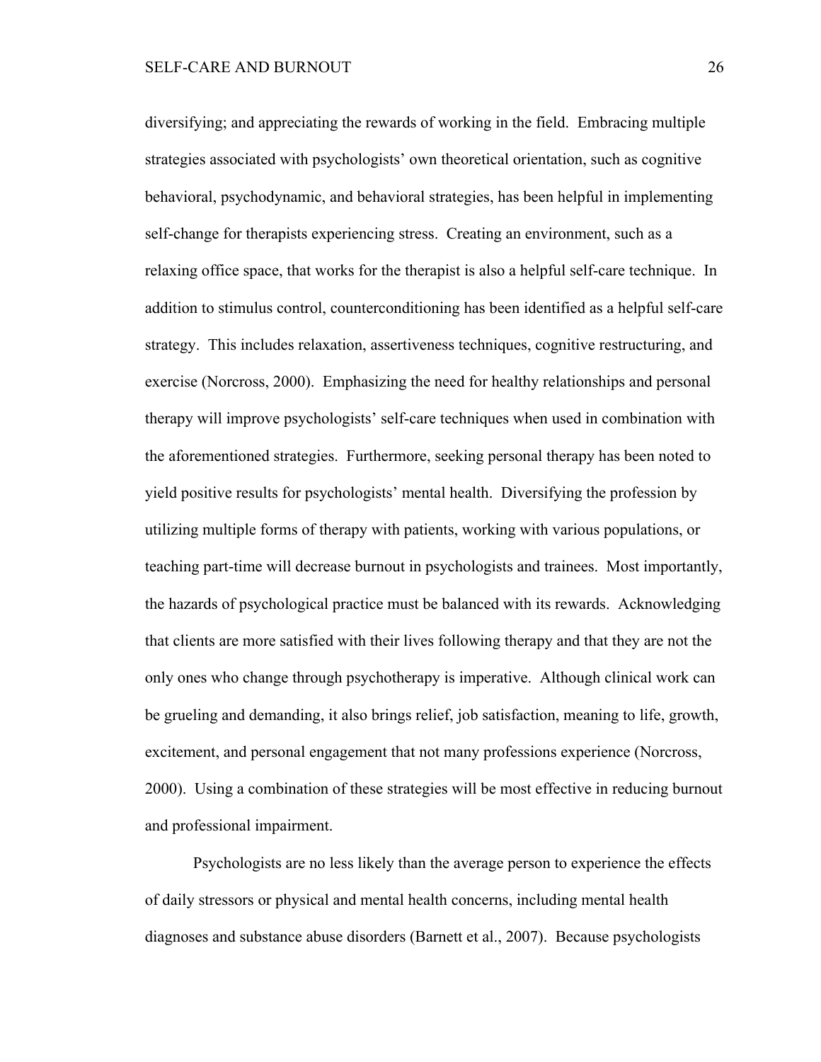diversifying; and appreciating the rewards of working in the field. Embracing multiple strategies associated with psychologists' own theoretical orientation, such as cognitive behavioral, psychodynamic, and behavioral strategies, has been helpful in implementing self-change for therapists experiencing stress. Creating an environment, such as a relaxing office space, that works for the therapist is also a helpful self-care technique. In addition to stimulus control, counterconditioning has been identified as a helpful self-care strategy. This includes relaxation, assertiveness techniques, cognitive restructuring, and exercise (Norcross, 2000). Emphasizing the need for healthy relationships and personal therapy will improve psychologists' self-care techniques when used in combination with the aforementioned strategies. Furthermore, seeking personal therapy has been noted to yield positive results for psychologists' mental health. Diversifying the profession by utilizing multiple forms of therapy with patients, working with various populations, or teaching part-time will decrease burnout in psychologists and trainees. Most importantly, the hazards of psychological practice must be balanced with its rewards. Acknowledging that clients are more satisfied with their lives following therapy and that they are not the only ones who change through psychotherapy is imperative. Although clinical work can be grueling and demanding, it also brings relief, job satisfaction, meaning to life, growth, excitement, and personal engagement that not many professions experience (Norcross, 2000). Using a combination of these strategies will be most effective in reducing burnout and professional impairment.

Psychologists are no less likely than the average person to experience the effects of daily stressors or physical and mental health concerns, including mental health diagnoses and substance abuse disorders (Barnett et al., 2007). Because psychologists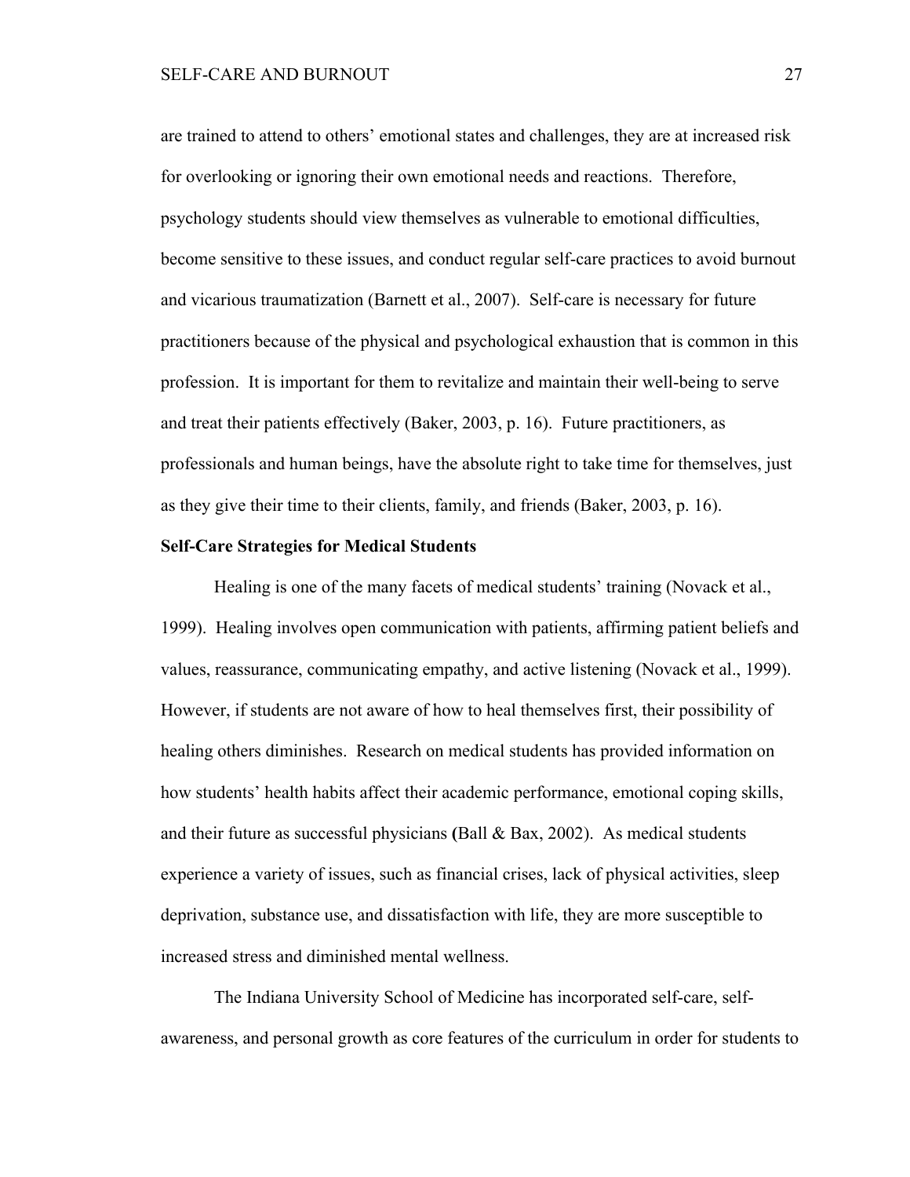are trained to attend to others' emotional states and challenges, they are at increased risk for overlooking or ignoring their own emotional needs and reactions. Therefore, psychology students should view themselves as vulnerable to emotional difficulties, become sensitive to these issues, and conduct regular self-care practices to avoid burnout and vicarious traumatization (Barnett et al., 2007). Self-care is necessary for future practitioners because of the physical and psychological exhaustion that is common in this profession. It is important for them to revitalize and maintain their well-being to serve and treat their patients effectively (Baker, 2003, p. 16). Future practitioners, as professionals and human beings, have the absolute right to take time for themselves, just as they give their time to their clients, family, and friends (Baker, 2003, p. 16).

**Self-Care Strategies for Medical Students**

Healing is one of the many facets of medical students' training (Novack et al., 1999). Healing involves open communication with patients, affirming patient beliefs and values, reassurance, communicating empathy, and active listening (Novack et al., 1999). However, if students are not aware of how to heal themselves first, their possibility of healing others diminishes. Research on medical students has provided information on how students' health habits affect their academic performance, emotional coping skills, and their future as successful physicians (Ball & Bax, 2002). As medical students experience a variety of issues, such as financial crises, lack of physical activities, sleep deprivation, substance use, and dissatisfaction with life, they are more susceptible to increased stress and diminished mental wellness.

The Indiana University School of Medicine has incorporated self-care, self-awareness, and personal growth as core features of the curriculum in order for students to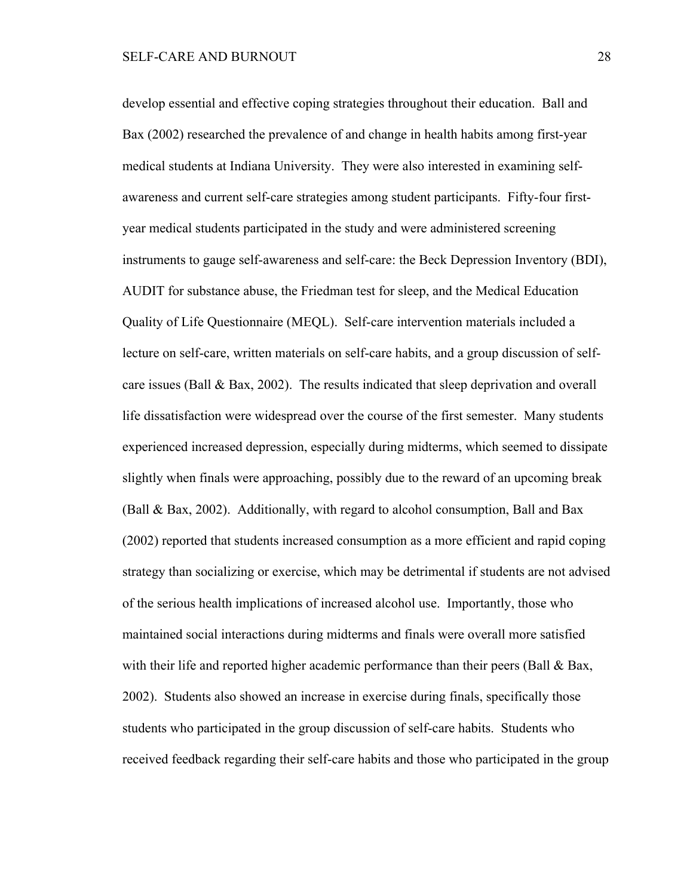develop essential and effective coping strategies throughout their education. Ball and Bax (2002) researched the prevalence of and change in health habits among first-year medical students at Indiana University. They were also interested in examining self-awareness and current self-care strategies among student participants. Fifty-four first-year medical students participated in the study and were administered screening instruments to gauge self-awareness and self-care: the Beck Depression Inventory (BDI), AUDIT for substance abuse, the Friedman test for sleep, and the Medical Education Quality of Life Questionnaire (MEQL). Self-care intervention materials included a lecture on self-care, written materials on self-care habits, and a group discussion of self-care issues (Ball & Bax, 2002). The results indicated that sleep deprivation and overall life dissatisfaction were widespread over the course of the first semester. Many students experienced increased depression, especially during midterms, which seemed to dissipate slightly when finals were approaching, possibly due to the reward of an upcoming break (Ball & Bax, 2002). Additionally, with regard to alcohol consumption, Ball and Bax (2002) reported that students increased consumption as a more efficient and rapid coping strategy than socializing or exercise, which may be detrimental if students are not advised of the serious health implications of increased alcohol use. Importantly, those who maintained social interactions during midterms and finals were overall more satisfied with their life and reported higher academic performance than their peers (Ball & Bax, 2002). Students also showed an increase in exercise during finals, specifically those students who participated in the group discussion of self-care habits. Students who received feedback regarding their self-care habits and those who participated in the group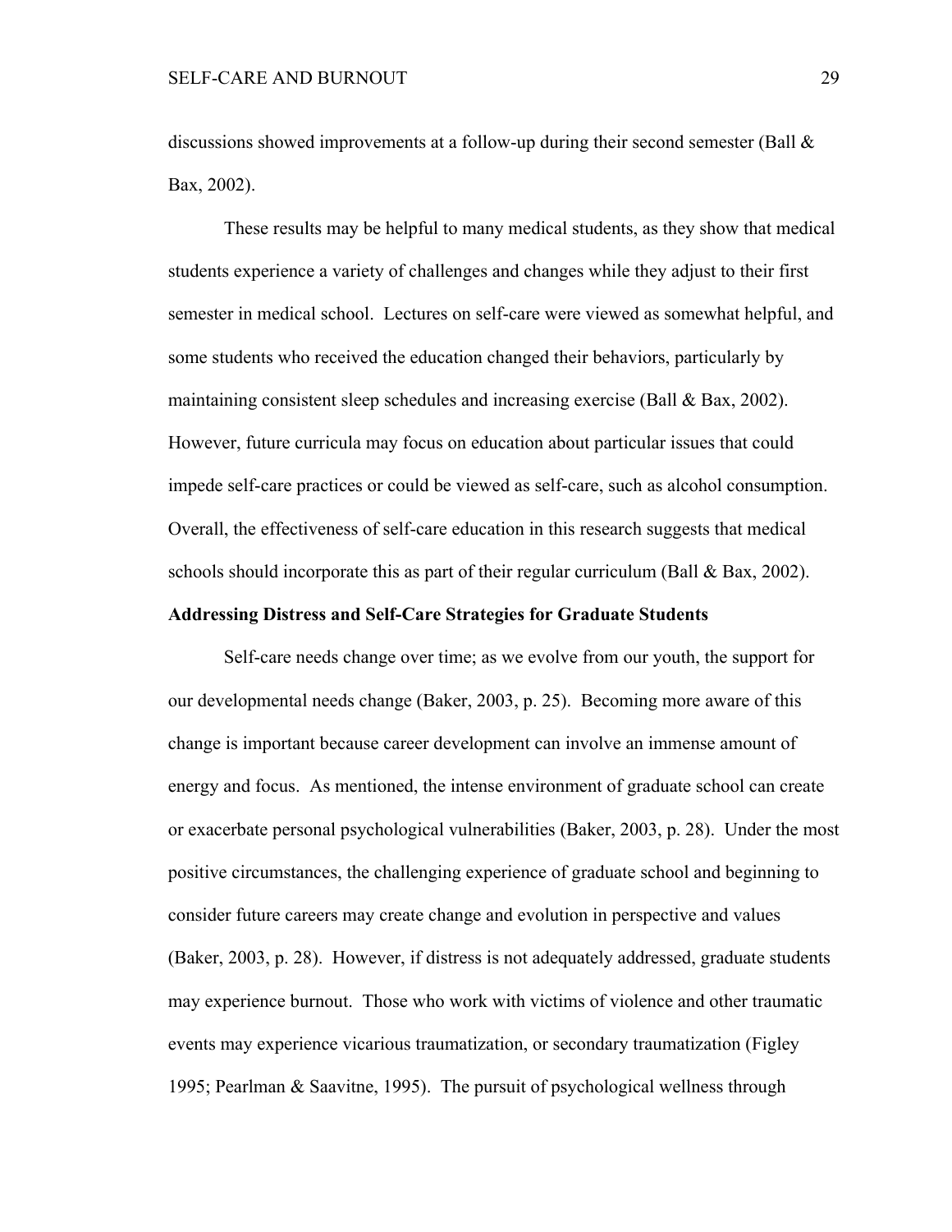discussions showed improvements at a follow-up during their second semester (Ball & Bax, 2002).

These results may be helpful to many medical students, as they show that medical students experience a variety of challenges and changes while they adjust to their first semester in medical school. Lectures on self-care were viewed as somewhat helpful, and some students who received the education changed their behaviors, particularly by maintaining consistent sleep schedules and increasing exercise (Ball & Bax, 2002). However, future curricula may focus on education about particular issues that could impede self-care practices or could be viewed as self-care, such as alcohol consumption. Overall, the effectiveness of self-care education in this research suggests that medical schools should incorporate this as part of their regular curriculum (Ball & Bax, 2002).

## Addressing Distress and Self-Care Strategies for Graduate Students

Self-care needs change over time; as we evolve from our youth, the support for our developmental needs change (Baker, 2003, p. 25). Becoming more aware of this change is important because career development can involve an immense amount of energy and focus. As mentioned, the intense environment of graduate school can create or exacerbate personal psychological vulnerabilities (Baker, 2003, p. 28). Under the most positive circumstances, the challenging experience of graduate school and beginning to consider future careers may create change and evolution in perspective and values (Baker, 2003, p. 28). However, if distress is not adequately addressed, graduate students may experience burnout. Those who work with victims of violence and other traumatic events may experience vicarious traumatization, or secondary traumatization (Figley 1995; Pearlman & Saavitne, 1995). The pursuit of psychological wellness through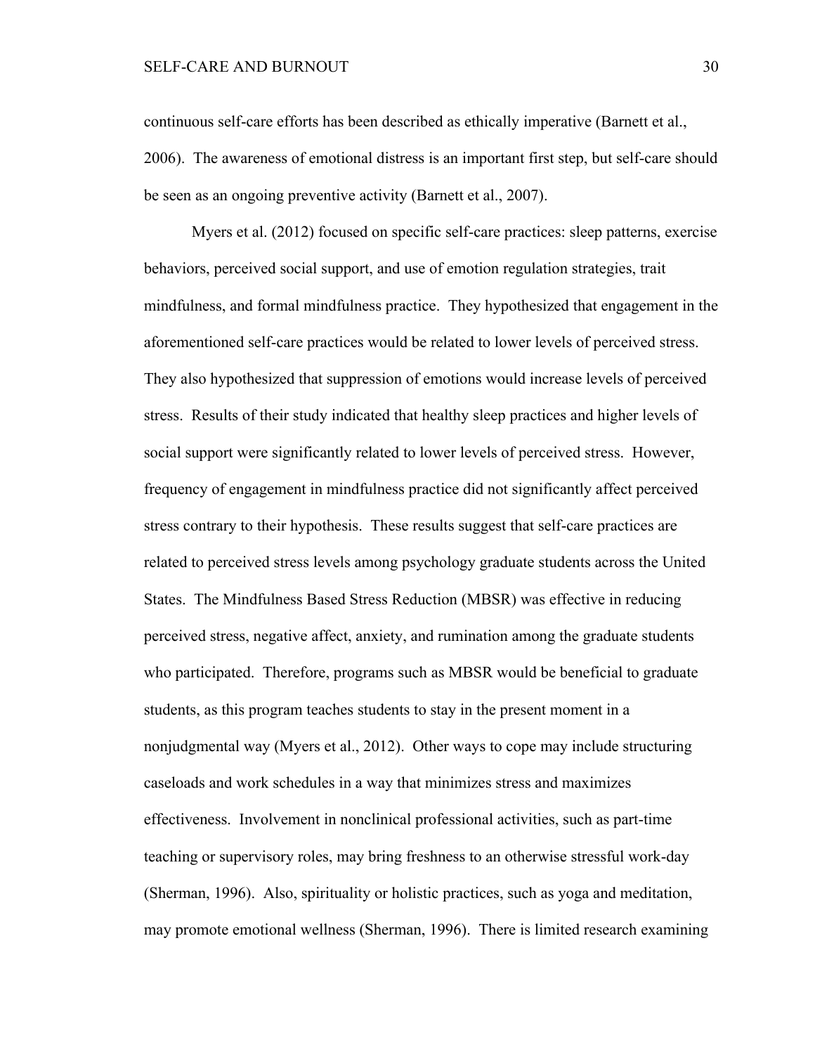continuous self-care efforts has been described as ethically imperative (Barnett et al., 2006). The awareness of emotional distress is an important first step, but self-care should be seen as an ongoing preventive activity (Barnett et al., 2007).

Myers et al. (2012) focused on specific self-care practices: sleep patterns, exercise behaviors, perceived social support, and use of emotion regulation strategies, trait mindfulness, and formal mindfulness practice. They hypothesized that engagement in the aforementioned self-care practices would be related to lower levels of perceived stress. They also hypothesized that suppression of emotions would increase levels of perceived stress. Results of their study indicated that healthy sleep practices and higher levels of social support were significantly related to lower levels of perceived stress. However, frequency of engagement in mindfulness practice did not significantly affect perceived stress contrary to their hypothesis. These results suggest that self-care practices are related to perceived stress levels among psychology graduate students across the United States. The Mindfulness Based Stress Reduction (MBSR) was effective in reducing perceived stress, negative affect, anxiety, and rumination among the graduate students who participated. Therefore, programs such as MBSR would be beneficial to graduate students, as this program teaches students to stay in the present moment in a nonjudgmental way (Myers et al., 2012). Other ways to cope may include structuring caseloads and work schedules in a way that minimizes stress and maximizes effectiveness. Involvement in nonclinical professional activities, such as part-time teaching or supervisory roles, may bring freshness to an otherwise stressful work-day (Sherman, 1996). Also, spirituality or holistic practices, such as yoga and meditation, may promote emotional wellness (Sherman, 1996). There is limited research examining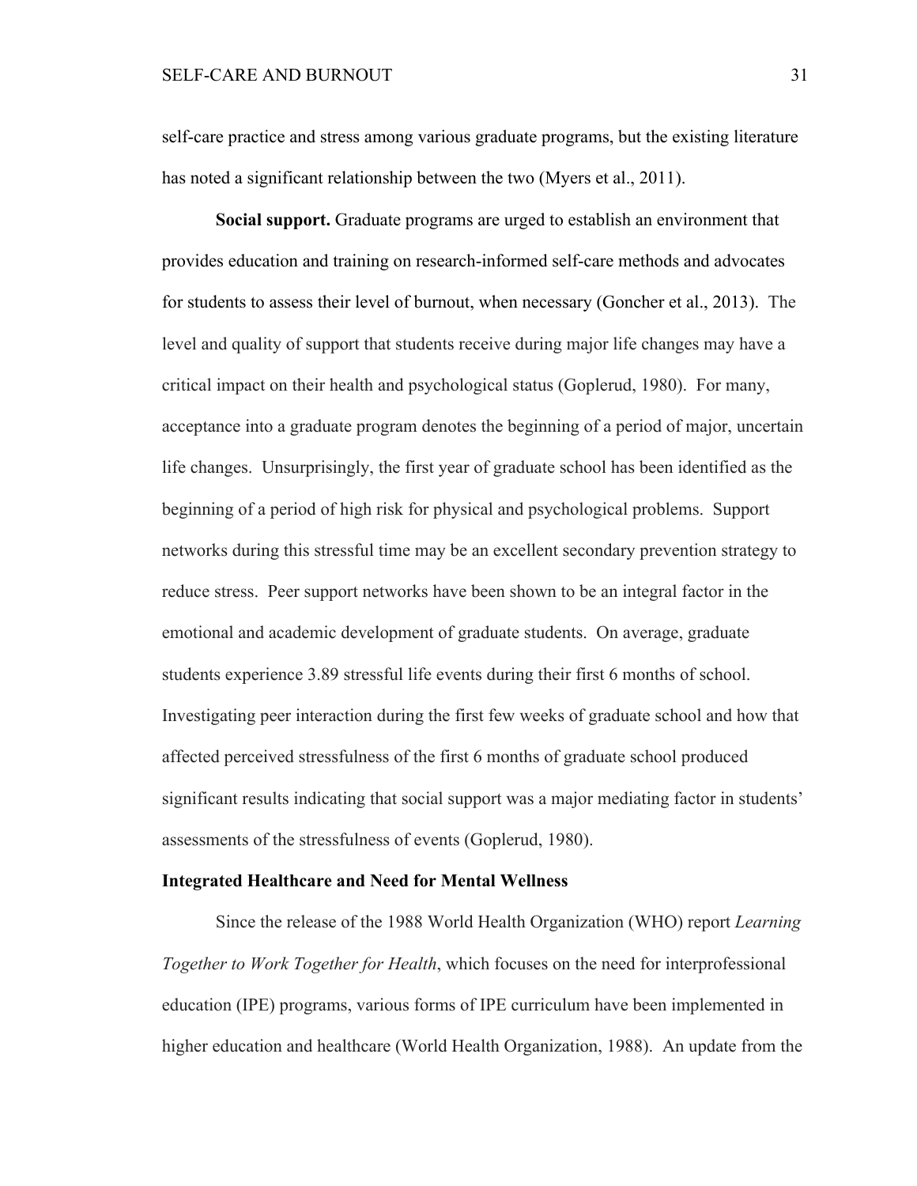self-care practice and stress among various graduate programs, but the existing literature has noted a significant relationship between the two (Myers et al., 2011).

**Social support.** Graduate programs are urged to establish an environment that provides education and training on research-informed self-care methods and advocates for students to assess their level of burnout, when necessary (Goncher et al., 2013). The level and quality of support that students receive during major life changes may have a critical impact on their health and psychological status (Goplerud, 1980). For many, acceptance into a graduate program denotes the beginning of a period of major, uncertain life changes. Unsurprisingly, the first year of graduate school has been identified as the beginning of a period of high risk for physical and psychological problems. Support networks during this stressful time may be an excellent secondary prevention strategy to reduce stress. Peer support networks have been shown to be an integral factor in the emotional and academic development of graduate students. On average, graduate students experience 3.89 stressful life events during their first 6 months of school. Investigating peer interaction during the first few weeks of graduate school and how that affected perceived stressfulness of the first 6 months of graduate school produced significant results indicating that social support was a major mediating factor in students' assessments of the stressfulness of events (Goplerud, 1980).

## Integrated Healthcare and Need for Mental Wellness

Since the release of the 1988 World Health Organization (WHO) report *Learning Together to Work Together for Health*, which focuses on the need for interprofessional education (IPE) programs, various forms of IPE curriculum have been implemented in higher education and healthcare (World Health Organization, 1988). An update from the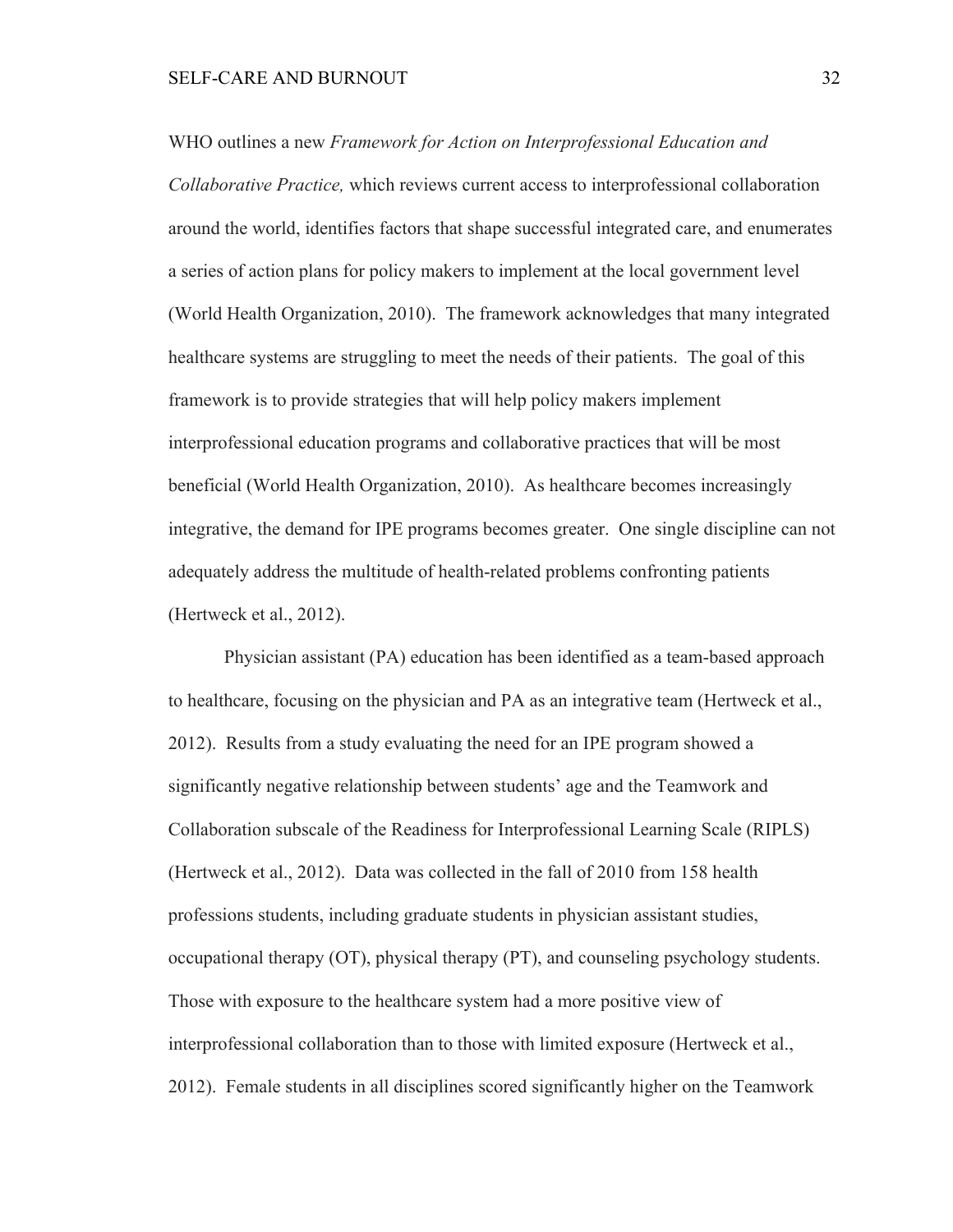WHO outlines a new *Framework for Action on Interprofessional Education and Collaborative Practice,* which reviews current access to interprofessional collaboration around the world, identifies factors that shape successful integrated care, and enumerates a series of action plans for policy makers to implement at the local government level (World Health Organization, 2010). The framework acknowledges that many integrated healthcare systems are struggling to meet the needs of their patients. The goal of this framework is to provide strategies that will help policy makers implement interprofessional education programs and collaborative practices that will be most beneficial (World Health Organization, 2010). As healthcare becomes increasingly integrative, the demand for IPE programs becomes greater. One single discipline can not adequately address the multitude of health-related problems confronting patients (Hertweck et al., 2012).

Physician assistant (PA) education has been identified as a team-based approach to healthcare, focusing on the physician and PA as an integrative team (Hertweck et al., 2012). Results from a study evaluating the need for an IPE program showed a significantly negative relationship between students' age and the Teamwork and Collaboration subscale of the Readiness for Interprofessional Learning Scale (RIPLS) (Hertweck et al., 2012). Data was collected in the fall of 2010 from 158 health professions students, including graduate students in physician assistant studies, occupational therapy (OT), physical therapy (PT), and counseling psychology students. Those with exposure to the healthcare system had a more positive view of interprofessional collaboration than to those with limited exposure (Hertweck et al., 2012). Female students in all disciplines scored significantly higher on the Teamwork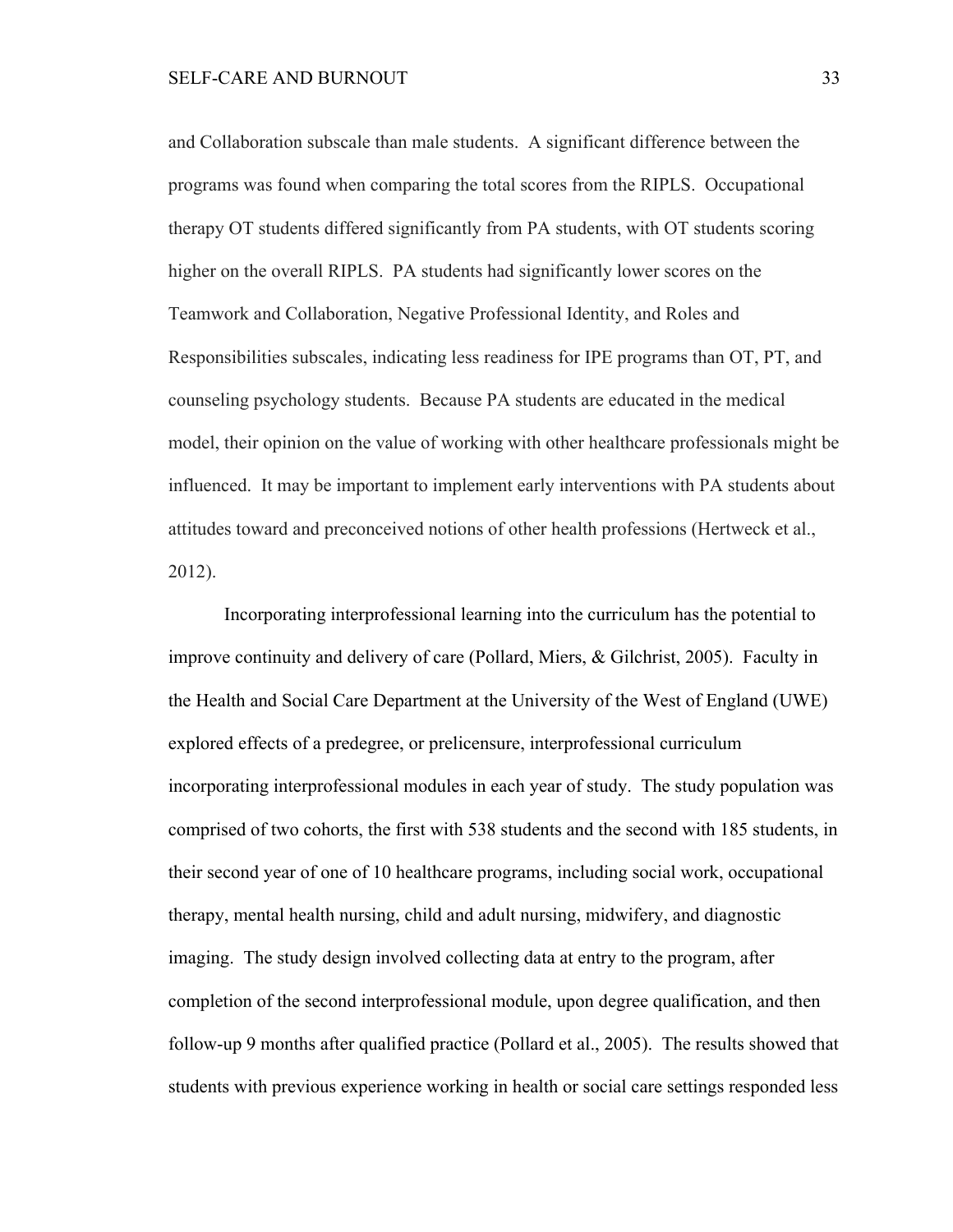and Collaboration subscale than male students. A significant difference between the programs was found when comparing the total scores from the RIPLS. Occupational therapy OT students differed significantly from PA students, with OT students scoring higher on the overall RIPLS. PA students had significantly lower scores on the Teamwork and Collaboration, Negative Professional Identity, and Roles and Responsibilities subscales, indicating less readiness for IPE programs than OT, PT, and counseling psychology students. Because PA students are educated in the medical model, their opinion on the value of working with other healthcare professionals might be influenced. It may be important to implement early interventions with PA students about attitudes toward and preconceived notions of other health professions (Hertweck et al., 2012).

Incorporating interprofessional learning into the curriculum has the potential to improve continuity and delivery of care (Pollard, Miers, & Gilchrist, 2005). Faculty in the Health and Social Care Department at the University of the West of England (UWE) explored effects of a predegree, or prelicensure, interprofessional curriculum incorporating interprofessional modules in each year of study. The study population was comprised of two cohorts, the first with 538 students and the second with 185 students, in their second year of one of 10 healthcare programs, including social work, occupational therapy, mental health nursing, child and adult nursing, midwifery, and diagnostic imaging. The study design involved collecting data at entry to the program, after completion of the second interprofessional module, upon degree qualification, and then follow-up 9 months after qualified practice (Pollard et al., 2005). The results showed that students with previous experience working in health or social care settings responded less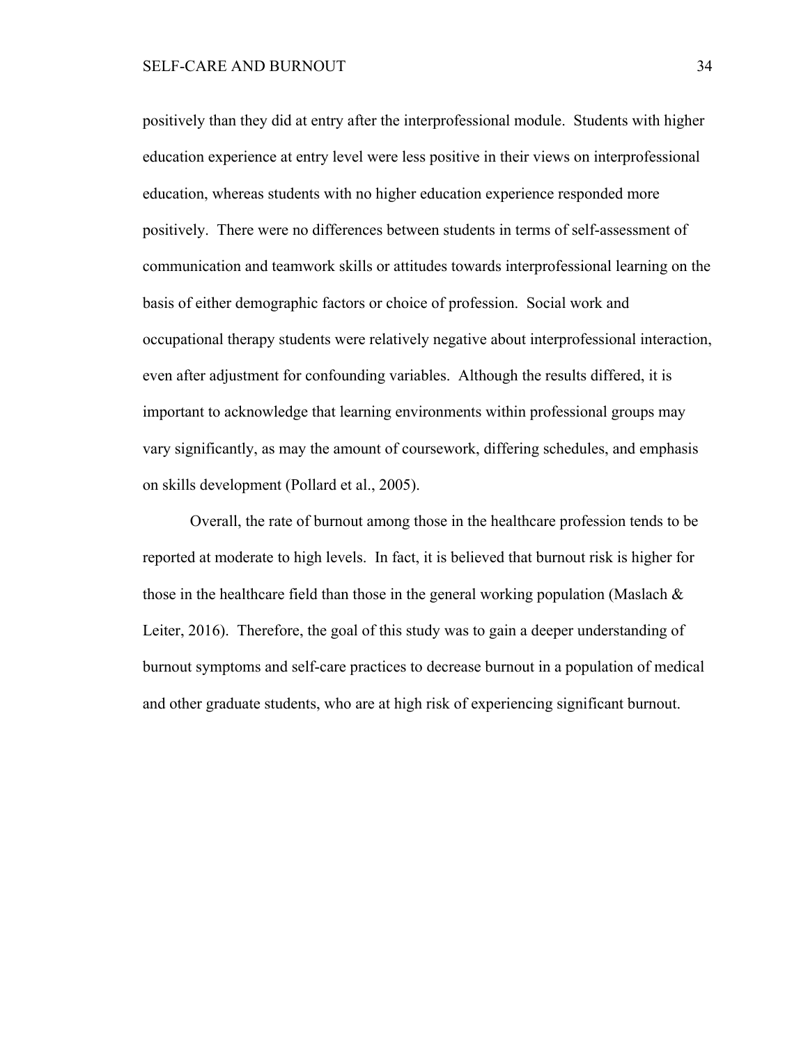positively than they did at entry after the interprofessional module. Students with higher education experience at entry level were less positive in their views on interprofessional education, whereas students with no higher education experience responded more positively. There were no differences between students in terms of self-assessment of communication and teamwork skills or attitudes towards interprofessional learning on the basis of either demographic factors or choice of profession. Social work and occupational therapy students were relatively negative about interprofessional interaction, even after adjustment for confounding variables. Although the results differed, it is important to acknowledge that learning environments within professional groups may vary significantly, as may the amount of coursework, differing schedules, and emphasis on skills development (Pollard et al., 2005).

Overall, the rate of burnout among those in the healthcare profession tends to be reported at moderate to high levels. In fact, it is believed that burnout risk is higher for those in the healthcare field than those in the general working population (Maslach & Leiter, 2016). Therefore, the goal of this study was to gain a deeper understanding of burnout symptoms and self-care practices to decrease burnout in a population of medical and other graduate students, who are at high risk of experiencing significant burnout.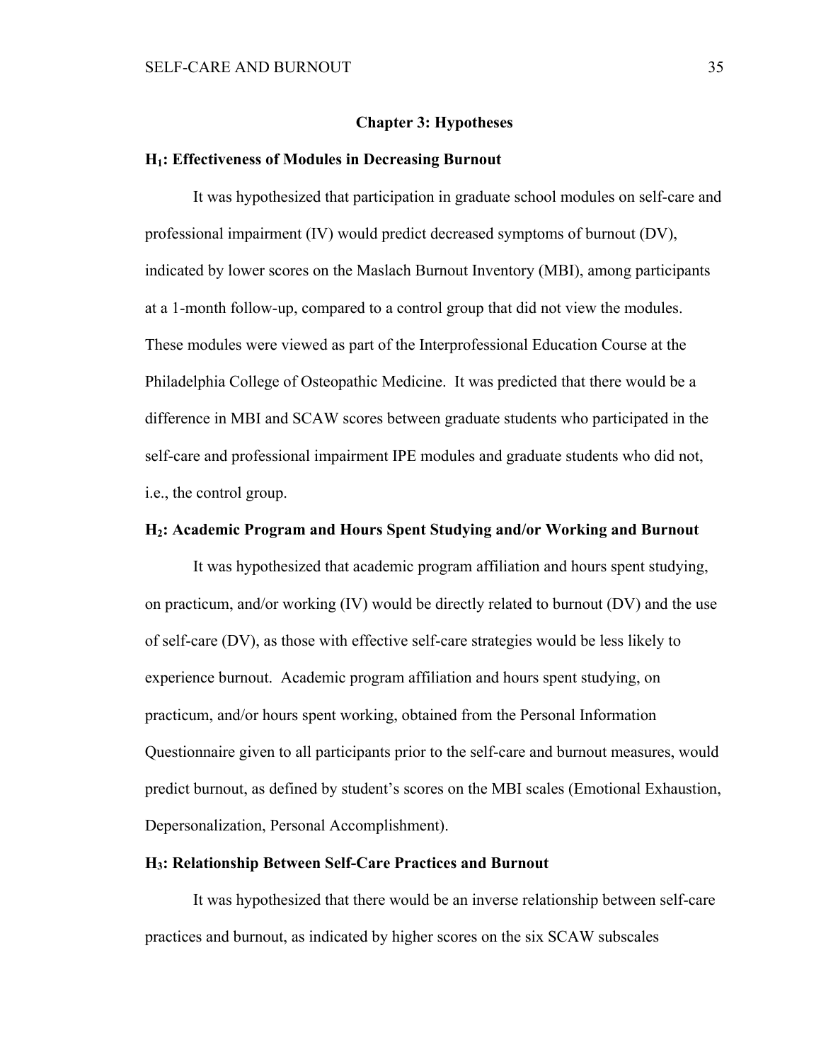# Chapter 3: Hypotheses

## $H_1$: Effectiveness of Modules in Decreasing Burnout

It was hypothesized that participation in graduate school modules on self-care and professional impairment (IV) would predict decreased symptoms of burnout (DV), indicated by lower scores on the Maslach Burnout Inventory (MBI), among participants at a 1-month follow-up, compared to a control group that did not view the modules. These modules were viewed as part of the Interprofessional Education Course at the Philadelphia College of Osteopathic Medicine. It was predicted that there would be a difference in MBI and SCAW scores between graduate students who participated in the self-care and professional impairment IPE modules and graduate students who did not, i.e., the control group.

## $H_2$: Academic Program and Hours Spent Studying and/or Working and Burnout

It was hypothesized that academic program affiliation and hours spent studying, on practicum, and/or working (IV) would be directly related to burnout (DV) and the use of self-care (DV), as those with effective self-care strategies would be less likely to experience burnout. Academic program affiliation and hours spent studying, on practicum, and/or hours spent working, obtained from the Personal Information Questionnaire given to all participants prior to the self-care and burnout measures, would predict burnout, as defined by student's scores on the MBI scales (Emotional Exhaustion, Depersonalization, Personal Accomplishment).

## $H_3$: Relationship Between Self-Care Practices and Burnout

It was hypothesized that there would be an inverse relationship between self-care practices and burnout, as indicated by higher scores on the six SCAW subscales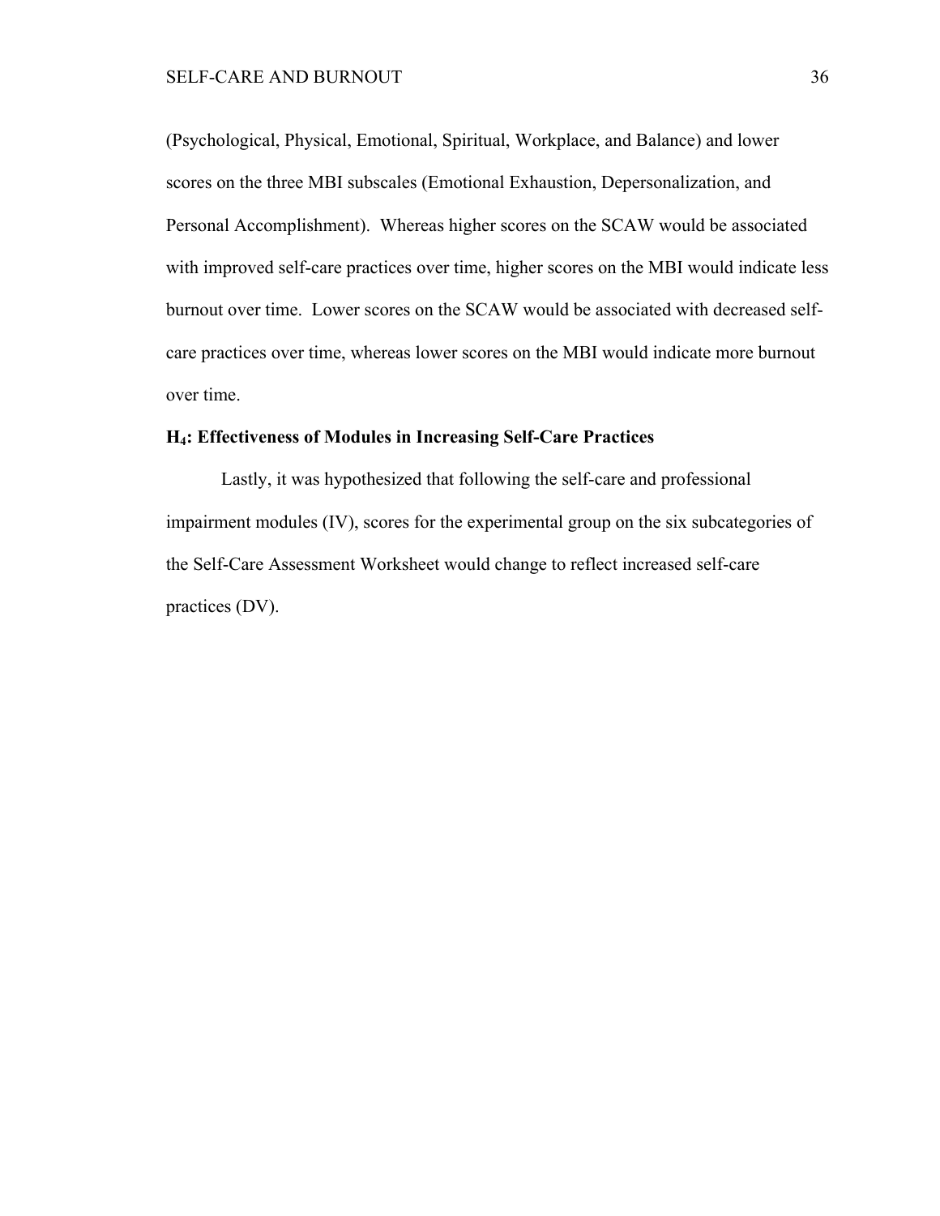(Psychological, Physical, Emotional, Spiritual, Workplace, and Balance) and lower scores on the three MBI subscales (Emotional Exhaustion, Depersonalization, and Personal Accomplishment). Whereas higher scores on the SCAW would be associated with improved self-care practices over time, higher scores on the MBI would indicate less burnout over time. Lower scores on the SCAW would be associated with decreased self-care practices over time, whereas lower scores on the MBI would indicate more burnout over time.

### $H_4$: Effectiveness of Modules in Increasing Self-Care Practices

Lastly, it was hypothesized that following the self-care and professional impairment modules (IV), scores for the experimental group on the six subcategories of the Self-Care Assessment Worksheet would change to reflect increased self-care practices (DV).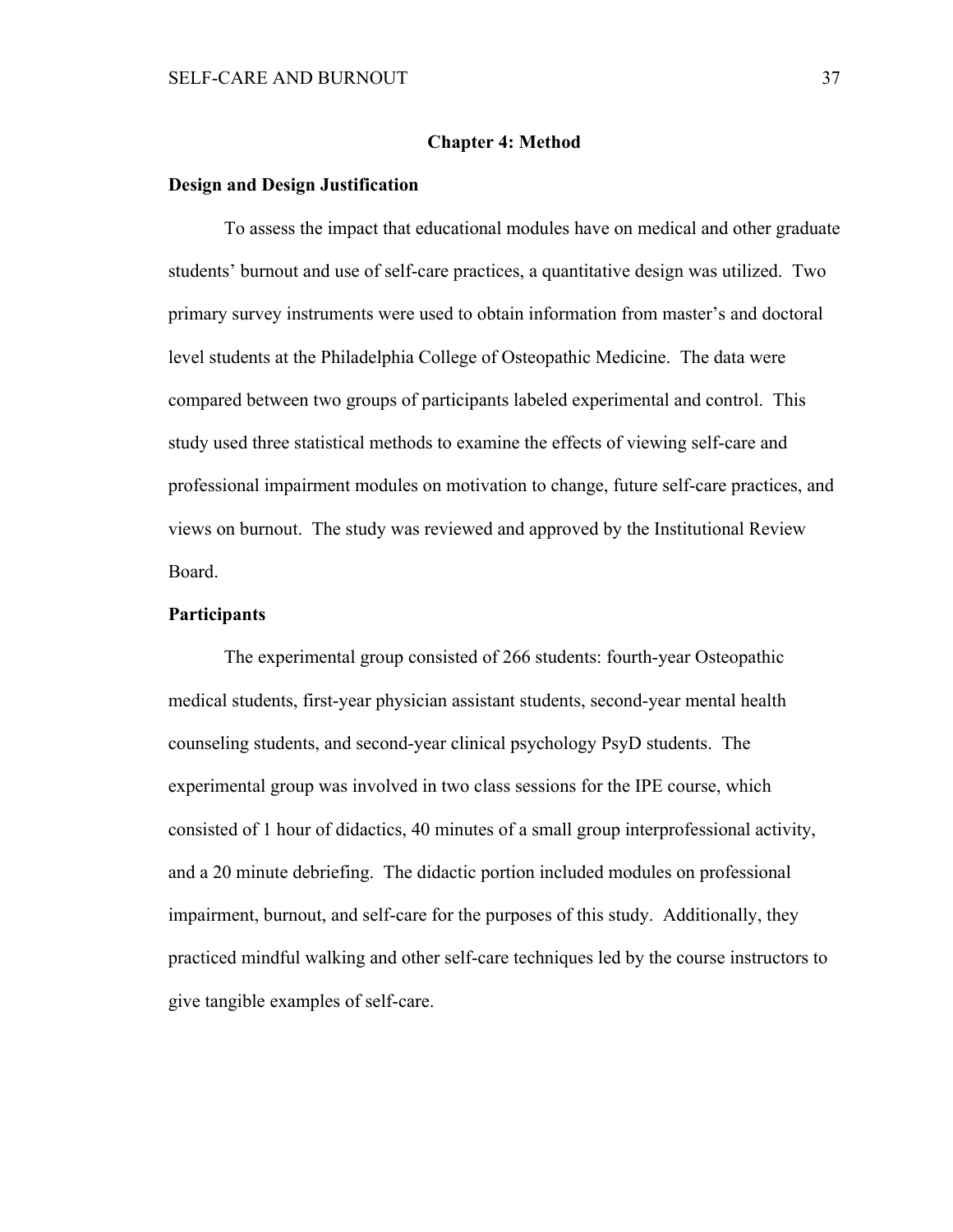# Chapter 4: Method

## Design and Design Justification

To assess the impact that educational modules have on medical and other graduate students' burnout and use of self-care practices, a quantitative design was utilized. Two primary survey instruments were used to obtain information from master's and doctoral level students at the Philadelphia College of Osteopathic Medicine. The data were compared between two groups of participants labeled experimental and control. This study used three statistical methods to examine the effects of viewing self-care and professional impairment modules on motivation to change, future self-care practices, and views on burnout. The study was reviewed and approved by the Institutional Review Board.

## Participants

The experimental group consisted of 266 students: fourth-year Osteopathic medical students, first-year physician assistant students, second-year mental health counseling students, and second-year clinical psychology PsyD students. The experimental group was involved in two class sessions for the IPE course, which consisted of 1 hour of didactics, 40 minutes of a small group interprofessional activity, and a 20 minute debriefing. The didactic portion included modules on professional impairment, burnout, and self-care for the purposes of this study. Additionally, they practiced mindful walking and other self-care techniques led by the course instructors to give tangible examples of self-care.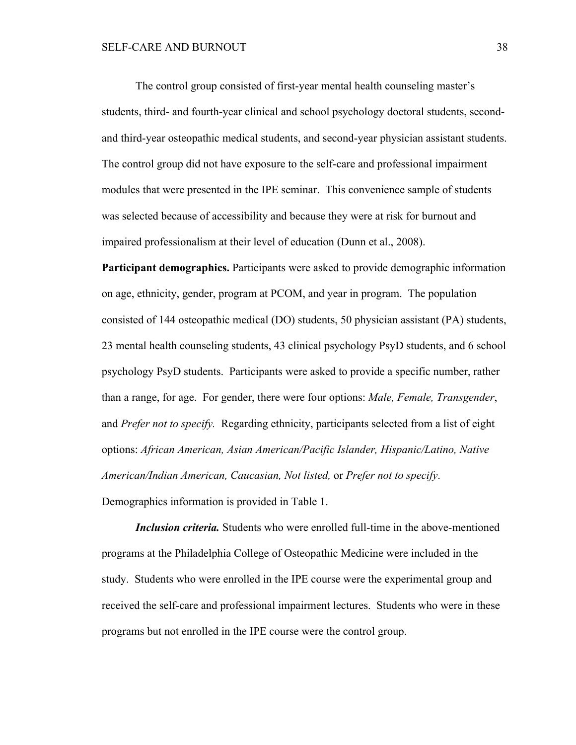The control group consisted of first-year mental health counseling master's students, third- and fourth-year clinical and school psychology doctoral students, second- and third-year osteopathic medical students, and second-year physician assistant students. The control group did not have exposure to the self-care and professional impairment modules that were presented in the IPE seminar. This convenience sample of students was selected because of accessibility and because they were at risk for burnout and impaired professionalism at their level of education (Dunn et al., 2008).

**Participant demographics.** Participants were asked to provide demographic information on age, ethnicity, gender, program at PCOM, and year in program. The population consisted of 144 osteopathic medical (DO) students, 50 physician assistant (PA) students, 23 mental health counseling students, 43 clinical psychology PsyD students, and 6 school psychology PsyD students. Participants were asked to provide a specific number, rather than a range, for age. For gender, there were four options: *Male, Female, Transgender*, and *Prefer not to specify.* Regarding ethnicity, participants selected from a list of eight options: *African American, Asian American/Pacific Islander, Hispanic/Latino, Native American/Indian American, Caucasian, Not listed,* or *Prefer not to specify*. Demographics information is provided in Table 1.

***Inclusion criteria.*** Students who were enrolled full-time in the above-mentioned programs at the Philadelphia College of Osteopathic Medicine were included in the study. Students who were enrolled in the IPE course were the experimental group and received the self-care and professional impairment lectures. Students who were in these programs but not enrolled in the IPE course were the control group.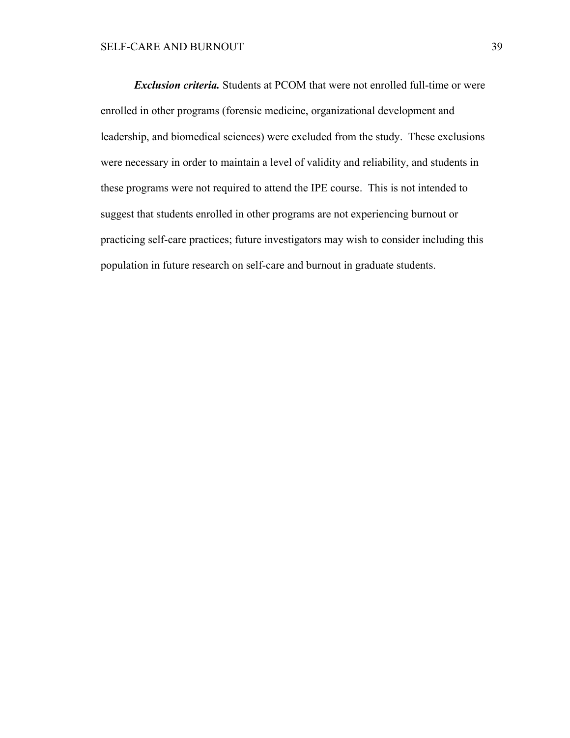***Exclusion criteria.*** Students at PCOM that were not enrolled full-time or were enrolled in other programs (forensic medicine, organizational development and leadership, and biomedical sciences) were excluded from the study. These exclusions were necessary in order to maintain a level of validity and reliability, and students in these programs were not required to attend the IPE course. This is not intended to suggest that students enrolled in other programs are not experiencing burnout or practicing self-care practices; future investigators may wish to consider including this population in future research on self-care and burnout in graduate students.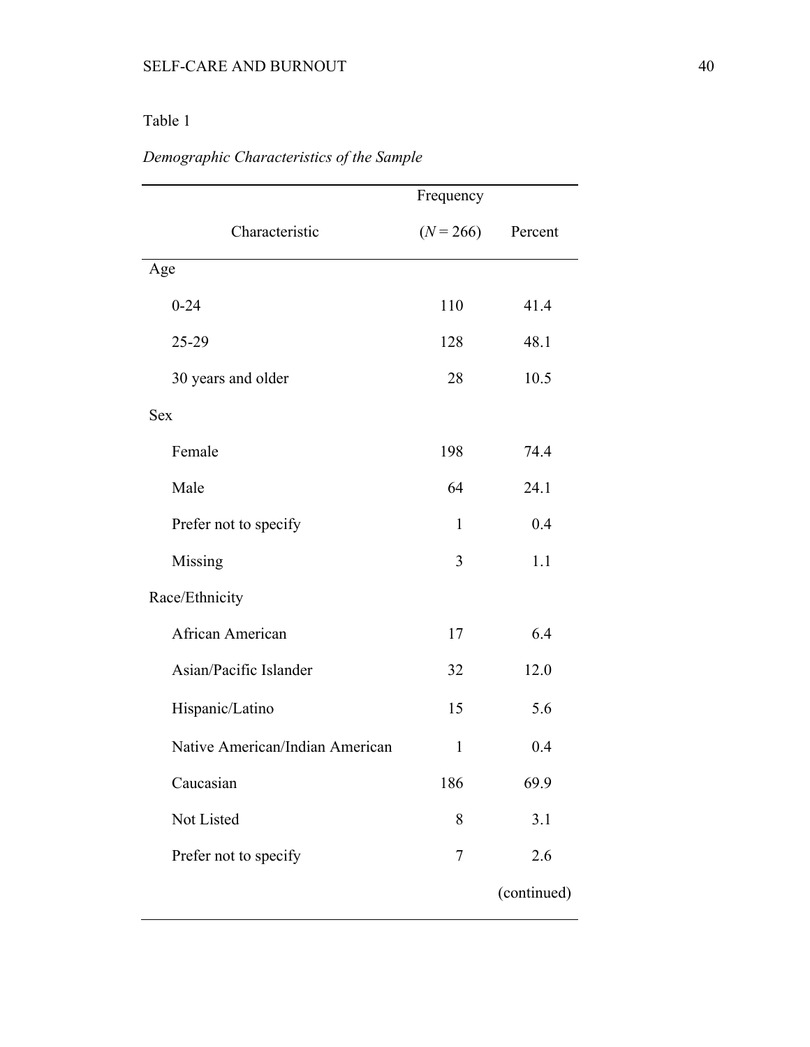Table 1

*Demographic Characteristics of the Sample*

| Characteristic | Frequency ($N$ = 266) | Percent |
|---|---|---|
| Age | | |
| 0-24 | 110 | 41.4 |
| 25-29 | 128 | 48.1 |
| 30 years and older | 28 | 10.5 |
| Sex | | |
| Female | 198 | 74.4 |
| Male | 64 | 24.1 |
| Prefer not to specify | 1 | 0.4 |
| Missing | 3 | 1.1 |
| Race/Ethnicity | | |
| African American | 17 | 6.4 |
| Asian/Pacific Islander | 32 | 12.0 |
| Hispanic/Latino | 15 | 5.6 |
| Native American/Indian American | 1 | 0.4 |
| Caucasian | 186 | 69.9 |
| Not Listed | 8 | 3.1 |
| Prefer not to specify | 7 | 2.6 |

(continued)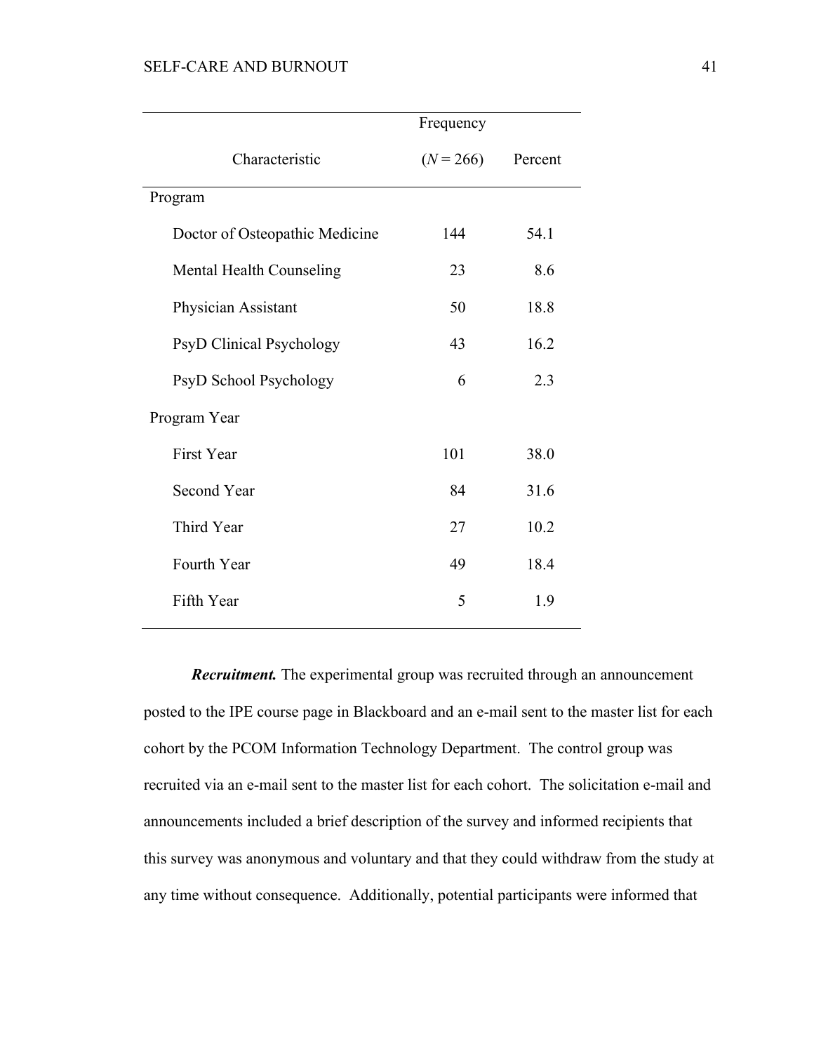| Characteristic | Frequency ($N$ = 266) | Percent |
|---|---|---|
| Program | | |
| Doctor of Osteopathic Medicine | 144 | 54.1 |
| Mental Health Counseling | 23 | 8.6 |
| Physician Assistant | 50 | 18.8 |
| PsyD Clinical Psychology | 43 | 16.2 |
| PsyD School Psychology | 6 | 2.3 |
| Program Year | | |
| First Year | 101 | 38.0 |
| Second Year | 84 | 31.6 |
| Third Year | 27 | 10.2 |
| Fourth Year | 49 | 18.4 |
| Fifth Year | 5 | 1.9 |

***Recruitment.*** The experimental group was recruited through an announcement posted to the IPE course page in Blackboard and an e-mail sent to the master list for each cohort by the PCOM Information Technology Department. The control group was recruited via an e-mail sent to the master list for each cohort. The solicitation e-mail and announcements included a brief description of the survey and informed recipients that this survey was anonymous and voluntary and that they could withdraw from the study at any time without consequence. Additionally, potential participants were informed that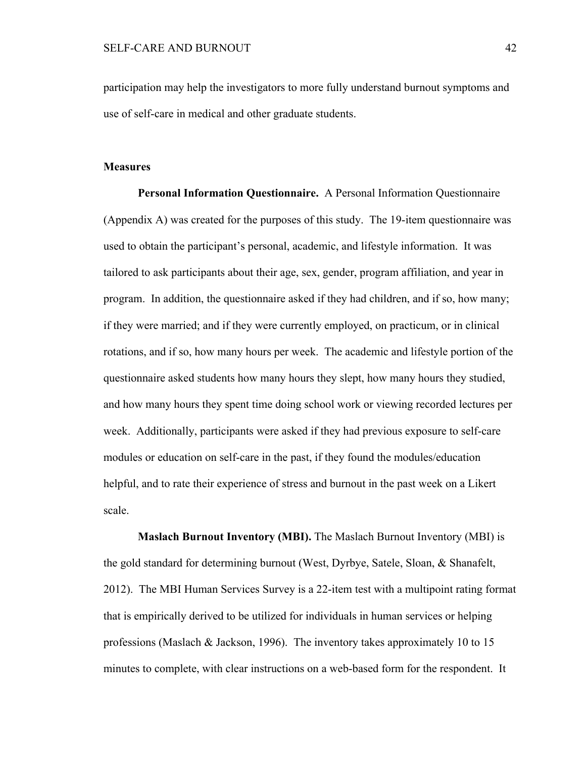participation may help the investigators to more fully understand burnout symptoms and use of self-care in medical and other graduate students.

### Measures

**Personal Information Questionnaire.** A Personal Information Questionnaire (Appendix A) was created for the purposes of this study. The 19-item questionnaire was used to obtain the participant's personal, academic, and lifestyle information. It was tailored to ask participants about their age, sex, gender, program affiliation, and year in program. In addition, the questionnaire asked if they had children, and if so, how many; if they were married; and if they were currently employed, on practicum, or in clinical rotations, and if so, how many hours per week. The academic and lifestyle portion of the questionnaire asked students how many hours they slept, how many hours they studied, and how many hours they spent time doing school work or viewing recorded lectures per week. Additionally, participants were asked if they had previous exposure to self-care modules or education on self-care in the past, if they found the modules/education helpful, and to rate their experience of stress and burnout in the past week on a Likert scale.

**Maslach Burnout Inventory (MBI).** The Maslach Burnout Inventory (MBI) is the gold standard for determining burnout (West, Dyrbye, Satele, Sloan, & Shanafelt, 2012). The MBI Human Services Survey is a 22-item test with a multipoint rating format that is empirically derived to be utilized for individuals in human services or helping professions (Maslach & Jackson, 1996). The inventory takes approximately 10 to 15 minutes to complete, with clear instructions on a web-based form for the respondent. It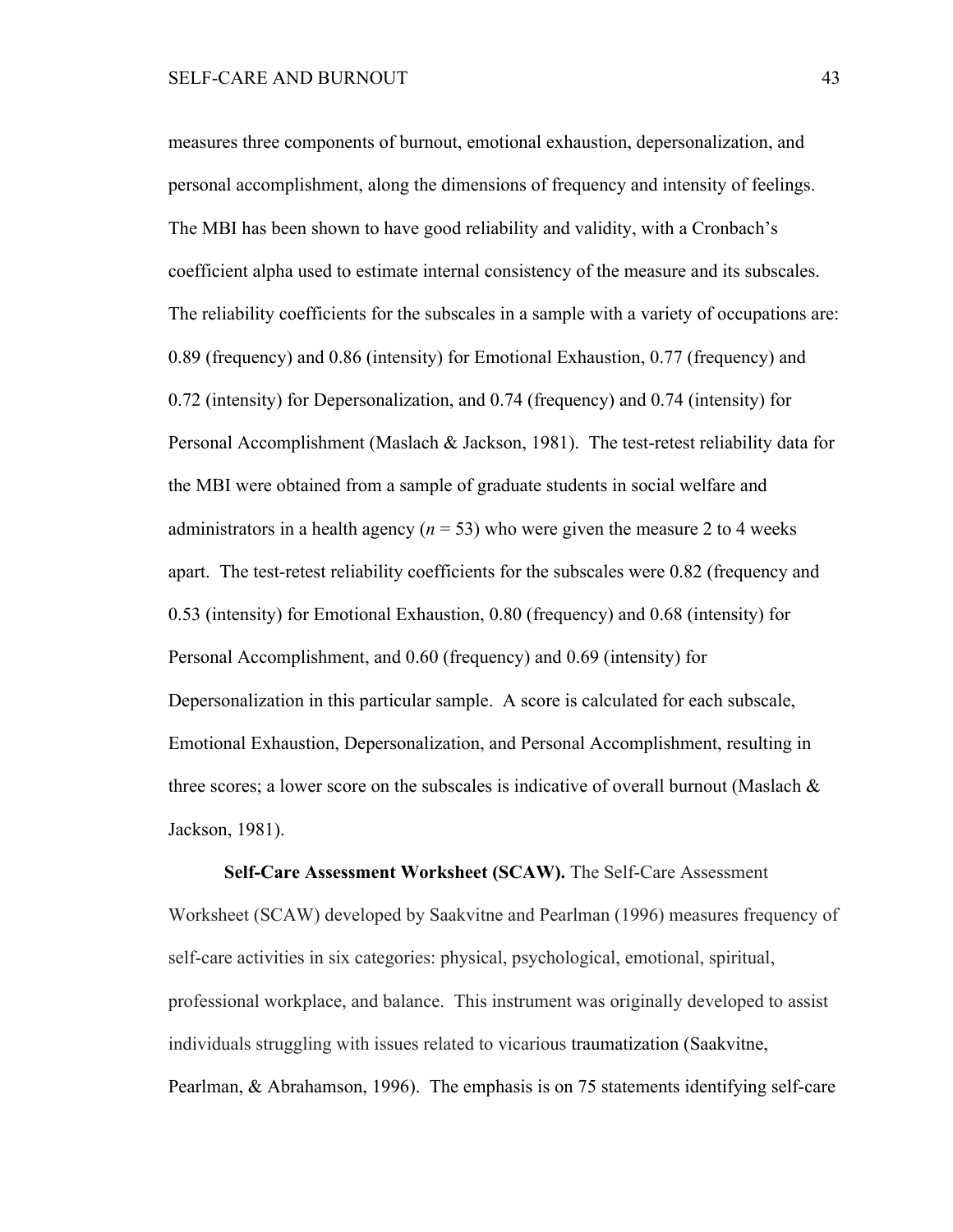measures three components of burnout, emotional exhaustion, depersonalization, and personal accomplishment, along the dimensions of frequency and intensity of feelings. The MBI has been shown to have good reliability and validity, with a Cronbach's coefficient alpha used to estimate internal consistency of the measure and its subscales. The reliability coefficients for the subscales in a sample with a variety of occupations are: 0.89 (frequency) and 0.86 (intensity) for Emotional Exhaustion, 0.77 (frequency) and 0.72 (intensity) for Depersonalization, and 0.74 (frequency) and 0.74 (intensity) for Personal Accomplishment (Maslach & Jackson, 1981). The test-retest reliability data for the MBI were obtained from a sample of graduate students in social welfare and administrators in a health agency ($n = 53$) who were given the measure 2 to 4 weeks apart. The test-retest reliability coefficients for the subscales were 0.82 (frequency and 0.53 (intensity) for Emotional Exhaustion, 0.80 (frequency) and 0.68 (intensity) for Personal Accomplishment, and 0.60 (frequency) and 0.69 (intensity) for Depersonalization in this particular sample. A score is calculated for each subscale, Emotional Exhaustion, Depersonalization, and Personal Accomplishment, resulting in three scores; a lower score on the subscales is indicative of overall burnout (Maslach & Jackson, 1981).

**Self-Care Assessment Worksheet (SCAW).** The Self-Care Assessment Worksheet (SCAW) developed by Saakvitne and Pearlman (1996) measures frequency of self-care activities in six categories: physical, psychological, emotional, spiritual, professional workplace, and balance. This instrument was originally developed to assist individuals struggling with issues related to vicarious traumatization (Saakvitne, Pearlman, & Abrahamson, 1996). The emphasis is on 75 statements identifying self-care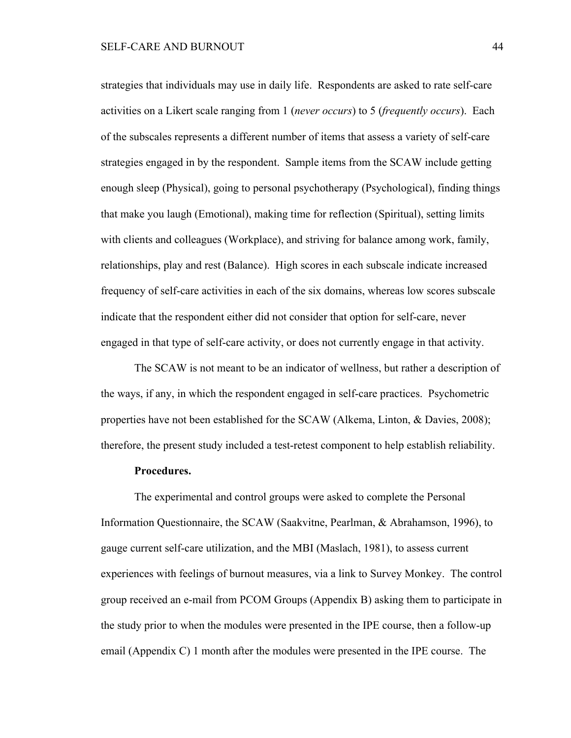strategies that individuals may use in daily life. Respondents are asked to rate self-care activities on a Likert scale ranging from 1 (*never occurs*) to 5 (*frequently occurs*). Each of the subscales represents a different number of items that assess a variety of self-care strategies engaged in by the respondent. Sample items from the SCAW include getting enough sleep (Physical), going to personal psychotherapy (Psychological), finding things that make you laugh (Emotional), making time for reflection (Spiritual), setting limits with clients and colleagues (Workplace), and striving for balance among work, family, relationships, play and rest (Balance). High scores in each subscale indicate increased frequency of self-care activities in each of the six domains, whereas low scores subscale indicate that the respondent either did not consider that option for self-care, never engaged in that type of self-care activity, or does not currently engage in that activity.

The SCAW is not meant to be an indicator of wellness, but rather a description of the ways, if any, in which the respondent engaged in self-care practices. Psychometric properties have not been established for the SCAW (Alkema, Linton, & Davies, 2008); therefore, the present study included a test-retest component to help establish reliability.

**Procedures.**

The experimental and control groups were asked to complete the Personal Information Questionnaire, the SCAW (Saakvitne, Pearlman, & Abrahamson, 1996), to gauge current self-care utilization, and the MBI (Maslach, 1981), to assess current experiences with feelings of burnout measures, via a link to Survey Monkey. The control group received an e-mail from PCOM Groups (Appendix B) asking them to participate in the study prior to when the modules were presented in the IPE course, then a follow-up email (Appendix C) 1 month after the modules were presented in the IPE course. The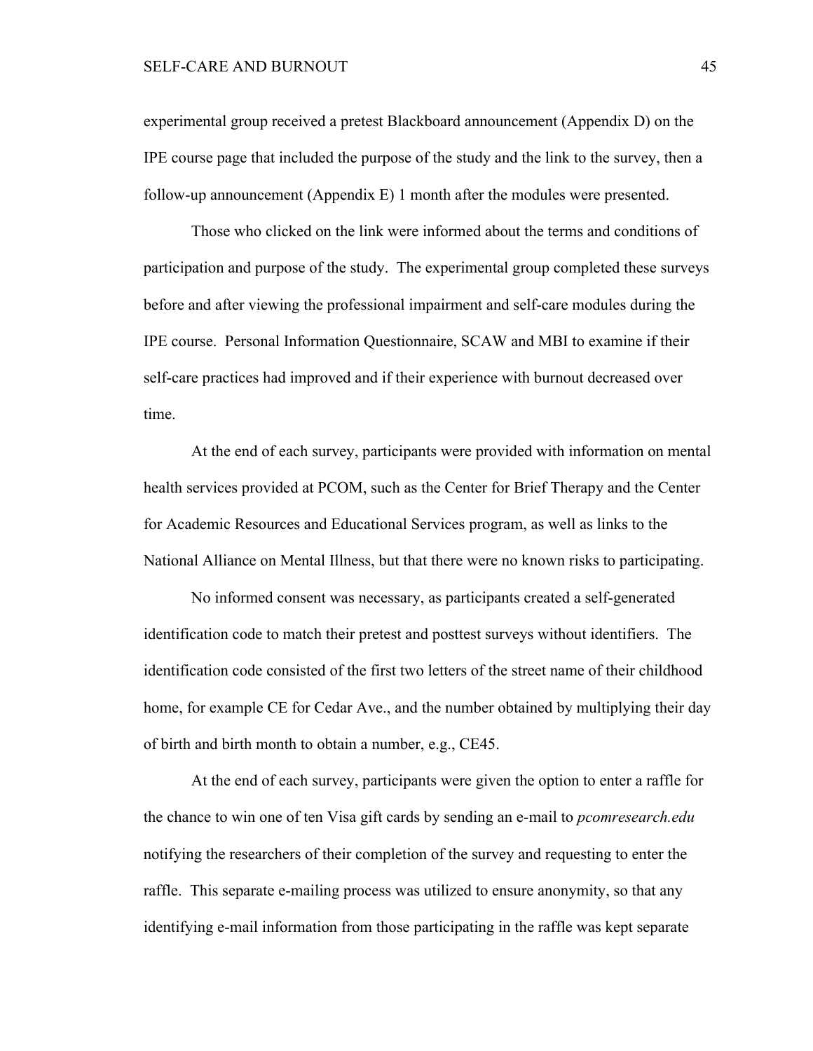experimental group received a pretest Blackboard announcement (Appendix D) on the IPE course page that included the purpose of the study and the link to the survey, then a follow-up announcement (Appendix E) 1 month after the modules were presented.

Those who clicked on the link were informed about the terms and conditions of participation and purpose of the study. The experimental group completed these surveys before and after viewing the professional impairment and self-care modules during the IPE course. Personal Information Questionnaire, SCAW and MBI to examine if their self-care practices had improved and if their experience with burnout decreased over time.

At the end of each survey, participants were provided with information on mental health services provided at PCOM, such as the Center for Brief Therapy and the Center for Academic Resources and Educational Services program, as well as links to the National Alliance on Mental Illness, but that there were no known risks to participating.

No informed consent was necessary, as participants created a self-generated identification code to match their pretest and posttest surveys without identifiers. The identification code consisted of the first two letters of the street name of their childhood home, for example CE for Cedar Ave., and the number obtained by multiplying their day of birth and birth month to obtain a number, e.g., CE45.

At the end of each survey, participants were given the option to enter a raffle for the chance to win one of ten Visa gift cards by sending an e-mail to *pcomresearch.edu* notifying the researchers of their completion of the survey and requesting to enter the raffle. This separate e-mailing process was utilized to ensure anonymity, so that any identifying e-mail information from those participating in the raffle was kept separate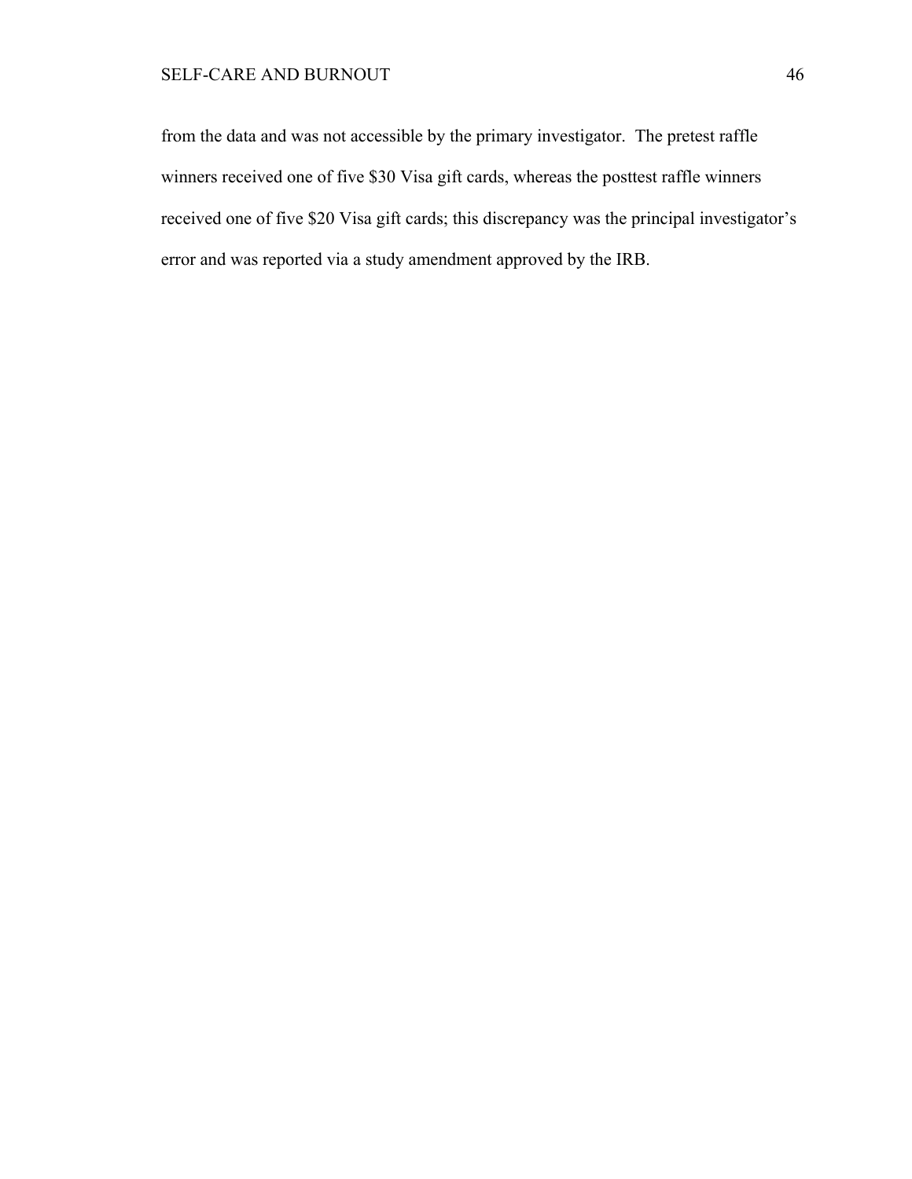from the data and was not accessible by the primary investigator.  The pretest raffle winners received one of five $30 Visa gift cards, whereas the posttest raffle winners received one of five $20 Visa gift cards; this discrepancy was the principal investigator's error and was reported via a study amendment approved by the IRB.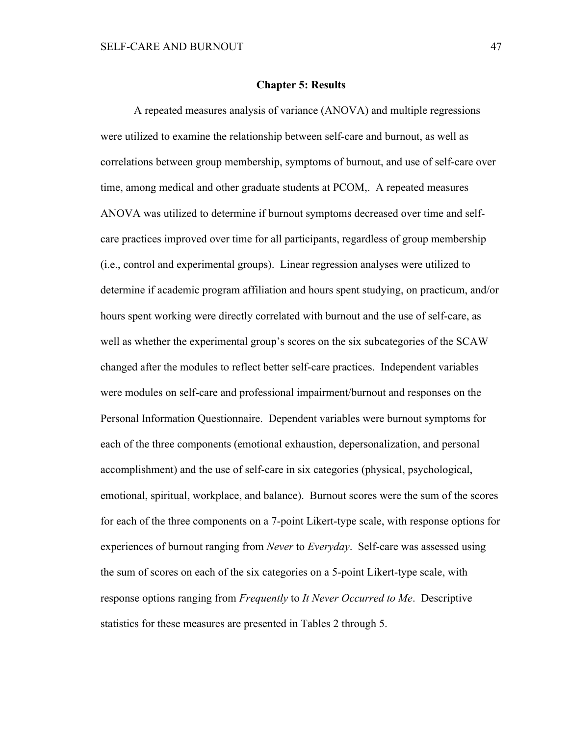# Chapter 5: Results

A repeated measures analysis of variance (ANOVA) and multiple regressions were utilized to examine the relationship between self-care and burnout, as well as correlations between group membership, symptoms of burnout, and use of self-care over time, among medical and other graduate students at PCOM,. A repeated measures ANOVA was utilized to determine if burnout symptoms decreased over time and self-care practices improved over time for all participants, regardless of group membership (i.e., control and experimental groups). Linear regression analyses were utilized to determine if academic program affiliation and hours spent studying, on practicum, and/or hours spent working were directly correlated with burnout and the use of self-care, as well as whether the experimental group's scores on the six subcategories of the SCAW changed after the modules to reflect better self-care practices. Independent variables were modules on self-care and professional impairment/burnout and responses on the Personal Information Questionnaire. Dependent variables were burnout symptoms for each of the three components (emotional exhaustion, depersonalization, and personal accomplishment) and the use of self-care in six categories (physical, psychological, emotional, spiritual, workplace, and balance). Burnout scores were the sum of the scores for each of the three components on a 7-point Likert-type scale, with response options for experiences of burnout ranging from *Never* to *Everyday*. Self-care was assessed using the sum of scores on each of the six categories on a 5-point Likert-type scale, with response options ranging from *Frequently* to *It Never Occurred to Me*. Descriptive statistics for these measures are presented in Tables 2 through 5.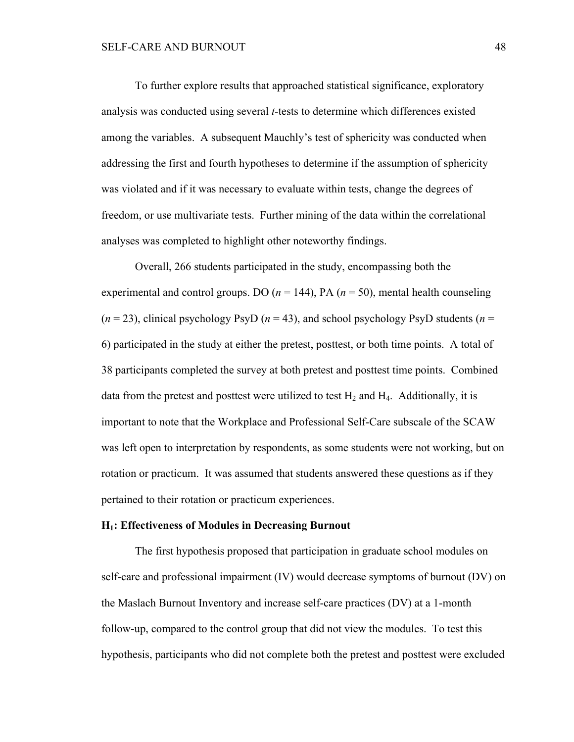To further explore results that approached statistical significance, exploratory analysis was conducted using several *t*-tests to determine which differences existed among the variables. A subsequent Mauchly's test of sphericity was conducted when addressing the first and fourth hypotheses to determine if the assumption of sphericity was violated and if it was necessary to evaluate within tests, change the degrees of freedom, or use multivariate tests. Further mining of the data within the correlational analyses was completed to highlight other noteworthy findings.

Overall, 266 students participated in the study, encompassing both the experimental and control groups. DO ($n$ = 144), PA ($n$ = 50), mental health counseling ($n$ = 23), clinical psychology PsyD ($n$ = 43), and school psychology PsyD students ($n$ = 6) participated in the study at either the pretest, posttest, or both time points. A total of 38 participants completed the survey at both pretest and posttest time points. Combined data from the pretest and posttest were utilized to test $H_2$ and $H_4$. Additionally, it is important to note that the Workplace and Professional Self-Care subscale of the SCAW was left open to interpretation by respondents, as some students were not working, but on rotation or practicum. It was assumed that students answered these questions as if they pertained to their rotation or practicum experiences.

### $H_1$: Effectiveness of Modules in Decreasing Burnout

The first hypothesis proposed that participation in graduate school modules on self-care and professional impairment (IV) would decrease symptoms of burnout (DV) on the Maslach Burnout Inventory and increase self-care practices (DV) at a 1-month follow-up, compared to the control group that did not view the modules. To test this hypothesis, participants who did not complete both the pretest and posttest were excluded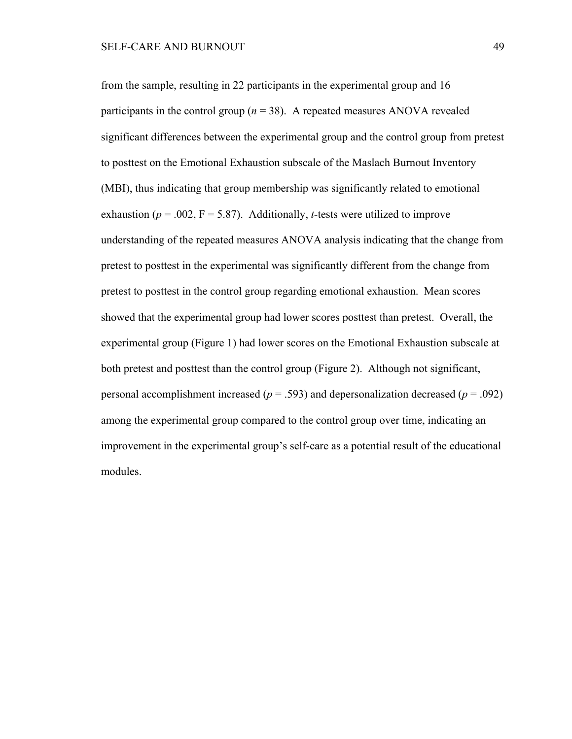from the sample, resulting in 22 participants in the experimental group and 16 participants in the control group ($n = 38$). A repeated measures ANOVA revealed significant differences between the experimental group and the control group from pretest to posttest on the Emotional Exhaustion subscale of the Maslach Burnout Inventory (MBI), thus indicating that group membership was significantly related to emotional exhaustion ($p = .002$, $F = 5.87$). Additionally, *t*-tests were utilized to improve understanding of the repeated measures ANOVA analysis indicating that the change from pretest to posttest in the experimental was significantly different from the change from pretest to posttest in the control group regarding emotional exhaustion. Mean scores showed that the experimental group had lower scores posttest than pretest. Overall, the experimental group (Figure 1) had lower scores on the Emotional Exhaustion subscale at both pretest and posttest than the control group (Figure 2). Although not significant, personal accomplishment increased ($p = .593$) and depersonalization decreased ($p = .092$) among the experimental group compared to the control group over time, indicating an improvement in the experimental group's self-care as a potential result of the educational modules.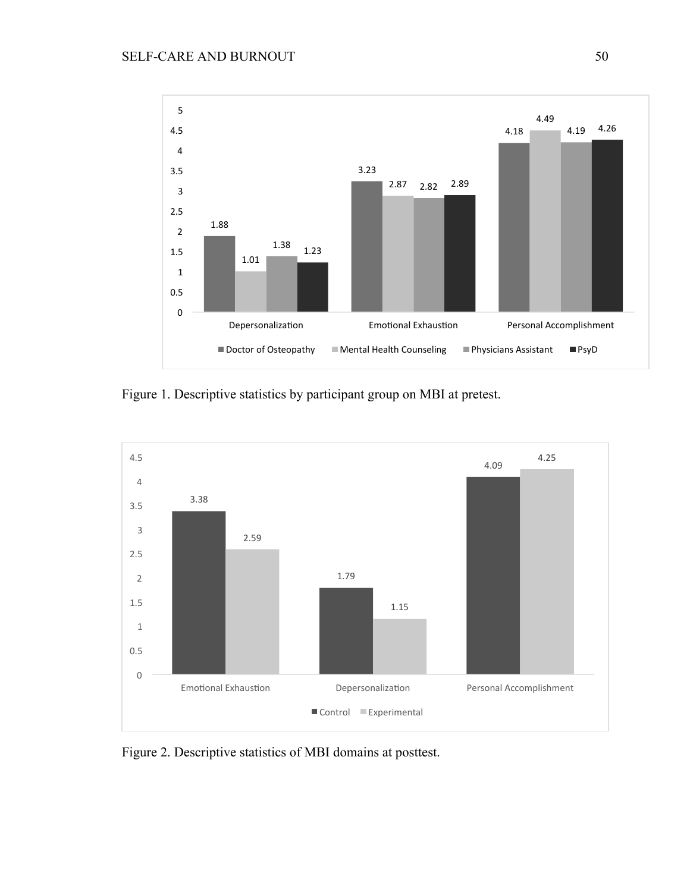| | Doctor of Osteopathy | Mental Health Counseling | Physicians Assistant | PsyD |
|---|---|---|---|---|
| Depersonalization | 1.88 | 1.01 | 1.38 | 1.23 |
| Emotional Exhaustion | 3.23 | 2.87 | 2.82 | 2.89 |
| Personal Accomplishment | 4.18 | 4.49 | 4.19 | 4.26 |

Figure 1. Descriptive statistics by participant group on MBI at pretest.

| | Control | Experimental |
|---|---|---|
| Emotional Exhaustion | 3.38 | 2.59 |
| Depersonalization | 1.79 | 1.15 |
| Personal Accomplishment | 4.09 | 4.25 |

Figure 2. Descriptive statistics of MBI domains at posttest.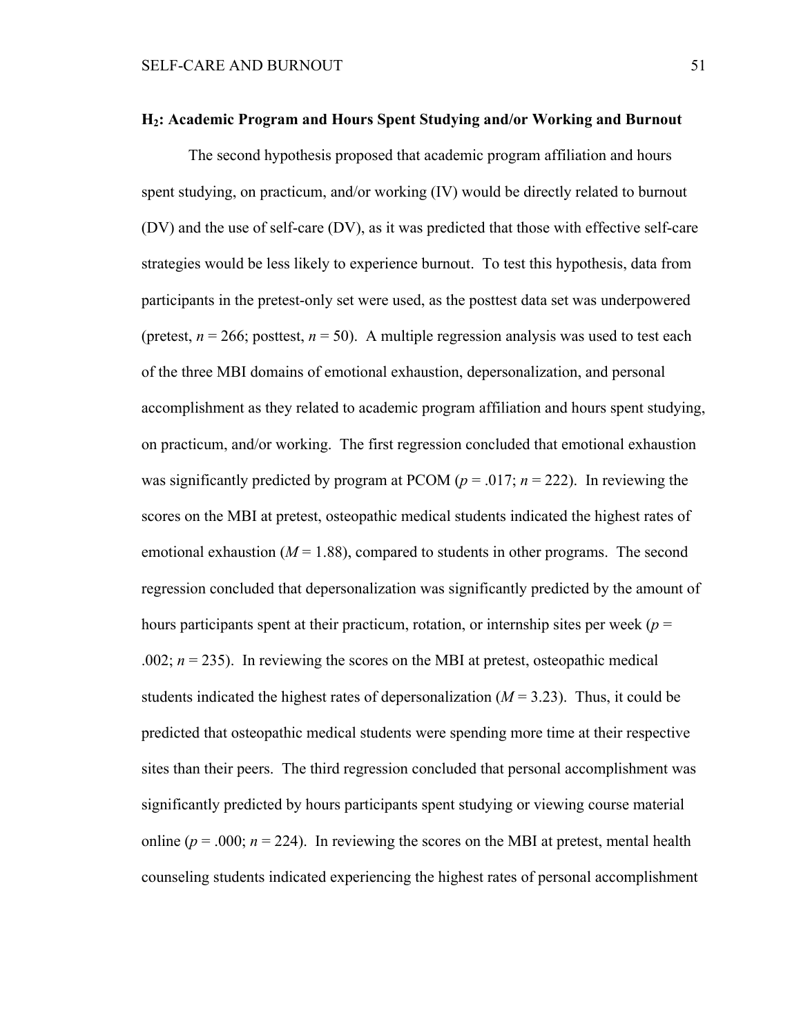### $H_2$: Academic Program and Hours Spent Studying and/or Working and Burnout

The second hypothesis proposed that academic program affiliation and hours spent studying, on practicum, and/or working (IV) would be directly related to burnout (DV) and the use of self-care (DV), as it was predicted that those with effective self-care strategies would be less likely to experience burnout. To test this hypothesis, data from participants in the pretest-only set were used, as the posttest data set was underpowered (pretest, $n = 266$; posttest, $n = 50$). A multiple regression analysis was used to test each of the three MBI domains of emotional exhaustion, depersonalization, and personal accomplishment as they related to academic program affiliation and hours spent studying, on practicum, and/or working. The first regression concluded that emotional exhaustion was significantly predicted by program at PCOM ($p = .017$; $n = 222$). In reviewing the scores on the MBI at pretest, osteopathic medical students indicated the highest rates of emotional exhaustion ($M = 1.88$), compared to students in other programs. The second regression concluded that depersonalization was significantly predicted by the amount of hours participants spent at their practicum, rotation, or internship sites per week ($p = .002$; $n = 235$). In reviewing the scores on the MBI at pretest, osteopathic medical students indicated the highest rates of depersonalization ($M = 3.23$). Thus, it could be predicted that osteopathic medical students were spending more time at their respective sites than their peers. The third regression concluded that personal accomplishment was significantly predicted by hours participants spent studying or viewing course material online ($p = .000$; $n = 224$). In reviewing the scores on the MBI at pretest, mental health counseling students indicated experiencing the highest rates of personal accomplishment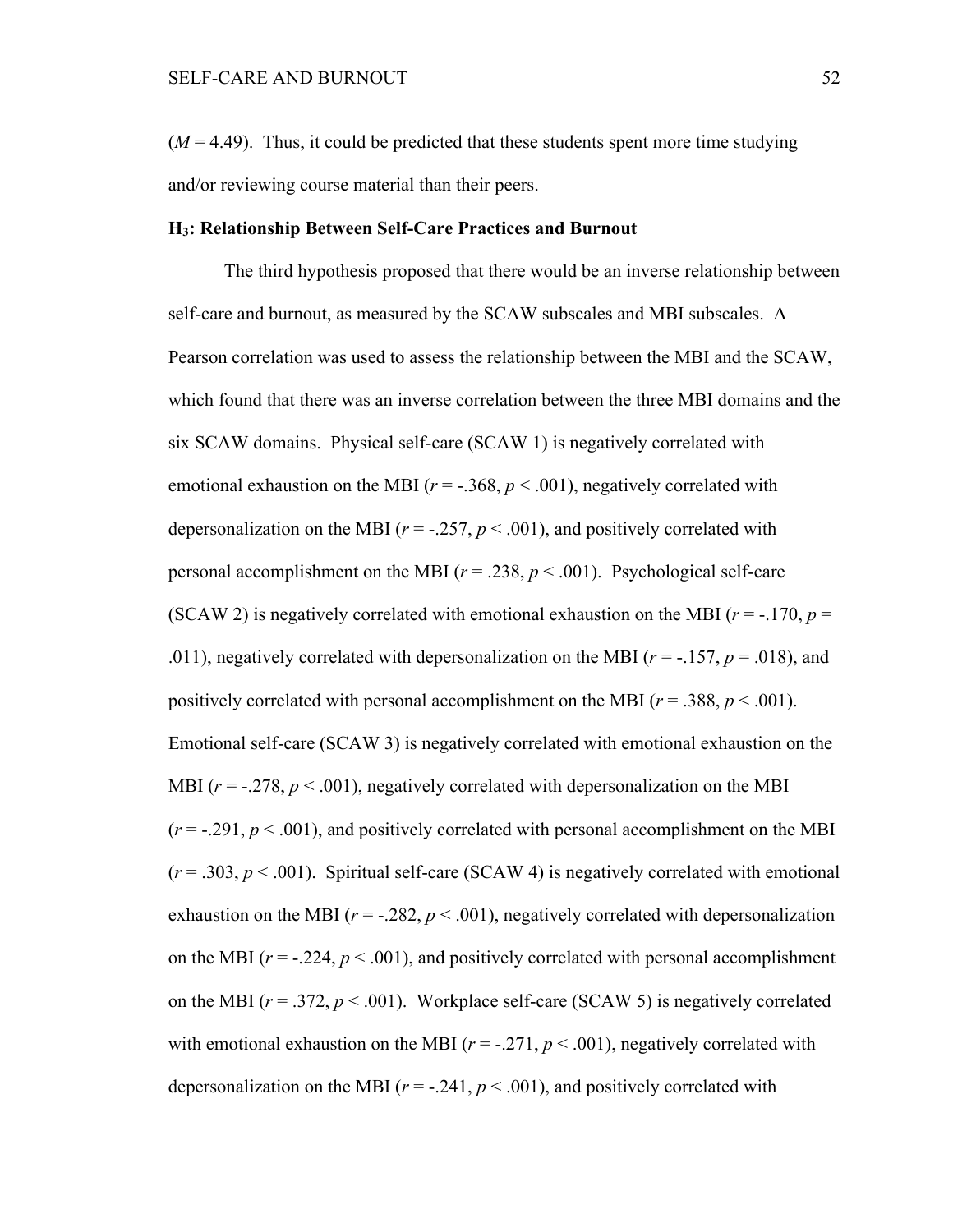($M = 4.49$). Thus, it could be predicted that these students spent more time studying and/or reviewing course material than their peers.

### $H_3$: Relationship Between Self-Care Practices and Burnout

The third hypothesis proposed that there would be an inverse relationship between self-care and burnout, as measured by the SCAW subscales and MBI subscales. A Pearson correlation was used to assess the relationship between the MBI and the SCAW, which found that there was an inverse correlation between the three MBI domains and the six SCAW domains. Physical self-care (SCAW 1) is negatively correlated with emotional exhaustion on the MBI ($r = -.368$, $p < .001$), negatively correlated with depersonalization on the MBI ($r = -.257$, $p < .001$), and positively correlated with personal accomplishment on the MBI ($r = .238$, $p < .001$). Psychological self-care (SCAW 2) is negatively correlated with emotional exhaustion on the MBI ($r = -.170$, $p = .011$), negatively correlated with depersonalization on the MBI ($r = -.157$, $p = .018$), and positively correlated with personal accomplishment on the MBI ($r = .388$, $p < .001$). Emotional self-care (SCAW 3) is negatively correlated with emotional exhaustion on the MBI ($r = -.278$, $p < .001$), negatively correlated with depersonalization on the MBI ($r = -.291$, $p < .001$), and positively correlated with personal accomplishment on the MBI ($r = .303$, $p < .001$). Spiritual self-care (SCAW 4) is negatively correlated with emotional exhaustion on the MBI ($r = -.282$, $p < .001$), negatively correlated with depersonalization on the MBI ($r = -.224$, $p < .001$), and positively correlated with personal accomplishment on the MBI ($r = .372$, $p < .001$). Workplace self-care (SCAW 5) is negatively correlated with emotional exhaustion on the MBI ($r = -.271$, $p < .001$), negatively correlated with depersonalization on the MBI ($r = -.241$, $p < .001$), and positively correlated with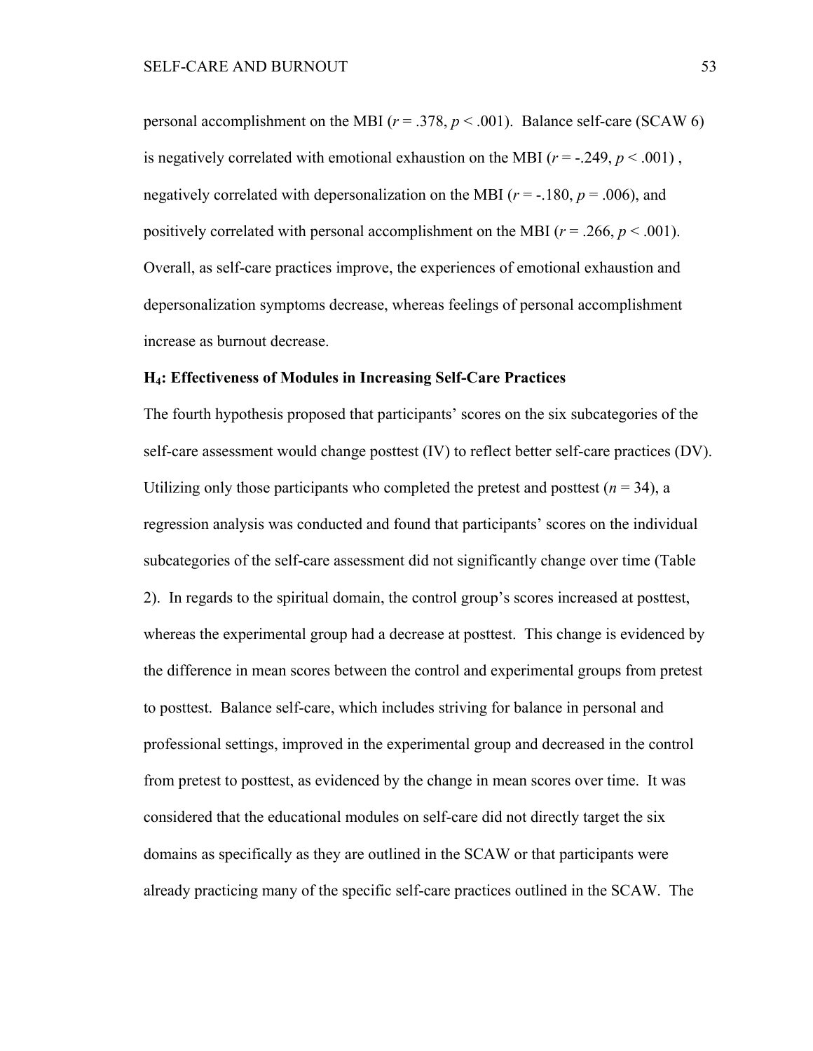personal accomplishment on the MBI ($r = .378$, $p < .001$). Balance self-care (SCAW 6) is negatively correlated with emotional exhaustion on the MBI ($r = -.249$, $p < .001$) , negatively correlated with depersonalization on the MBI ($r = -.180$, $p = .006$), and positively correlated with personal accomplishment on the MBI ($r = .266$, $p < .001$). Overall, as self-care practices improve, the experiences of emotional exhaustion and depersonalization symptoms decrease, whereas feelings of personal accomplishment increase as burnout decrease.

**$H_4$: Effectiveness of Modules in Increasing Self-Care Practices**

The fourth hypothesis proposed that participants' scores on the six subcategories of the self-care assessment would change posttest (IV) to reflect better self-care practices (DV). Utilizing only those participants who completed the pretest and posttest ($n = 34$), a regression analysis was conducted and found that participants' scores on the individual subcategories of the self-care assessment did not significantly change over time (Table 2). In regards to the spiritual domain, the control group's scores increased at posttest, whereas the experimental group had a decrease at posttest. This change is evidenced by the difference in mean scores between the control and experimental groups from pretest to posttest. Balance self-care, which includes striving for balance in personal and professional settings, improved in the experimental group and decreased in the control from pretest to posttest, as evidenced by the change in mean scores over time. It was considered that the educational modules on self-care did not directly target the six domains as specifically as they are outlined in the SCAW or that participants were already practicing many of the specific self-care practices outlined in the SCAW. The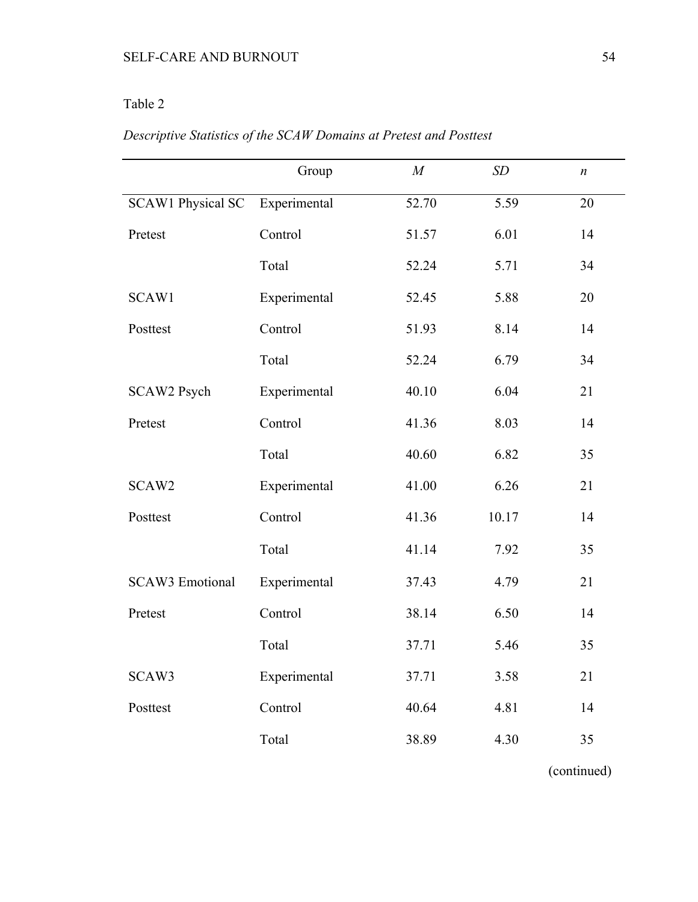Table 2

*Descriptive Statistics of the SCAW Domains at Pretest and Posttest*

| | Group | *M* | *SD* | *n* |
|---|---|---|---|---|
| SCAW1 Physical SC | Experimental | 52.70 | 5.59 | 20 |
| Pretest | Control | 51.57 | 6.01 | 14 |
| | Total | 52.24 | 5.71 | 34 |
| SCAW1 | Experimental | 52.45 | 5.88 | 20 |
| Posttest | Control | 51.93 | 8.14 | 14 |
| | Total | 52.24 | 6.79 | 34 |
| SCAW2 Psych | Experimental | 40.10 | 6.04 | 21 |
| Pretest | Control | 41.36 | 8.03 | 14 |
| | Total | 40.60 | 6.82 | 35 |
| SCAW2 | Experimental | 41.00 | 6.26 | 21 |
| Posttest | Control | 41.36 | 10.17 | 14 |
| | Total | 41.14 | 7.92 | 35 |
| SCAW3 Emotional | Experimental | 37.43 | 4.79 | 21 |
| Pretest | Control | 38.14 | 6.50 | 14 |
| | Total | 37.71 | 5.46 | 35 |
| SCAW3 | Experimental | 37.71 | 3.58 | 21 |
| Posttest | Control | 40.64 | 4.81 | 14 |
| | Total | 38.89 | 4.30 | 35 |

(continued)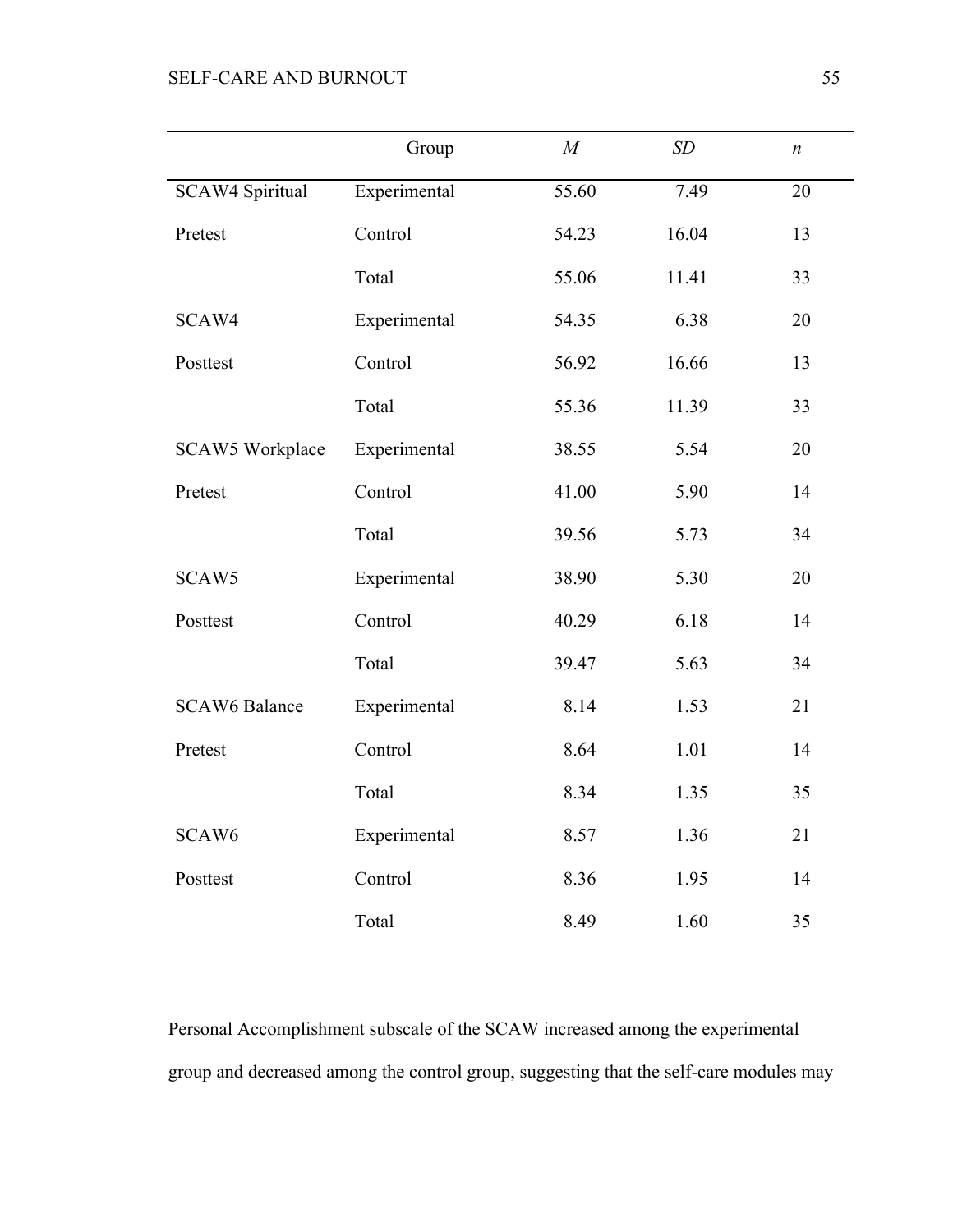| | Group | *M* | *SD* | *n* |
|---|---|---|---|---|
| SCAW4 Spiritual | Experimental | 55.60 | 7.49 | 20 |
| Pretest | Control | 54.23 | 16.04 | 13 |
| | Total | 55.06 | 11.41 | 33 |
| SCAW4 | Experimental | 54.35 | 6.38 | 20 |
| Posttest | Control | 56.92 | 16.66 | 13 |
| | Total | 55.36 | 11.39 | 33 |
| SCAW5 Workplace | Experimental | 38.55 | 5.54 | 20 |
| Pretest | Control | 41.00 | 5.90 | 14 |
| | Total | 39.56 | 5.73 | 34 |
| SCAW5 | Experimental | 38.90 | 5.30 | 20 |
| Posttest | Control | 40.29 | 6.18 | 14 |
| | Total | 39.47 | 5.63 | 34 |
| SCAW6 Balance | Experimental | 8.14 | 1.53 | 21 |
| Pretest | Control | 8.64 | 1.01 | 14 |
| | Total | 8.34 | 1.35 | 35 |
| SCAW6 | Experimental | 8.57 | 1.36 | 21 |
| Posttest | Control | 8.36 | 1.95 | 14 |
| | Total | 8.49 | 1.60 | 35 |

Personal Accomplishment subscale of the SCAW increased among the experimental group and decreased among the control group, suggesting that the self-care modules may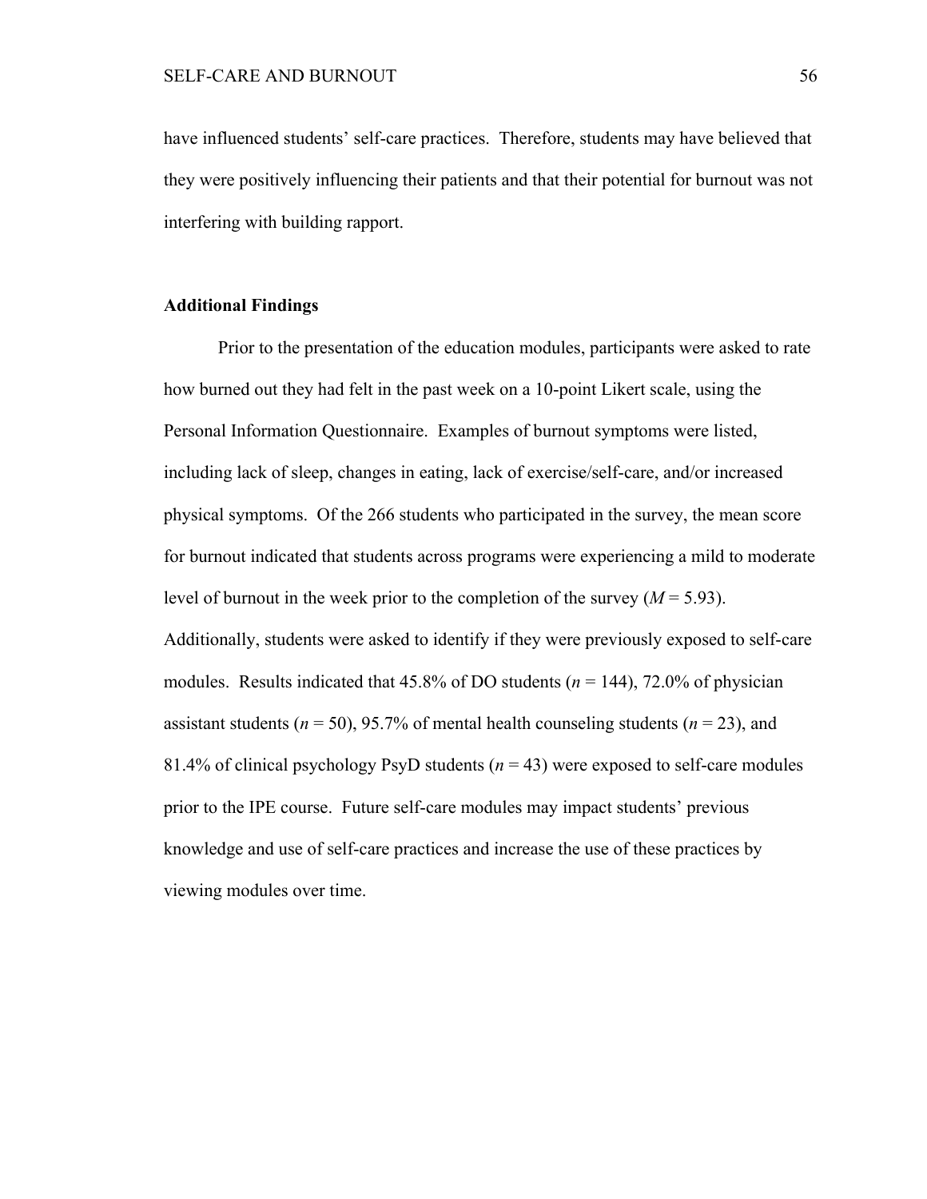have influenced students' self-care practices. Therefore, students may have believed that they were positively influencing their patients and that their potential for burnout was not interfering with building rapport.

## Additional Findings

Prior to the presentation of the education modules, participants were asked to rate how burned out they had felt in the past week on a 10-point Likert scale, using the Personal Information Questionnaire. Examples of burnout symptoms were listed, including lack of sleep, changes in eating, lack of exercise/self-care, and/or increased physical symptoms. Of the 266 students who participated in the survey, the mean score for burnout indicated that students across programs were experiencing a mild to moderate level of burnout in the week prior to the completion of the survey ($M = 5.93$). Additionally, students were asked to identify if they were previously exposed to self-care modules. Results indicated that 45.8% of DO students ($n = 144$), 72.0% of physician assistant students ($n = 50$), 95.7% of mental health counseling students ($n = 23$), and 81.4% of clinical psychology PsyD students ($n = 43$) were exposed to self-care modules prior to the IPE course. Future self-care modules may impact students' previous knowledge and use of self-care practices and increase the use of these practices by viewing modules over time.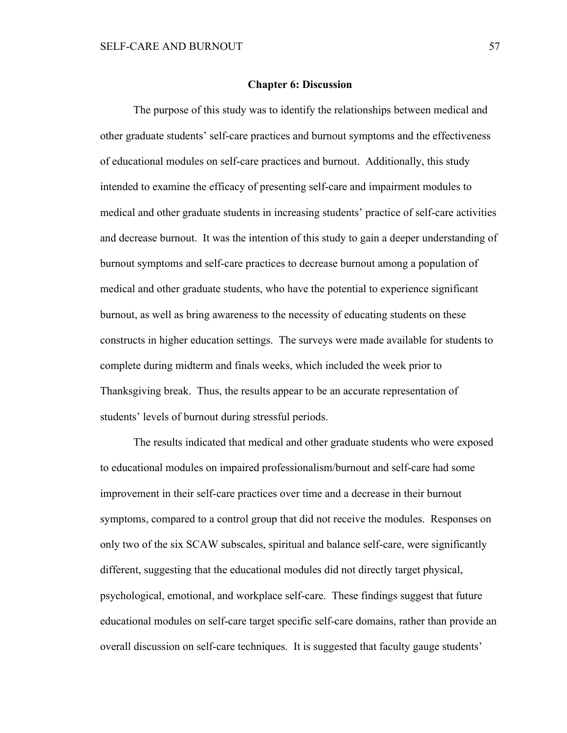# Chapter 6: Discussion

The purpose of this study was to identify the relationships between medical and other graduate students' self-care practices and burnout symptoms and the effectiveness of educational modules on self-care practices and burnout. Additionally, this study intended to examine the efficacy of presenting self-care and impairment modules to medical and other graduate students in increasing students' practice of self-care activities and decrease burnout. It was the intention of this study to gain a deeper understanding of burnout symptoms and self-care practices to decrease burnout among a population of medical and other graduate students, who have the potential to experience significant burnout, as well as bring awareness to the necessity of educating students on these constructs in higher education settings. The surveys were made available for students to complete during midterm and finals weeks, which included the week prior to Thanksgiving break. Thus, the results appear to be an accurate representation of students' levels of burnout during stressful periods.

The results indicated that medical and other graduate students who were exposed to educational modules on impaired professionalism/burnout and self-care had some improvement in their self-care practices over time and a decrease in their burnout symptoms, compared to a control group that did not receive the modules. Responses on only two of the six SCAW subscales, spiritual and balance self-care, were significantly different, suggesting that the educational modules did not directly target physical, psychological, emotional, and workplace self-care. These findings suggest that future educational modules on self-care target specific self-care domains, rather than provide an overall discussion on self-care techniques. It is suggested that faculty gauge students'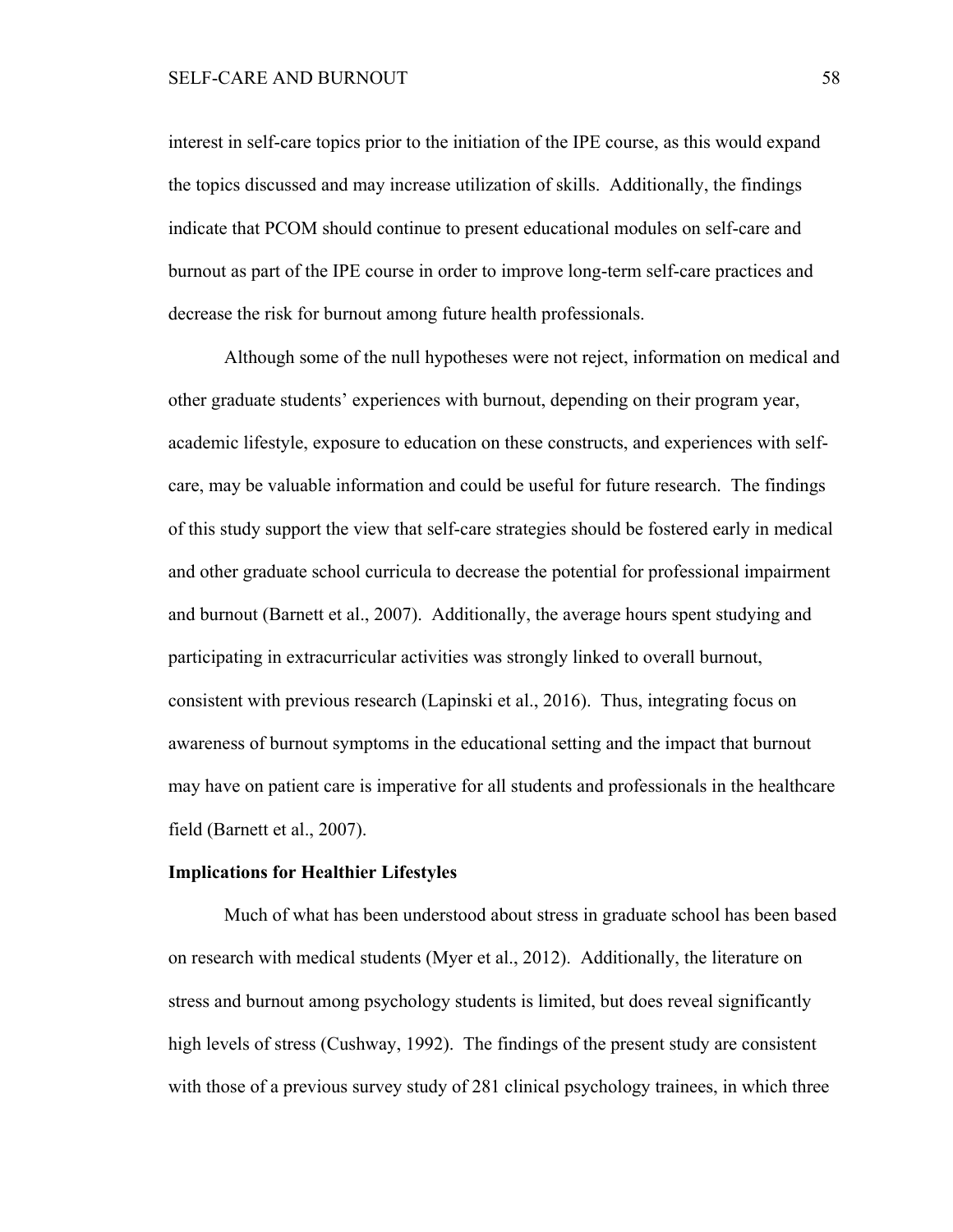interest in self-care topics prior to the initiation of the IPE course, as this would expand the topics discussed and may increase utilization of skills. Additionally, the findings indicate that PCOM should continue to present educational modules on self-care and burnout as part of the IPE course in order to improve long-term self-care practices and decrease the risk for burnout among future health professionals.

Although some of the null hypotheses were not reject, information on medical and other graduate students' experiences with burnout, depending on their program year, academic lifestyle, exposure to education on these constructs, and experiences with self-care, may be valuable information and could be useful for future research. The findings of this study support the view that self-care strategies should be fostered early in medical and other graduate school curricula to decrease the potential for professional impairment and burnout (Barnett et al., 2007). Additionally, the average hours spent studying and participating in extracurricular activities was strongly linked to overall burnout, consistent with previous research (Lapinski et al., 2016). Thus, integrating focus on awareness of burnout symptoms in the educational setting and the impact that burnout may have on patient care is imperative for all students and professionals in the healthcare field (Barnett et al., 2007).

**Implications for Healthier Lifestyles**

Much of what has been understood about stress in graduate school has been based on research with medical students (Myer et al., 2012). Additionally, the literature on stress and burnout among psychology students is limited, but does reveal significantly high levels of stress (Cushway, 1992). The findings of the present study are consistent with those of a previous survey study of 281 clinical psychology trainees, in which three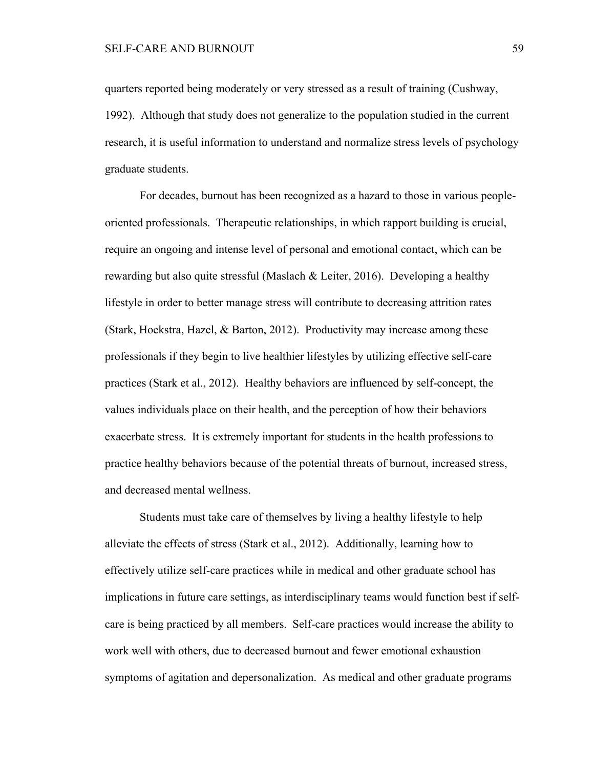quarters reported being moderately or very stressed as a result of training (Cushway, 1992). Although that study does not generalize to the population studied in the current research, it is useful information to understand and normalize stress levels of psychology graduate students.

For decades, burnout has been recognized as a hazard to those in various people-oriented professionals. Therapeutic relationships, in which rapport building is crucial, require an ongoing and intense level of personal and emotional contact, which can be rewarding but also quite stressful (Maslach & Leiter, 2016). Developing a healthy lifestyle in order to better manage stress will contribute to decreasing attrition rates (Stark, Hoekstra, Hazel, & Barton, 2012). Productivity may increase among these professionals if they begin to live healthier lifestyles by utilizing effective self-care practices (Stark et al., 2012). Healthy behaviors are influenced by self-concept, the values individuals place on their health, and the perception of how their behaviors exacerbate stress. It is extremely important for students in the health professions to practice healthy behaviors because of the potential threats of burnout, increased stress, and decreased mental wellness.

Students must take care of themselves by living a healthy lifestyle to help alleviate the effects of stress (Stark et al., 2012). Additionally, learning how to effectively utilize self-care practices while in medical and other graduate school has implications in future care settings, as interdisciplinary teams would function best if self-care is being practiced by all members. Self-care practices would increase the ability to work well with others, due to decreased burnout and fewer emotional exhaustion symptoms of agitation and depersonalization. As medical and other graduate programs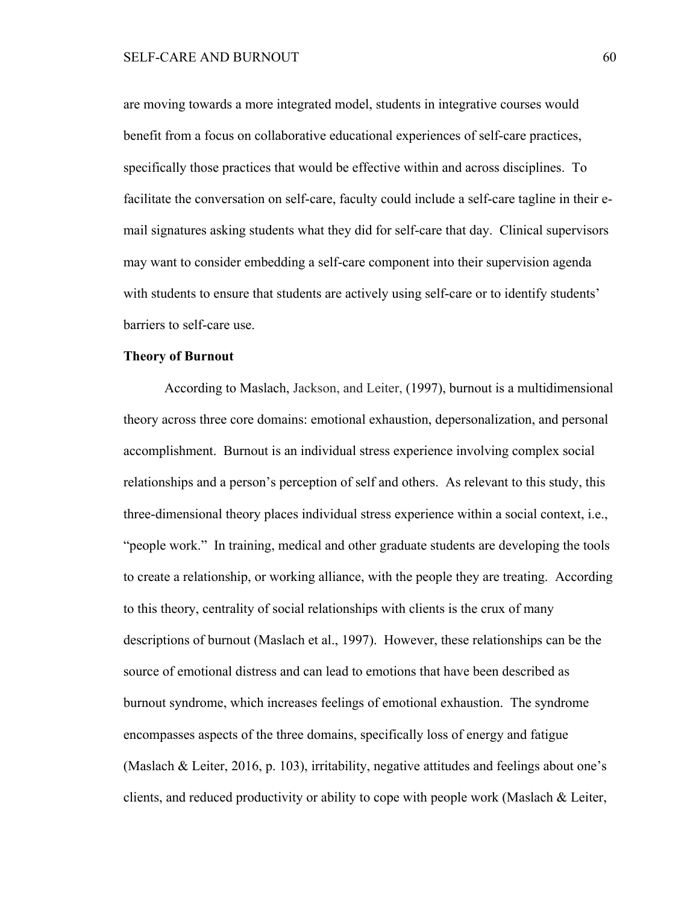are moving towards a more integrated model, students in integrative courses would benefit from a focus on collaborative educational experiences of self-care practices, specifically those practices that would be effective within and across disciplines. To facilitate the conversation on self-care, faculty could include a self-care tagline in their e-mail signatures asking students what they did for self-care that day. Clinical supervisors may want to consider embedding a self-care component into their supervision agenda with students to ensure that students are actively using self-care or to identify students' barriers to self-care use.

**Theory of Burnout**

According to Maslach, Jackson, and Leiter, (1997), burnout is a multidimensional theory across three core domains: emotional exhaustion, depersonalization, and personal accomplishment. Burnout is an individual stress experience involving complex social relationships and a person's perception of self and others. As relevant to this study, this three-dimensional theory places individual stress experience within a social context, i.e., "people work." In training, medical and other graduate students are developing the tools to create a relationship, or working alliance, with the people they are treating. According to this theory, centrality of social relationships with clients is the crux of many descriptions of burnout (Maslach et al., 1997). However, these relationships can be the source of emotional distress and can lead to emotions that have been described as burnout syndrome, which increases feelings of emotional exhaustion. The syndrome encompasses aspects of the three domains, specifically loss of energy and fatigue (Maslach & Leiter, 2016, p. 103), irritability, negative attitudes and feelings about one's clients, and reduced productivity or ability to cope with people work (Maslach & Leiter,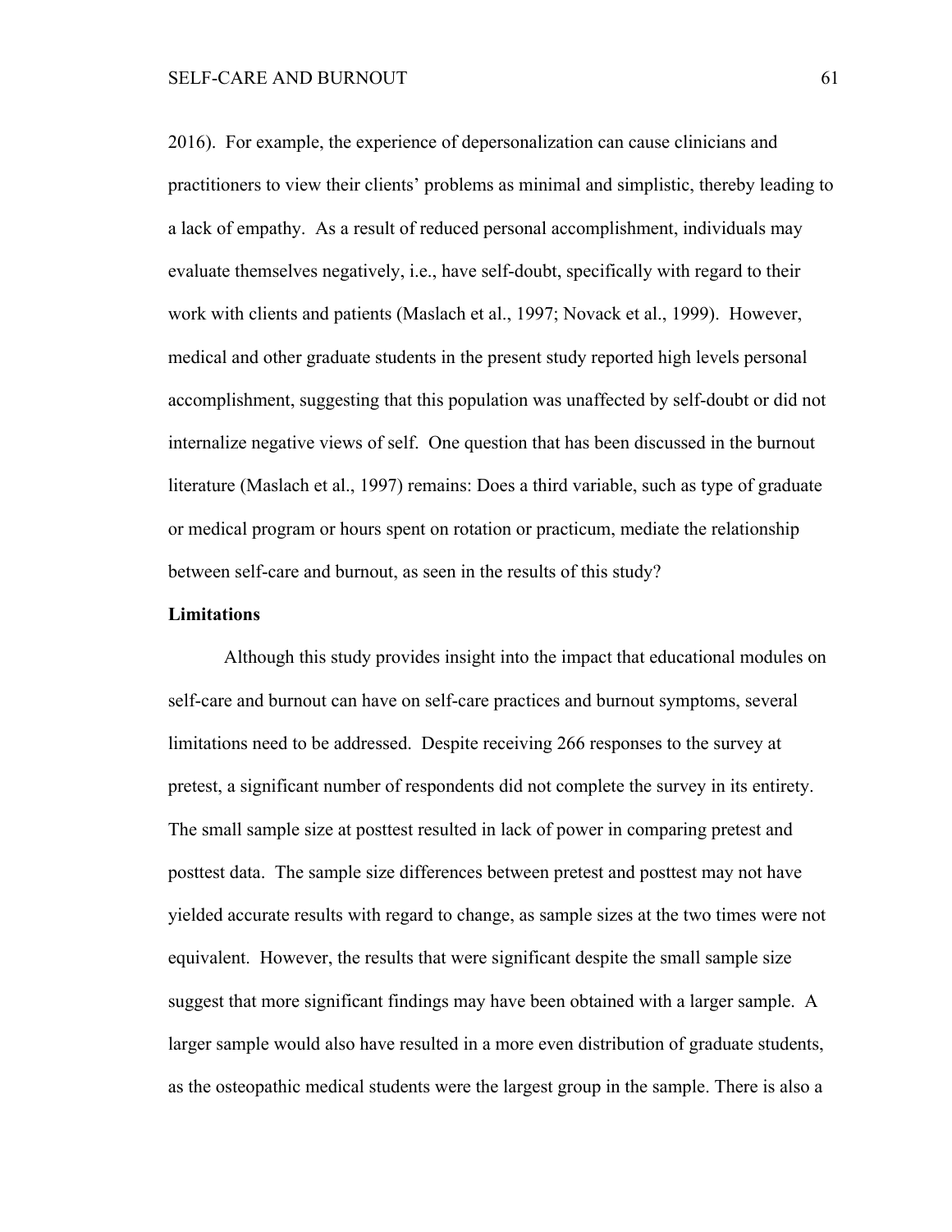2016). For example, the experience of depersonalization can cause clinicians and practitioners to view their clients' problems as minimal and simplistic, thereby leading to a lack of empathy. As a result of reduced personal accomplishment, individuals may evaluate themselves negatively, i.e., have self-doubt, specifically with regard to their work with clients and patients (Maslach et al., 1997; Novack et al., 1999). However, medical and other graduate students in the present study reported high levels personal accomplishment, suggesting that this population was unaffected by self-doubt or did not internalize negative views of self. One question that has been discussed in the burnout literature (Maslach et al., 1997) remains: Does a third variable, such as type of graduate or medical program or hours spent on rotation or practicum, mediate the relationship between self-care and burnout, as seen in the results of this study?

## Limitations

Although this study provides insight into the impact that educational modules on self-care and burnout can have on self-care practices and burnout symptoms, several limitations need to be addressed. Despite receiving 266 responses to the survey at pretest, a significant number of respondents did not complete the survey in its entirety. The small sample size at posttest resulted in lack of power in comparing pretest and posttest data. The sample size differences between pretest and posttest may not have yielded accurate results with regard to change, as sample sizes at the two times were not equivalent. However, the results that were significant despite the small sample size suggest that more significant findings may have been obtained with a larger sample. A larger sample would also have resulted in a more even distribution of graduate students, as the osteopathic medical students were the largest group in the sample. There is also a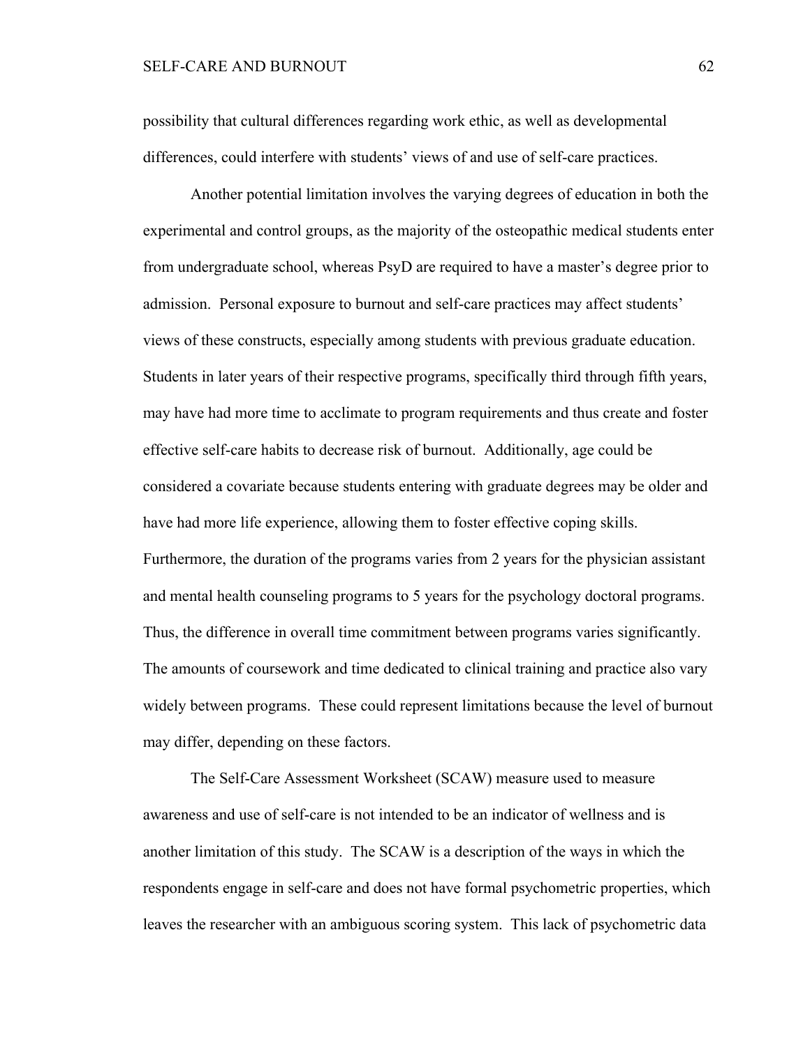possibility that cultural differences regarding work ethic, as well as developmental differences, could interfere with students' views of and use of self-care practices.

Another potential limitation involves the varying degrees of education in both the experimental and control groups, as the majority of the osteopathic medical students enter from undergraduate school, whereas PsyD are required to have a master's degree prior to admission. Personal exposure to burnout and self-care practices may affect students' views of these constructs, especially among students with previous graduate education. Students in later years of their respective programs, specifically third through fifth years, may have had more time to acclimate to program requirements and thus create and foster effective self-care habits to decrease risk of burnout. Additionally, age could be considered a covariate because students entering with graduate degrees may be older and have had more life experience, allowing them to foster effective coping skills. Furthermore, the duration of the programs varies from 2 years for the physician assistant and mental health counseling programs to 5 years for the psychology doctoral programs. Thus, the difference in overall time commitment between programs varies significantly. The amounts of coursework and time dedicated to clinical training and practice also vary widely between programs. These could represent limitations because the level of burnout may differ, depending on these factors.

The Self-Care Assessment Worksheet (SCAW) measure used to measure awareness and use of self-care is not intended to be an indicator of wellness and is another limitation of this study. The SCAW is a description of the ways in which the respondents engage in self-care and does not have formal psychometric properties, which leaves the researcher with an ambiguous scoring system. This lack of psychometric data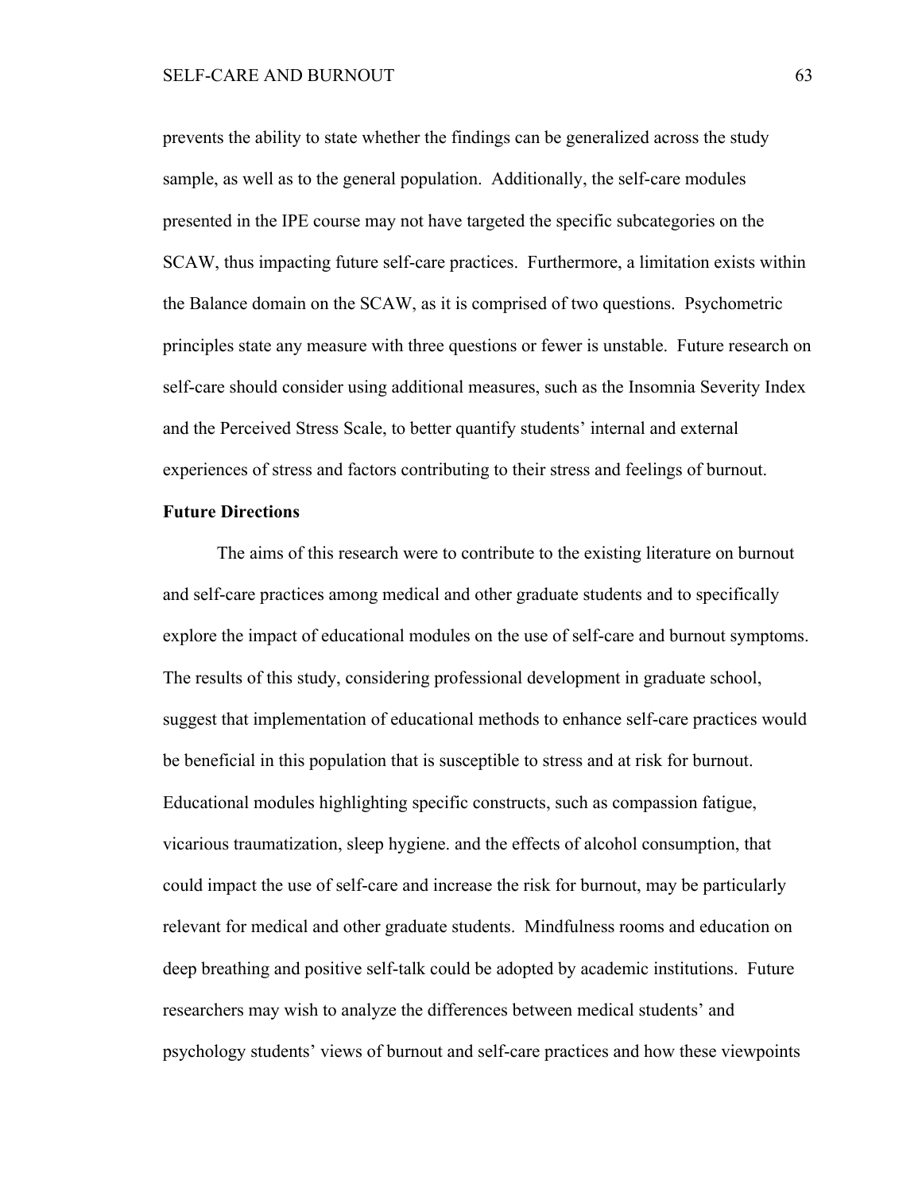prevents the ability to state whether the findings can be generalized across the study sample, as well as to the general population. Additionally, the self-care modules presented in the IPE course may not have targeted the specific subcategories on the SCAW, thus impacting future self-care practices. Furthermore, a limitation exists within the Balance domain on the SCAW, as it is comprised of two questions. Psychometric principles state any measure with three questions or fewer is unstable. Future research on self-care should consider using additional measures, such as the Insomnia Severity Index and the Perceived Stress Scale, to better quantify students' internal and external experiences of stress and factors contributing to their stress and feelings of burnout.

**Future Directions**

The aims of this research were to contribute to the existing literature on burnout and self-care practices among medical and other graduate students and to specifically explore the impact of educational modules on the use of self-care and burnout symptoms. The results of this study, considering professional development in graduate school, suggest that implementation of educational methods to enhance self-care practices would be beneficial in this population that is susceptible to stress and at risk for burnout. Educational modules highlighting specific constructs, such as compassion fatigue, vicarious traumatization, sleep hygiene. and the effects of alcohol consumption, that could impact the use of self-care and increase the risk for burnout, may be particularly relevant for medical and other graduate students. Mindfulness rooms and education on deep breathing and positive self-talk could be adopted by academic institutions. Future researchers may wish to analyze the differences between medical students' and psychology students' views of burnout and self-care practices and how these viewpoints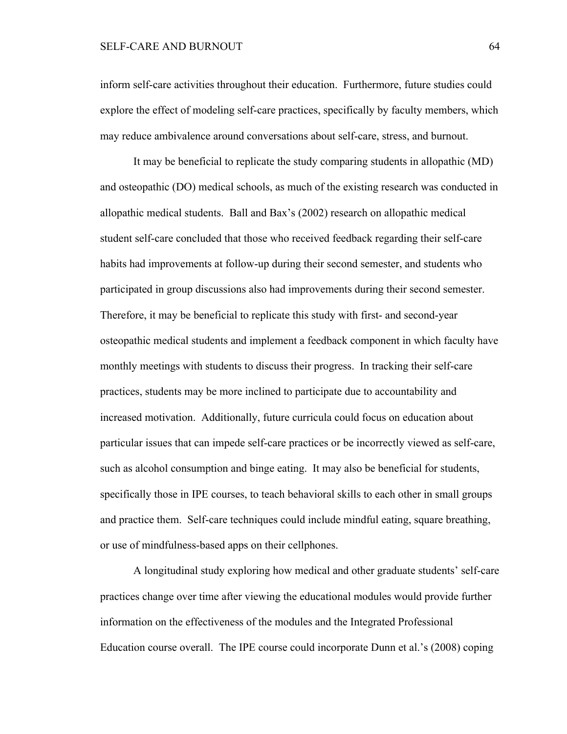inform self-care activities throughout their education. Furthermore, future studies could explore the effect of modeling self-care practices, specifically by faculty members, which may reduce ambivalence around conversations about self-care, stress, and burnout.

It may be beneficial to replicate the study comparing students in allopathic (MD) and osteopathic (DO) medical schools, as much of the existing research was conducted in allopathic medical students. Ball and Bax's (2002) research on allopathic medical student self-care concluded that those who received feedback regarding their self-care habits had improvements at follow-up during their second semester, and students who participated in group discussions also had improvements during their second semester. Therefore, it may be beneficial to replicate this study with first- and second-year osteopathic medical students and implement a feedback component in which faculty have monthly meetings with students to discuss their progress. In tracking their self-care practices, students may be more inclined to participate due to accountability and increased motivation. Additionally, future curricula could focus on education about particular issues that can impede self-care practices or be incorrectly viewed as self-care, such as alcohol consumption and binge eating. It may also be beneficial for students, specifically those in IPE courses, to teach behavioral skills to each other in small groups and practice them. Self-care techniques could include mindful eating, square breathing, or use of mindfulness-based apps on their cellphones.

A longitudinal study exploring how medical and other graduate students' self-care practices change over time after viewing the educational modules would provide further information on the effectiveness of the modules and the Integrated Professional Education course overall. The IPE course could incorporate Dunn et al.'s (2008) coping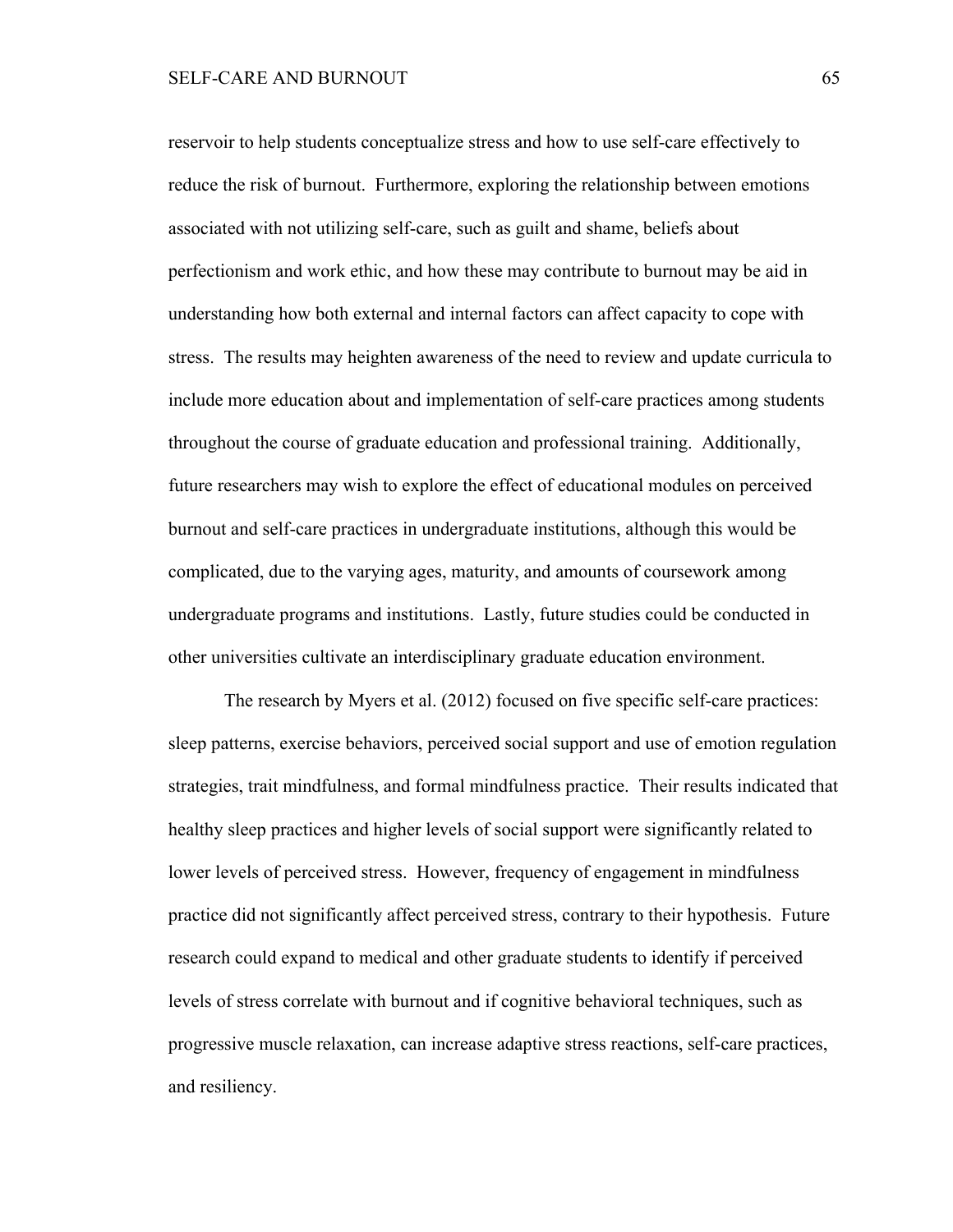reservoir to help students conceptualize stress and how to use self-care effectively to reduce the risk of burnout. Furthermore, exploring the relationship between emotions associated with not utilizing self-care, such as guilt and shame, beliefs about perfectionism and work ethic, and how these may contribute to burnout may be aid in understanding how both external and internal factors can affect capacity to cope with stress. The results may heighten awareness of the need to review and update curricula to include more education about and implementation of self-care practices among students throughout the course of graduate education and professional training. Additionally, future researchers may wish to explore the effect of educational modules on perceived burnout and self-care practices in undergraduate institutions, although this would be complicated, due to the varying ages, maturity, and amounts of coursework among undergraduate programs and institutions. Lastly, future studies could be conducted in other universities cultivate an interdisciplinary graduate education environment.

The research by Myers et al. (2012) focused on five specific self-care practices: sleep patterns, exercise behaviors, perceived social support and use of emotion regulation strategies, trait mindfulness, and formal mindfulness practice. Their results indicated that healthy sleep practices and higher levels of social support were significantly related to lower levels of perceived stress. However, frequency of engagement in mindfulness practice did not significantly affect perceived stress, contrary to their hypothesis. Future research could expand to medical and other graduate students to identify if perceived levels of stress correlate with burnout and if cognitive behavioral techniques, such as progressive muscle relaxation, can increase adaptive stress reactions, self-care practices, and resiliency.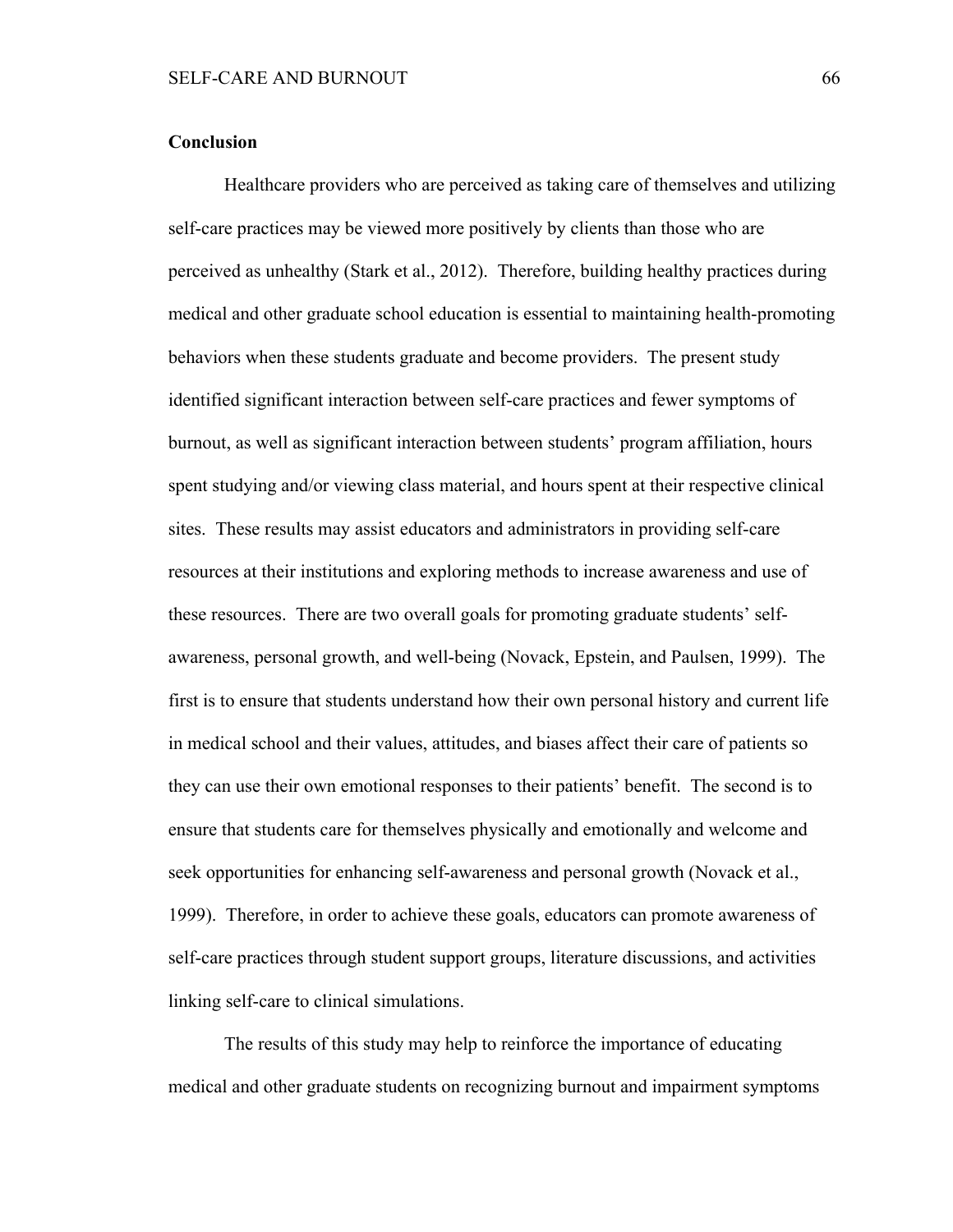**Conclusion**

Healthcare providers who are perceived as taking care of themselves and utilizing self-care practices may be viewed more positively by clients than those who are perceived as unhealthy (Stark et al., 2012). Therefore, building healthy practices during medical and other graduate school education is essential to maintaining health-promoting behaviors when these students graduate and become providers. The present study identified significant interaction between self-care practices and fewer symptoms of burnout, as well as significant interaction between students' program affiliation, hours spent studying and/or viewing class material, and hours spent at their respective clinical sites. These results may assist educators and administrators in providing self-care resources at their institutions and exploring methods to increase awareness and use of these resources. There are two overall goals for promoting graduate students' self-awareness, personal growth, and well-being (Novack, Epstein, and Paulsen, 1999). The first is to ensure that students understand how their own personal history and current life in medical school and their values, attitudes, and biases affect their care of patients so they can use their own emotional responses to their patients' benefit. The second is to ensure that students care for themselves physically and emotionally and welcome and seek opportunities for enhancing self-awareness and personal growth (Novack et al., 1999). Therefore, in order to achieve these goals, educators can promote awareness of self-care practices through student support groups, literature discussions, and activities linking self-care to clinical simulations.

The results of this study may help to reinforce the importance of educating medical and other graduate students on recognizing burnout and impairment symptoms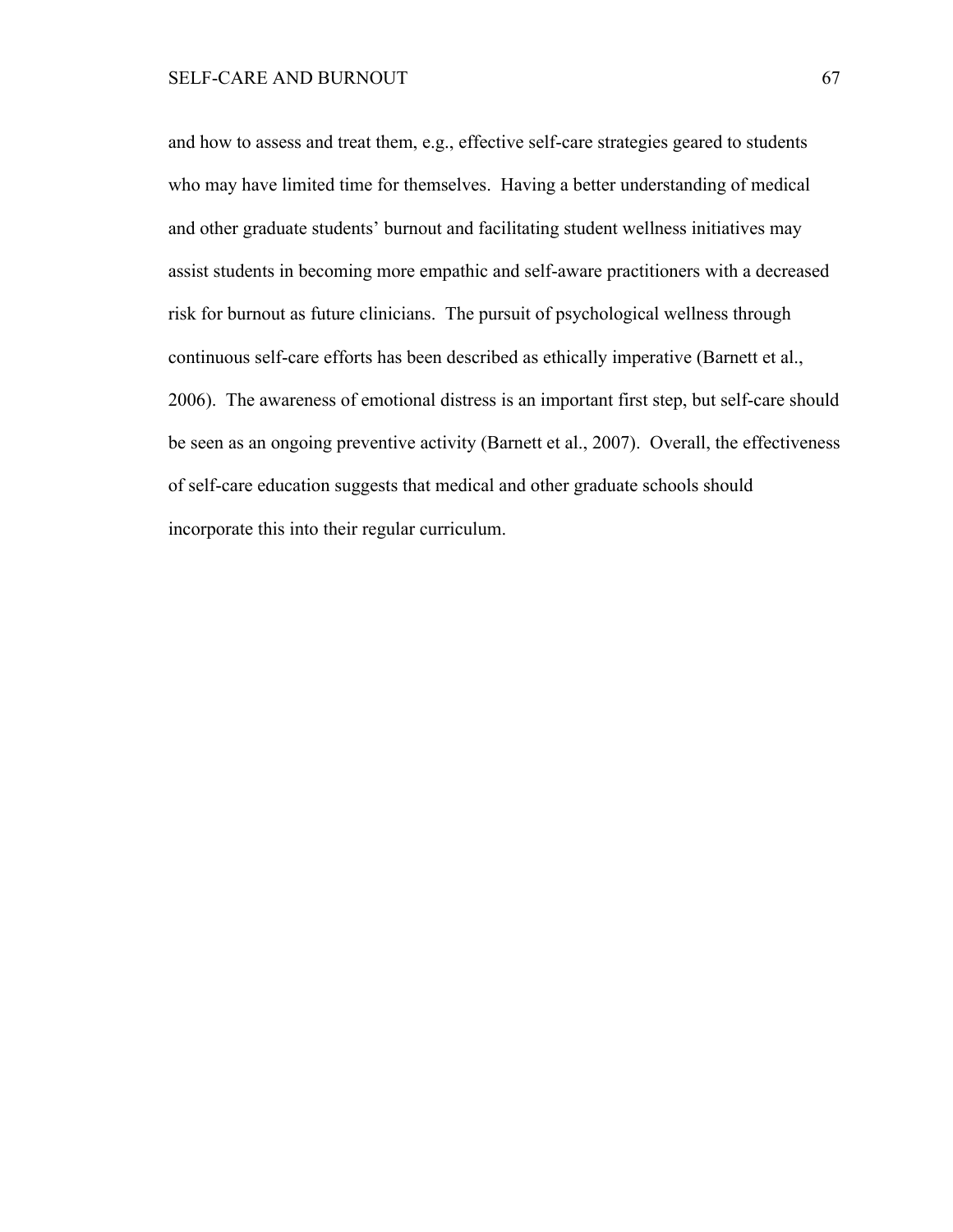and how to assess and treat them, e.g., effective self-care strategies geared to students who may have limited time for themselves. Having a better understanding of medical and other graduate students' burnout and facilitating student wellness initiatives may assist students in becoming more empathic and self-aware practitioners with a decreased risk for burnout as future clinicians. The pursuit of psychological wellness through continuous self-care efforts has been described as ethically imperative (Barnett et al., 2006). The awareness of emotional distress is an important first step, but self-care should be seen as an ongoing preventive activity (Barnett et al., 2007). Overall, the effectiveness of self-care education suggests that medical and other graduate schools should incorporate this into their regular curriculum.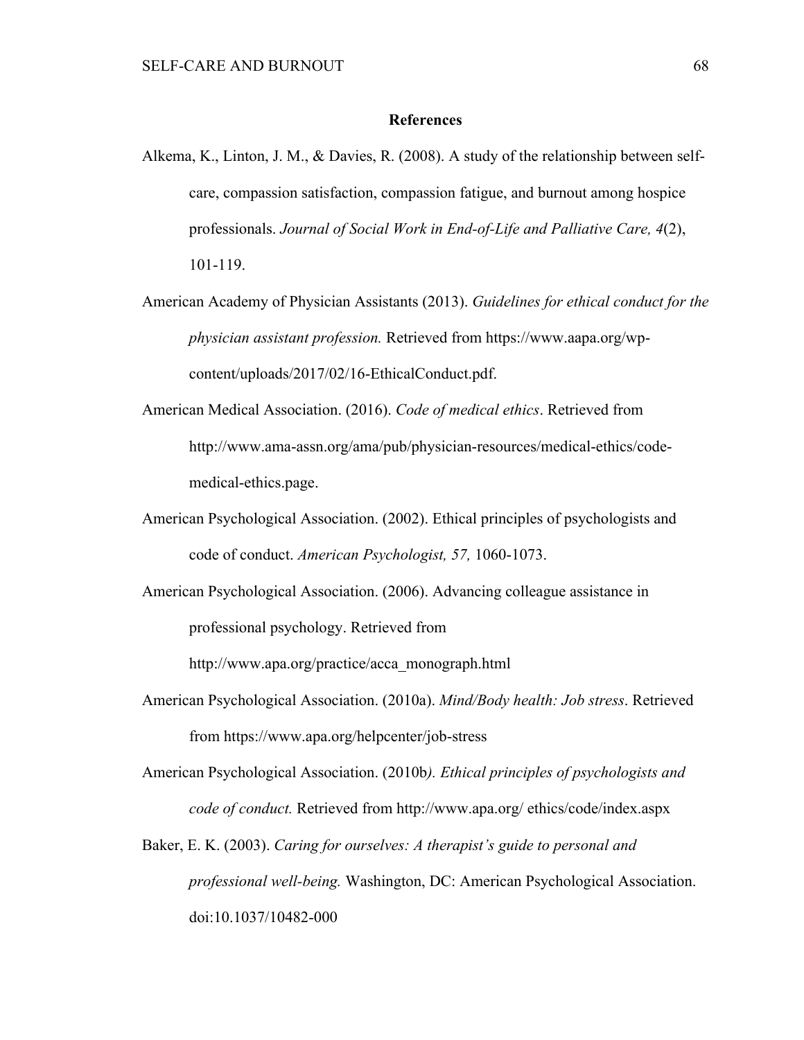## References

Alkema, K., Linton, J. M., & Davies, R. (2008). A study of the relationship between self-care, compassion satisfaction, compassion fatigue, and burnout among hospice professionals. *Journal of Social Work in End-of-Life and Palliative Care, 4*(2), 101-119.

American Academy of Physician Assistants (2013). *Guidelines for ethical conduct for the physician assistant profession.* Retrieved from https://www.aapa.org/wp-content/uploads/2017/02/16-EthicalConduct.pdf.

American Medical Association. (2016). *Code of medical ethics*. Retrieved from http://www.ama-assn.org/ama/pub/physician-resources/medical-ethics/code-medical-ethics.page.

American Psychological Association. (2002). Ethical principles of psychologists and code of conduct. *American Psychologist, 57,* 1060-1073.

American Psychological Association. (2006). Advancing colleague assistance in professional psychology. Retrieved from http://www.apa.org/practice/acca_monograph.html

American Psychological Association. (2010a). *Mind/Body health: Job stress*. Retrieved from https://www.apa.org/helpcenter/job-stress

American Psychological Association. (2010b*). Ethical principles of psychologists and code of conduct.* Retrieved from http://www.apa.org/ ethics/code/index.aspx

Baker, E. K. (2003). *Caring for ourselves: A therapist's guide to personal and professional well-being.* Washington, DC: American Psychological Association. doi:10.1037/10482-000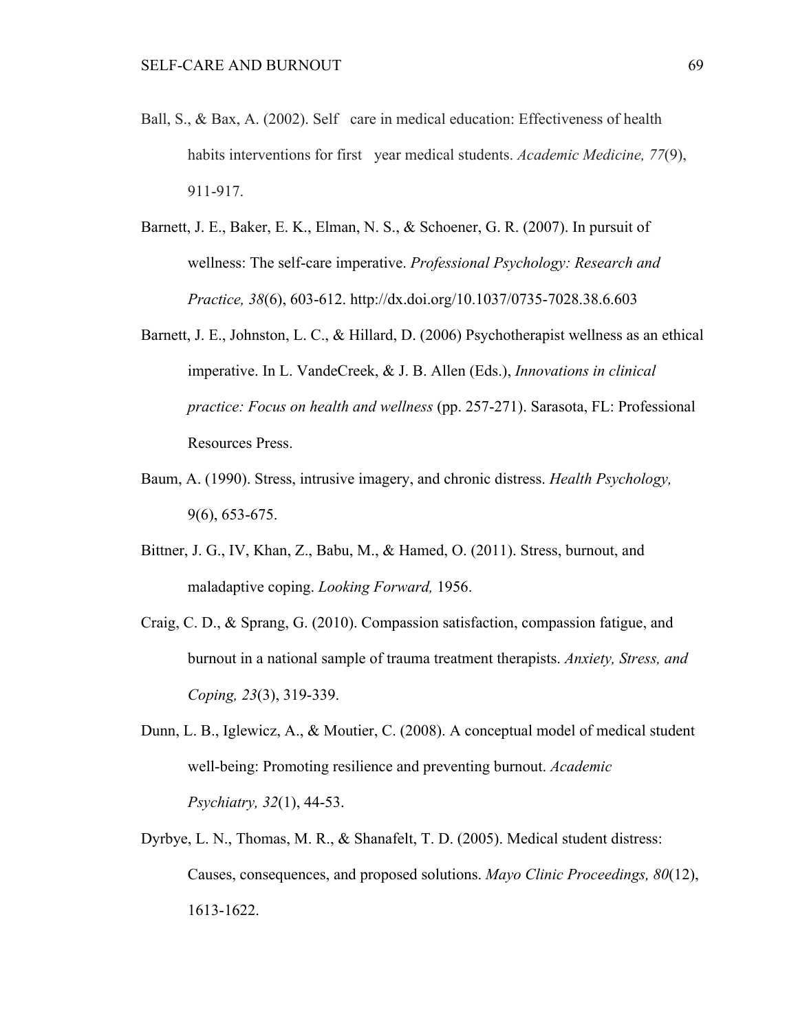Ball, S., & Bax, A. (2002). Self care in medical education: Effectiveness of health habits interventions for first year medical students. *Academic Medicine, 77*(9), 911-917.

Barnett, J. E., Baker, E. K., Elman, N. S., & Schoener, G. R. (2007). In pursuit of wellness: The self-care imperative. *Professional Psychology: Research and Practice, 38*(6), 603-612. http://dx.doi.org/10.1037/0735-7028.38.6.603

Barnett, J. E., Johnston, L. C., & Hillard, D. (2006) Psychotherapist wellness as an ethical imperative. In L. VandeCreek, & J. B. Allen (Eds.), *Innovations in clinical practice: Focus on health and wellness* (pp. 257-271). Sarasota, FL: Professional Resources Press.

Baum, A. (1990). Stress, intrusive imagery, and chronic distress. *Health Psychology,* 9(6), 653-675.

Bittner, J. G., IV, Khan, Z., Babu, M., & Hamed, O. (2011). Stress, burnout, and maladaptive coping. *Looking Forward,* 1956.

Craig, C. D., & Sprang, G. (2010). Compassion satisfaction, compassion fatigue, and burnout in a national sample of trauma treatment therapists. *Anxiety, Stress, and Coping, 23*(3), 319-339.

Dunn, L. B., Iglewicz, A., & Moutier, C. (2008). A conceptual model of medical student well-being: Promoting resilience and preventing burnout. *Academic Psychiatry, 32*(1), 44-53.

Dyrbye, L. N., Thomas, M. R., & Shanafelt, T. D. (2005). Medical student distress: Causes, consequences, and proposed solutions. *Mayo Clinic Proceedings, 80*(12), 1613-1622.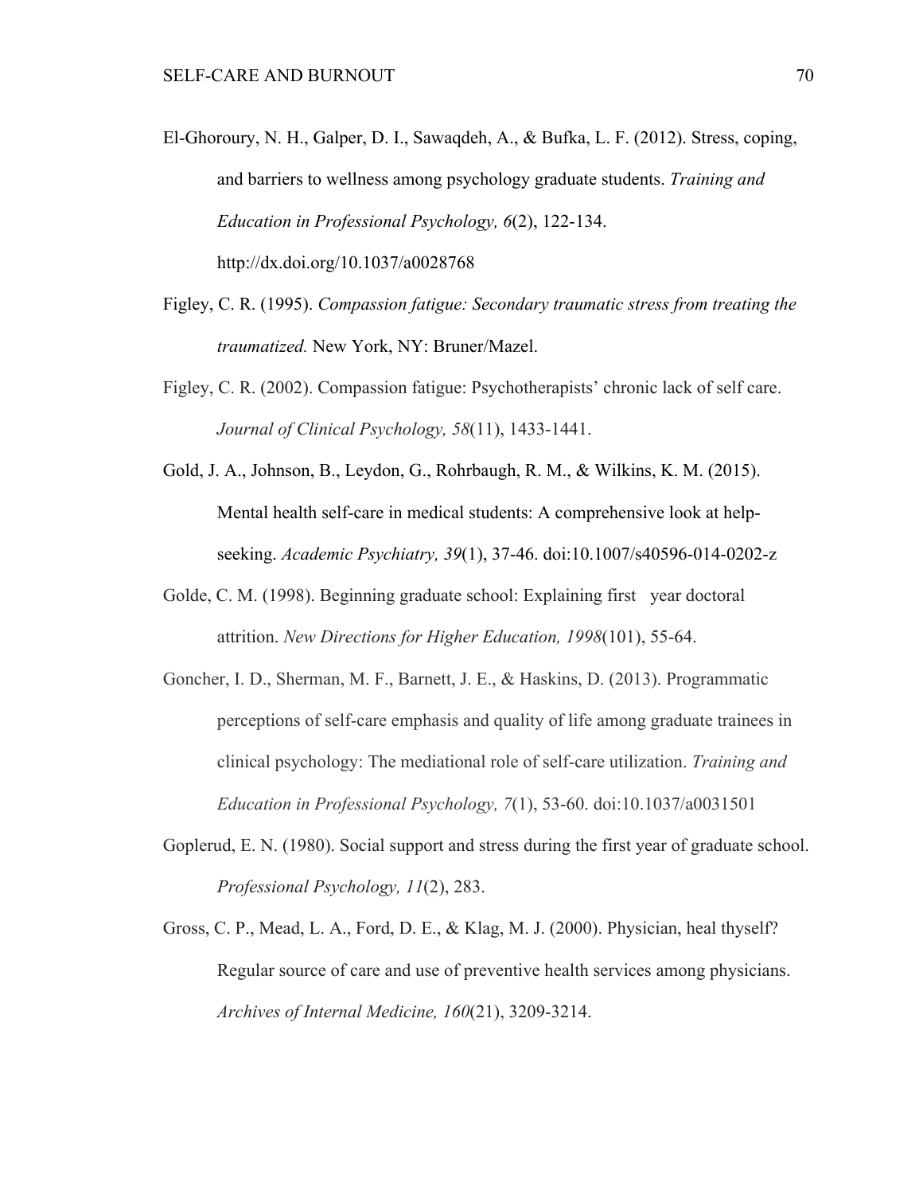El-Ghoroury, N. H., Galper, D. I., Sawaqdeh, A., & Bufka, L. F. (2012). Stress, coping, and barriers to wellness among psychology graduate students. *Training and Education in Professional Psychology, 6*(2), 122-134. http://dx.doi.org/10.1037/a0028768

Figley, C. R. (1995). *Compassion fatigue: Secondary traumatic stress from treating the traumatized.* New York, NY: Bruner/Mazel.

Figley, C. R. (2002). Compassion fatigue: Psychotherapists' chronic lack of self care. *Journal of Clinical Psychology, 58*(11), 1433-1441.

Gold, J. A., Johnson, B., Leydon, G., Rohrbaugh, R. M., & Wilkins, K. M. (2015). Mental health self-care in medical students: A comprehensive look at help-seeking. *Academic Psychiatry, 39*(1), 37-46. doi:10.1007/s40596-014-0202-z

Golde, C. M. (1998). Beginning graduate school: Explaining first year doctoral attrition. *New Directions for Higher Education, 1998*(101), 55-64.

Goncher, I. D., Sherman, M. F., Barnett, J. E., & Haskins, D. (2013). Programmatic perceptions of self-care emphasis and quality of life among graduate trainees in clinical psychology: The mediational role of self-care utilization. *Training and Education in Professional Psychology, 7*(1), 53-60. doi:10.1037/a0031501

Goplerud, E. N. (1980). Social support and stress during the first year of graduate school. *Professional Psychology, 11*(2), 283.

Gross, C. P., Mead, L. A., Ford, D. E., & Klag, M. J. (2000). Physician, heal thyself? Regular source of care and use of preventive health services among physicians. *Archives of Internal Medicine, 160*(21), 3209-3214.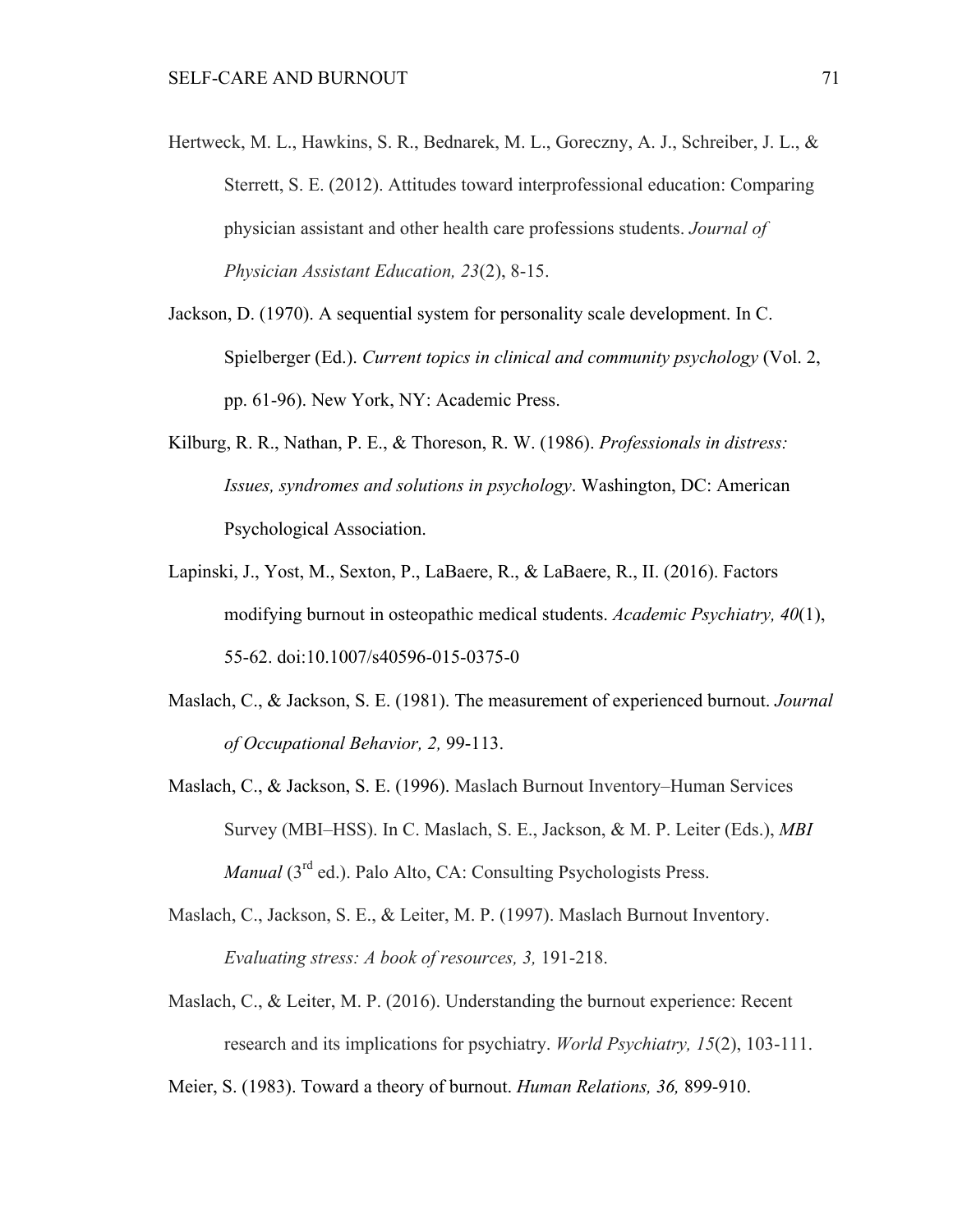Hertweck, M. L., Hawkins, S. R., Bednarek, M. L., Goreczny, A. J., Schreiber, J. L., & Sterrett, S. E. (2012). Attitudes toward interprofessional education: Comparing physician assistant and other health care professions students. *Journal of Physician Assistant Education, 23*(2), 8-15.

Jackson, D. (1970). A sequential system for personality scale development. In C. Spielberger (Ed.). *Current topics in clinical and community psychology* (Vol. 2, pp. 61-96). New York, NY: Academic Press.

Kilburg, R. R., Nathan, P. E., & Thoreson, R. W. (1986). *Professionals in distress: Issues, syndromes and solutions in psychology*. Washington, DC: American Psychological Association.

Lapinski, J., Yost, M., Sexton, P., LaBaere, R., & LaBaere, R., II. (2016). Factors modifying burnout in osteopathic medical students. *Academic Psychiatry, 40*(1), 55-62. doi:10.1007/s40596-015-0375-0

Maslach, C., & Jackson, S. E. (1981). The measurement of experienced burnout. *Journal of Occupational Behavior, 2,* 99-113.

Maslach, C., & Jackson, S. E. (1996). Maslach Burnout Inventory–Human Services Survey (MBI–HSS). In C. Maslach, S. E., Jackson, & M. P. Leiter (Eds.), *MBI Manual* (3rd ed.). Palo Alto, CA: Consulting Psychologists Press.

Maslach, C., Jackson, S. E., & Leiter, M. P. (1997). Maslach Burnout Inventory. *Evaluating stress: A book of resources, 3,* 191-218.

Maslach, C., & Leiter, M. P. (2016). Understanding the burnout experience: Recent research and its implications for psychiatry. *World Psychiatry, 15*(2), 103-111.

Meier, S. (1983). Toward a theory of burnout. *Human Relations, 36,* 899-910.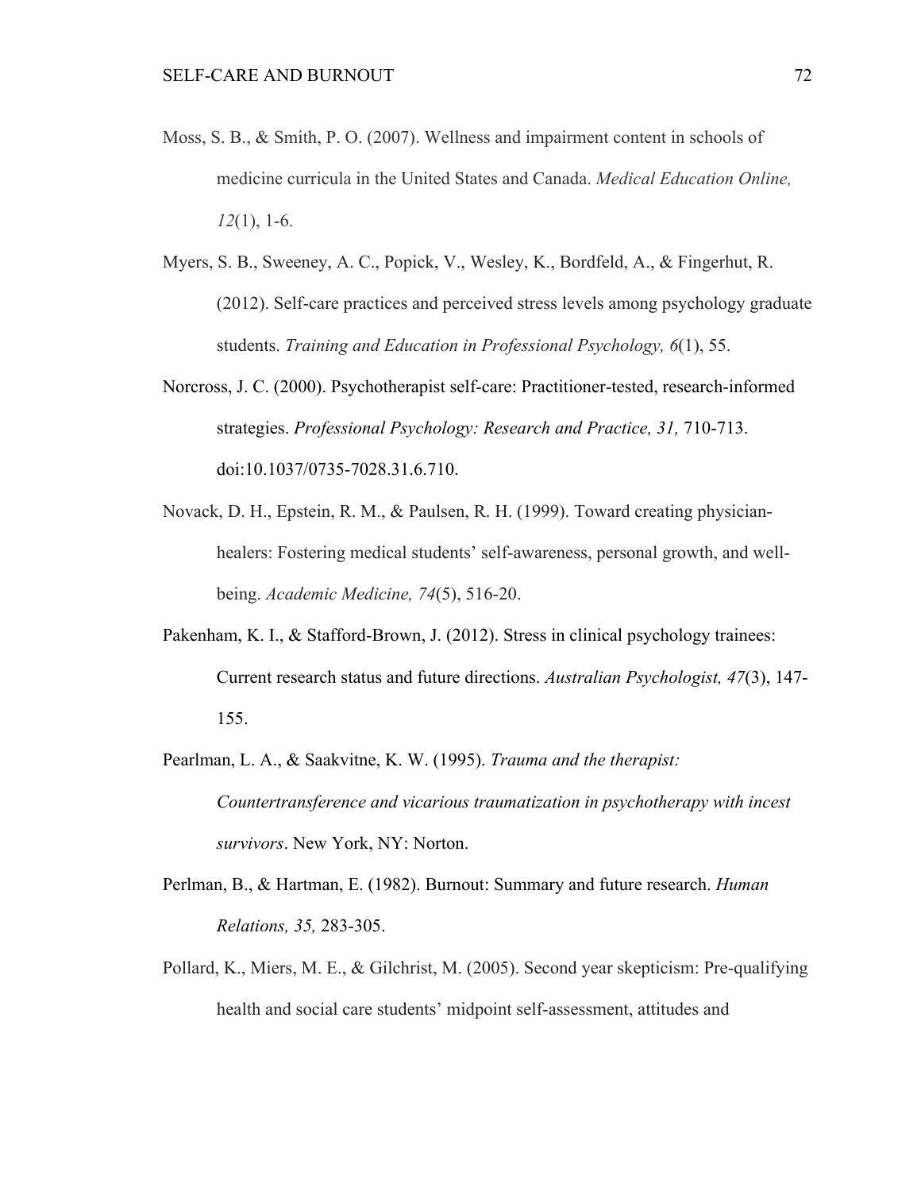Moss, S. B., & Smith, P. O. (2007). Wellness and impairment content in schools of medicine curricula in the United States and Canada. *Medical Education Online, 12*(1), 1-6.

Myers, S. B., Sweeney, A. C., Popick, V., Wesley, K., Bordfeld, A., & Fingerhut, R. (2012). Self-care practices and perceived stress levels among psychology graduate students. *Training and Education in Professional Psychology, 6*(1), 55.

Norcross, J. C. (2000). Psychotherapist self-care: Practitioner-tested, research-informed strategies. *Professional Psychology: Research and Practice, 31,* 710-713. doi:10.1037/0735-7028.31.6.710.

Novack, D. H., Epstein, R. M., & Paulsen, R. H. (1999). Toward creating physician-healers: Fostering medical students' self-awareness, personal growth, and well-being. *Academic Medicine, 74*(5), 516-20.

Pakenham, K. I., & Stafford-Brown, J. (2012). Stress in clinical psychology trainees: Current research status and future directions. *Australian Psychologist, 47*(3), 147-155.

Pearlman, L. A., & Saakvitne, K. W. (1995). *Trauma and the therapist: Countertransference and vicarious traumatization in psychotherapy with incest survivors*. New York, NY: Norton.

Perlman, B., & Hartman, E. (1982). Burnout: Summary and future research. *Human Relations, 35,* 283-305.

Pollard, K., Miers, M. E., & Gilchrist, M. (2005). Second year skepticism: Pre-qualifying health and social care students' midpoint self-assessment, attitudes and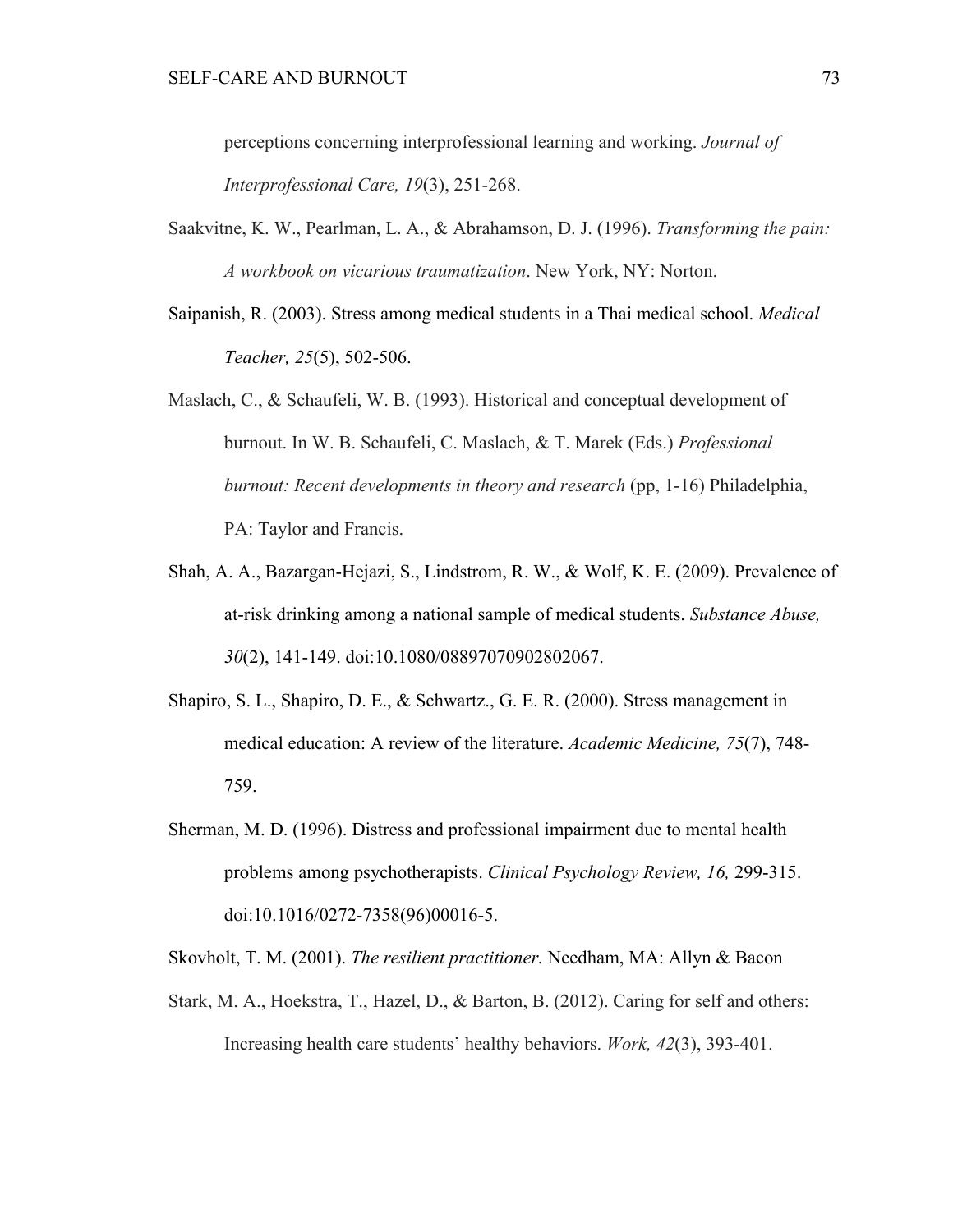perceptions concerning interprofessional learning and working. *Journal of Interprofessional Care, 19*(3), 251-268.

Saakvitne, K. W., Pearlman, L. A., & Abrahamson, D. J. (1996). *Transforming the pain: A workbook on vicarious traumatization*. New York, NY: Norton.

Saipanish, R. (2003). Stress among medical students in a Thai medical school. *Medical Teacher, 25*(5), 502-506.

Maslach, C., & Schaufeli, W. B. (1993). Historical and conceptual development of burnout. In W. B. Schaufeli, C. Maslach, & T. Marek (Eds.) *Professional burnout: Recent developments in theory and research* (pp, 1-16) Philadelphia, PA: Taylor and Francis.

Shah, A. A., Bazargan-Hejazi, S., Lindstrom, R. W., & Wolf, K. E. (2009). Prevalence of at-risk drinking among a national sample of medical students. *Substance Abuse, 30*(2), 141-149. doi:10.1080/08897070902802067.

Shapiro, S. L., Shapiro, D. E., & Schwartz., G. E. R. (2000). Stress management in medical education: A review of the literature. *Academic Medicine, 75*(7), 748-759.

Sherman, M. D. (1996). Distress and professional impairment due to mental health problems among psychotherapists. *Clinical Psychology Review, 16,* 299-315. doi:10.1016/0272-7358(96)00016-5.

Skovholt, T. M. (2001). *The resilient practitioner.* Needham, MA: Allyn & Bacon

Stark, M. A., Hoekstra, T., Hazel, D., & Barton, B. (2012). Caring for self and others: Increasing health care students' healthy behaviors. *Work, 42*(3), 393-401.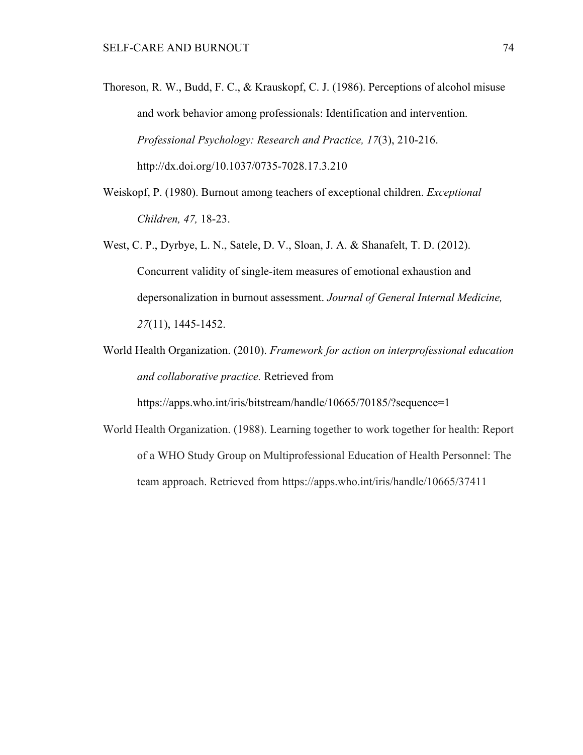Thoreson, R. W., Budd, F. C., & Krauskopf, C. J. (1986). Perceptions of alcohol misuse and work behavior among professionals: Identification and intervention. *Professional Psychology: Research and Practice, 17*(3), 210-216. http://dx.doi.org/10.1037/0735-7028.17.3.210

Weiskopf, P. (1980). Burnout among teachers of exceptional children. *Exceptional Children, 47,* 18-23.

West, C. P., Dyrbye, L. N., Satele, D. V., Sloan, J. A. & Shanafelt, T. D. (2012). Concurrent validity of single-item measures of emotional exhaustion and depersonalization in burnout assessment. *Journal of General Internal Medicine, 27*(11), 1445-1452.

World Health Organization. (2010). *Framework for action on interprofessional education and collaborative practice.* Retrieved from https://apps.who.int/iris/bitstream/handle/10665/70185/?sequence=1

World Health Organization. (1988). Learning together to work together for health: Report of a WHO Study Group on Multiprofessional Education of Health Personnel: The team approach. Retrieved from https://apps.who.int/iris/handle/10665/37411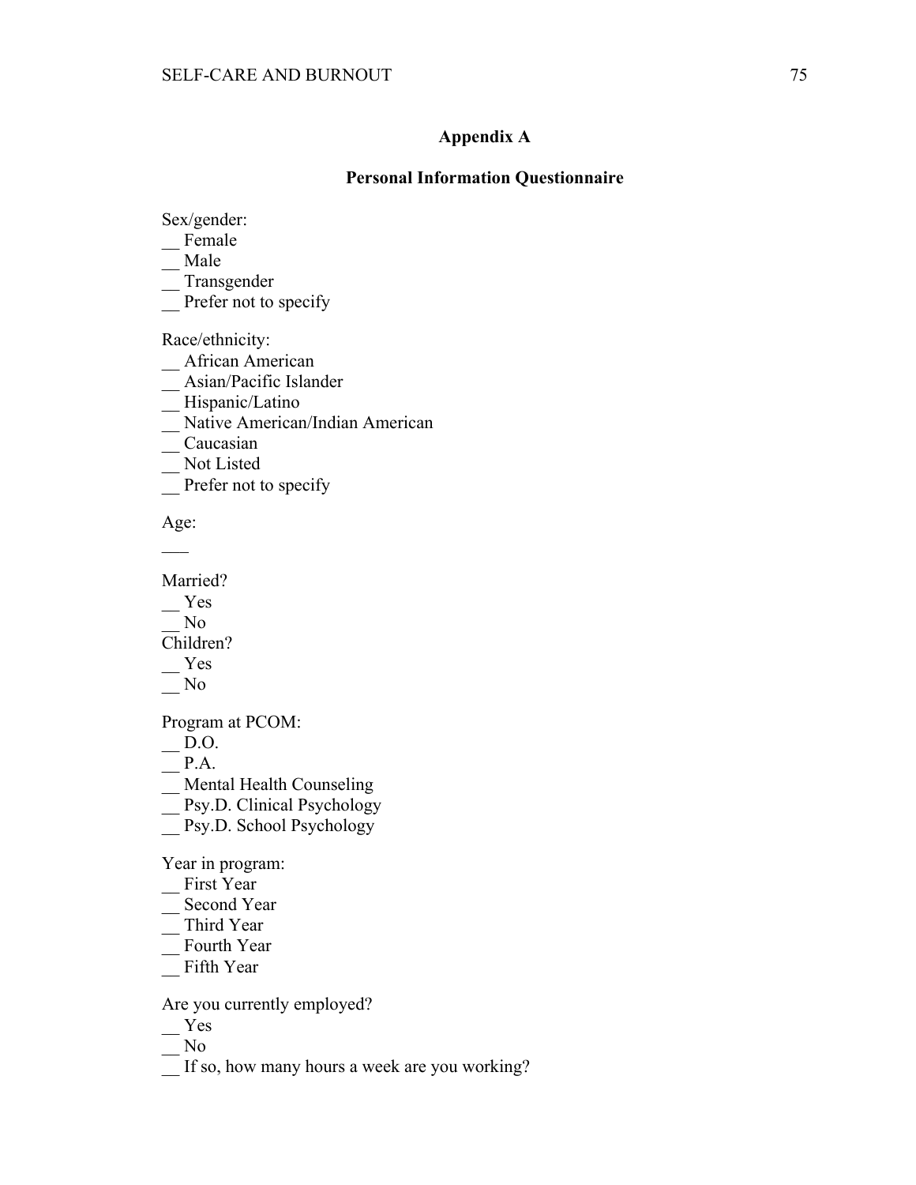# Appendix A

## Personal Information Questionnaire

Sex/gender:
__ Female
__ Male
__ Transgender
__ Prefer not to specify

Race/ethnicity:
__ African American
__ Asian/Pacific Islander
__ Hispanic/Latino
__ Native American/Indian American
__ Caucasian
__ Not Listed
__ Prefer not to specify

Age:

___

Married?
__ Yes
__ No
Children?
__ Yes
__ No

Program at PCOM:
__ D.O.
__ P.A.
__ Mental Health Counseling
__ Psy.D. Clinical Psychology
__ Psy.D. School Psychology

Year in program:
__ First Year
__ Second Year
__ Third Year
__ Fourth Year
__ Fifth Year

Are you currently employed?
__ Yes
__ No
__ If so, how many hours a week are you working?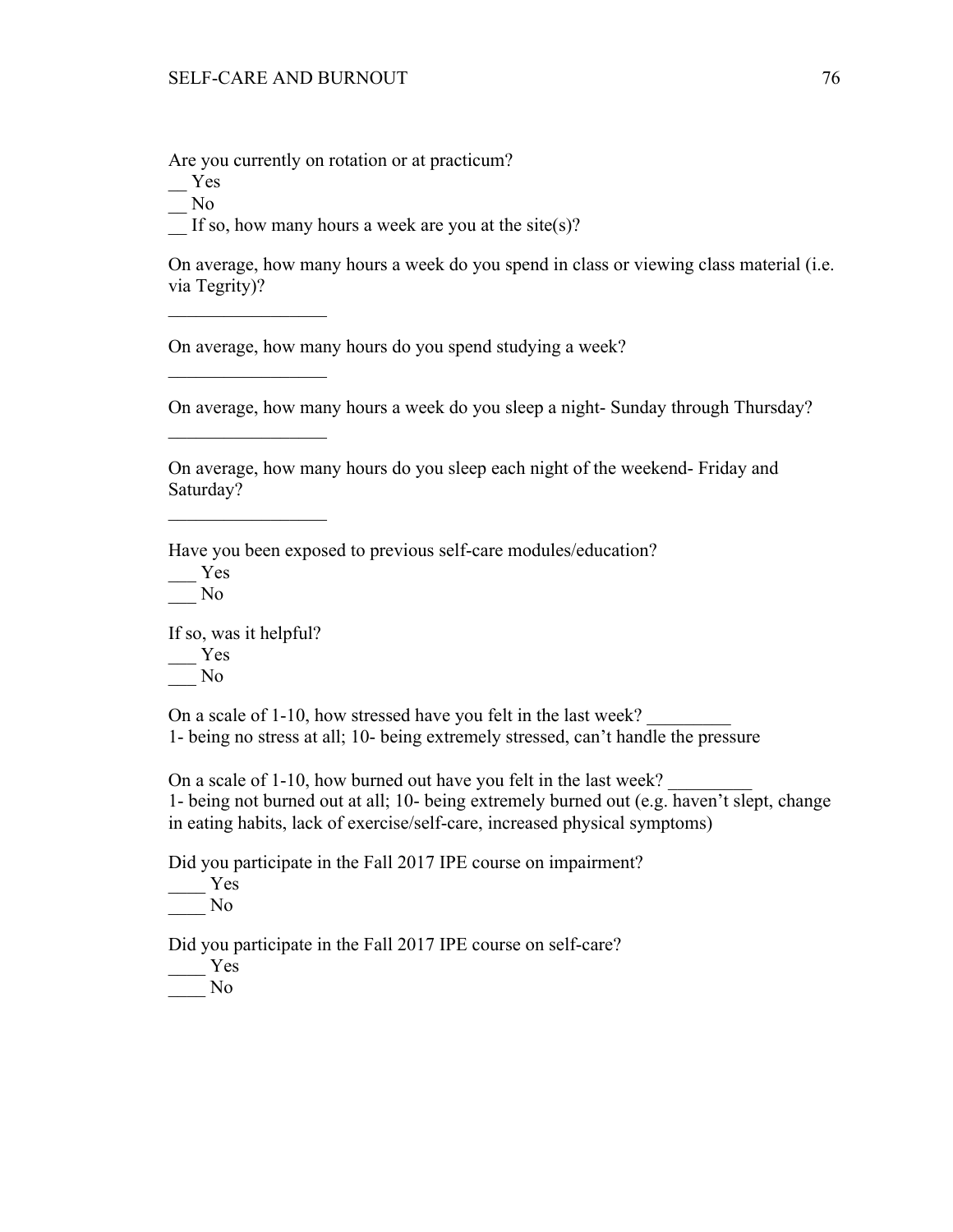Are you currently on rotation or at practicum?

__ Yes

__ No

__ If so, how many hours a week are you at the site(s)?

On average, how many hours a week do you spend in class or viewing class material (i.e. via Tegrity)?

_________________

On average, how many hours do you spend studying a week?

_________________

On average, how many hours a week do you sleep a night- Sunday through Thursday?

_________________

On average, how many hours do you sleep each night of the weekend- Friday and Saturday?

_________________

Have you been exposed to previous self-care modules/education?

___ Yes

___ No

If so, was it helpful?

___ Yes

___ No

On a scale of 1-10, how stressed have you felt in the last week? _________

1- being no stress at all; 10- being extremely stressed, can't handle the pressure

On a scale of 1-10, how burned out have you felt in the last week? _________

1- being not burned out at all; 10- being extremely burned out (e.g. haven't slept, change in eating habits, lack of exercise/self-care, increased physical symptoms)

Did you participate in the Fall 2017 IPE course on impairment?

____ Yes

____ No

Did you participate in the Fall 2017 IPE course on self-care?

____ Yes

____ No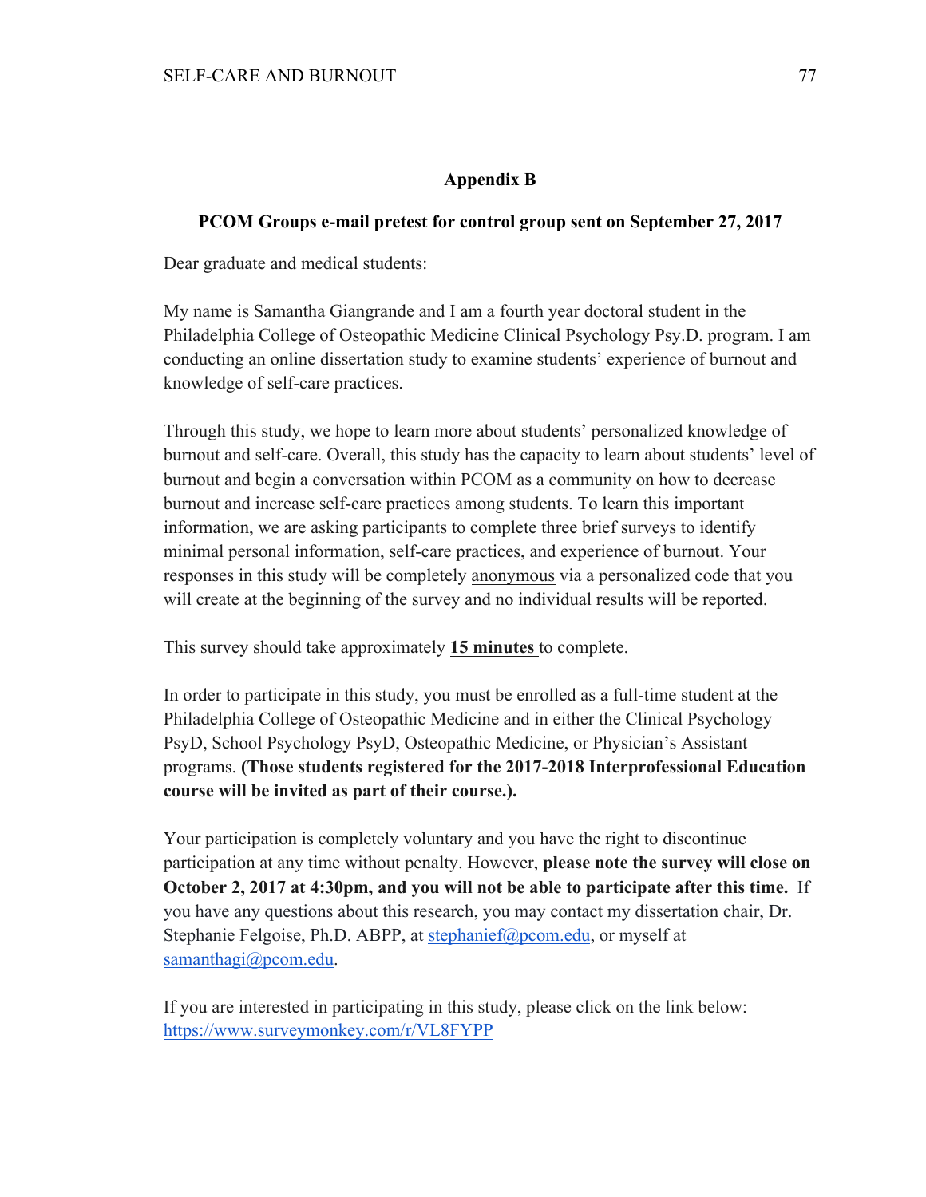## Appendix B

### PCOM Groups e-mail pretest for control group sent on September 27, 2017

Dear graduate and medical students:

My name is Samantha Giangrande and I am a fourth year doctoral student in the Philadelphia College of Osteopathic Medicine Clinical Psychology Psy.D. program. I am conducting an online dissertation study to examine students' experience of burnout and knowledge of self-care practices.

Through this study, we hope to learn more about students' personalized knowledge of burnout and self-care. Overall, this study has the capacity to learn about students' level of burnout and begin a conversation within PCOM as a community on how to decrease burnout and increase self-care practices among students. To learn this important information, we are asking participants to complete three brief surveys to identify minimal personal information, self-care practices, and experience of burnout. Your responses in this study will be completely anonymous via a personalized code that you will create at the beginning of the survey and no individual results will be reported.

This survey should take approximately **15 minutes** to complete.

In order to participate in this study, you must be enrolled as a full-time student at the Philadelphia College of Osteopathic Medicine and in either the Clinical Psychology PsyD, School Psychology PsyD, Osteopathic Medicine, or Physician's Assistant programs. **(Those students registered for the 2017-2018 Interprofessional Education course will be invited as part of their course.).**

Your participation is completely voluntary and you have the right to discontinue participation at any time without penalty. However, **please note the survey will close on October 2, 2017 at 4:30pm, and you will not be able to participate after this time.** If you have any questions about this research, you may contact my dissertation chair, Dr. Stephanie Felgoise, Ph.D. ABPP, at stephanief@pcom.edu, or myself at samanthagi@pcom.edu.

If you are interested in participating in this study, please click on the link below:
https://www.surveymonkey.com/r/VL8FYPP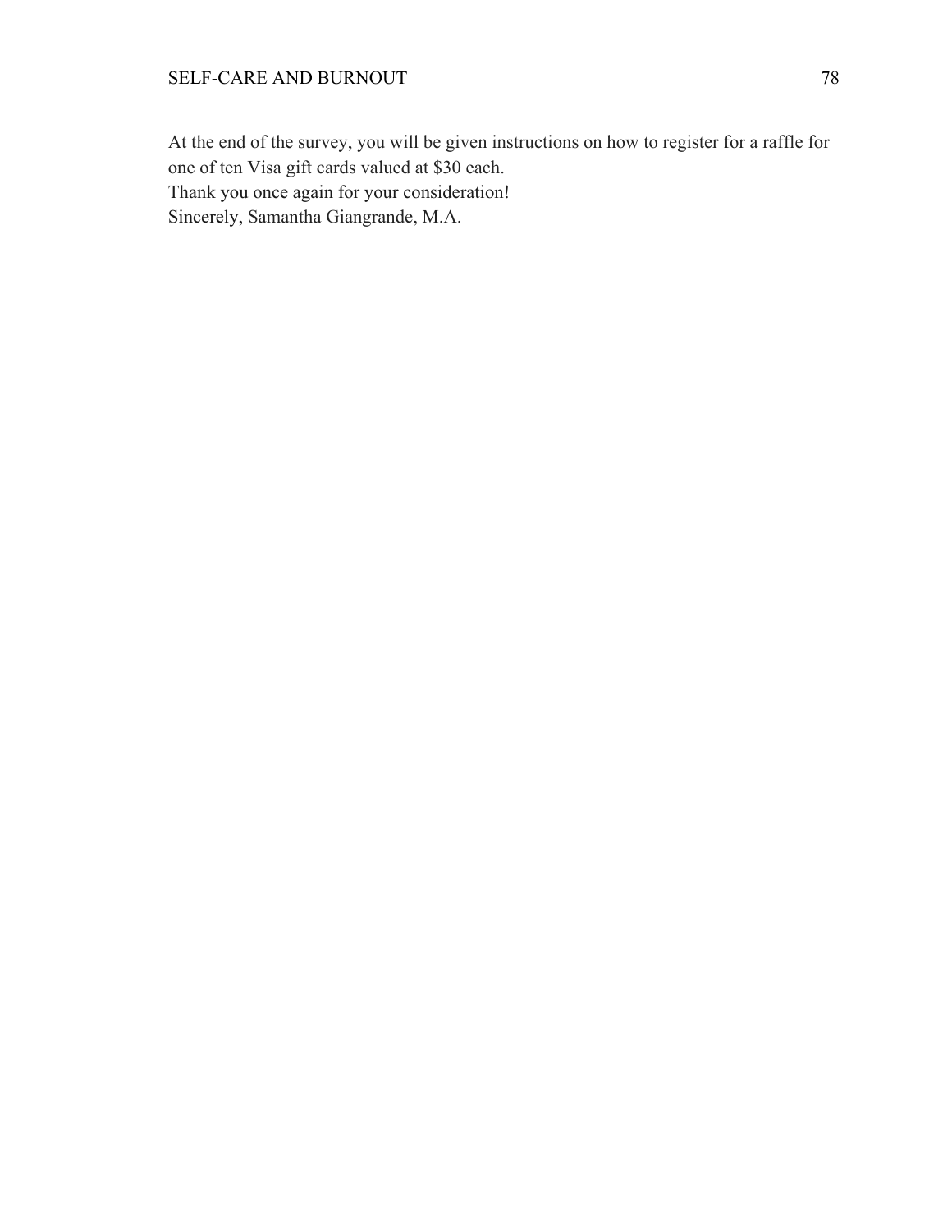At the end of the survey, you will be given instructions on how to register for a raffle for one of ten Visa gift cards valued at $30 each.

Thank you once again for your consideration!

Sincerely, Samantha Giangrande, M.A.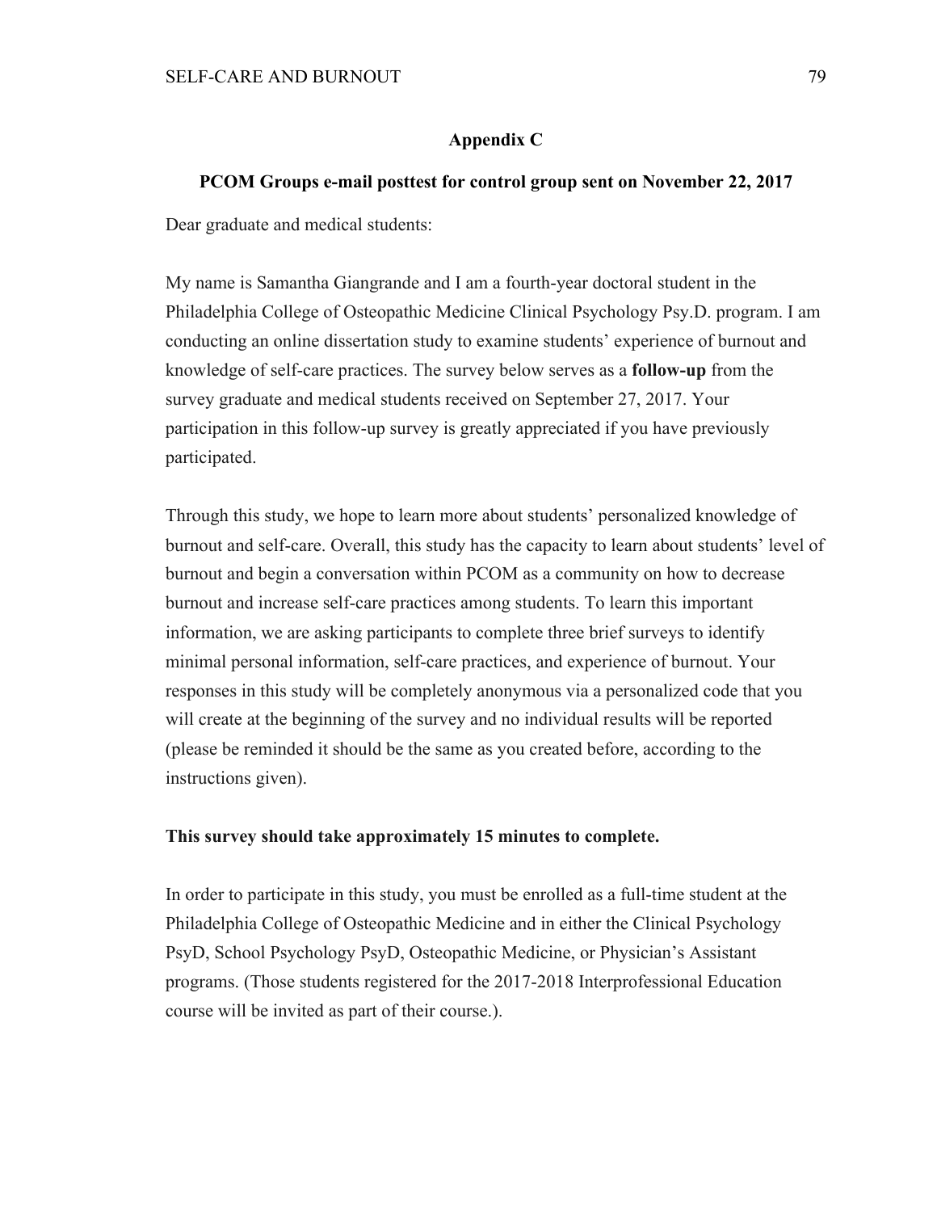## Appendix C

### PCOM Groups e-mail posttest for control group sent on November 22, 2017

Dear graduate and medical students:

My name is Samantha Giangrande and I am a fourth-year doctoral student in the Philadelphia College of Osteopathic Medicine Clinical Psychology Psy.D. program. I am conducting an online dissertation study to examine students' experience of burnout and knowledge of self-care practices. The survey below serves as a **follow-up** from the survey graduate and medical students received on September 27, 2017. Your participation in this follow-up survey is greatly appreciated if you have previously participated.

Through this study, we hope to learn more about students' personalized knowledge of burnout and self-care. Overall, this study has the capacity to learn about students' level of burnout and begin a conversation within PCOM as a community on how to decrease burnout and increase self-care practices among students. To learn this important information, we are asking participants to complete three brief surveys to identify minimal personal information, self-care practices, and experience of burnout. Your responses in this study will be completely anonymous via a personalized code that you will create at the beginning of the survey and no individual results will be reported (please be reminded it should be the same as you created before, according to the instructions given).

**This survey should take approximately 15 minutes to complete.**

In order to participate in this study, you must be enrolled as a full-time student at the Philadelphia College of Osteopathic Medicine and in either the Clinical Psychology PsyD, School Psychology PsyD, Osteopathic Medicine, or Physician's Assistant programs. (Those students registered for the 2017-2018 Interprofessional Education course will be invited as part of their course.).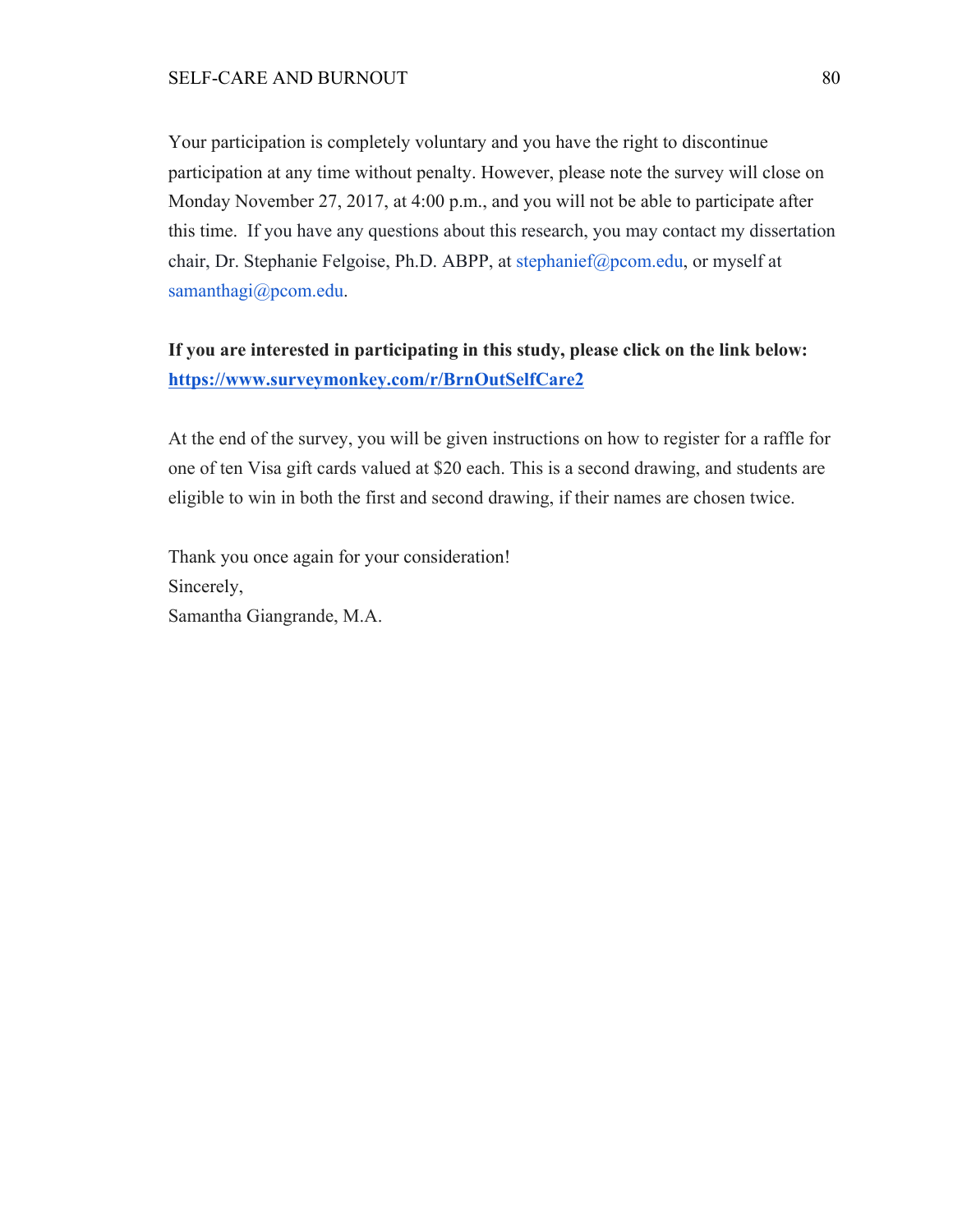Your participation is completely voluntary and you have the right to discontinue participation at any time without penalty. However, please note the survey will close on Monday November 27, 2017, at 4:00 p.m., and you will not be able to participate after this time. If you have any questions about this research, you may contact my dissertation chair, Dr. Stephanie Felgoise, Ph.D. ABPP, at stephanief@pcom.edu, or myself at samanthagi@pcom.edu.

**If you are interested in participating in this study, please click on the link below: https://www.surveymonkey.com/r/BrnOutSelfCare2**

At the end of the survey, you will be given instructions on how to register for a raffle for one of ten Visa gift cards valued at $20 each. This is a second drawing, and students are eligible to win in both the first and second drawing, if their names are chosen twice.

Thank you once again for your consideration!
Sincerely,
Samantha Giangrande, M.A.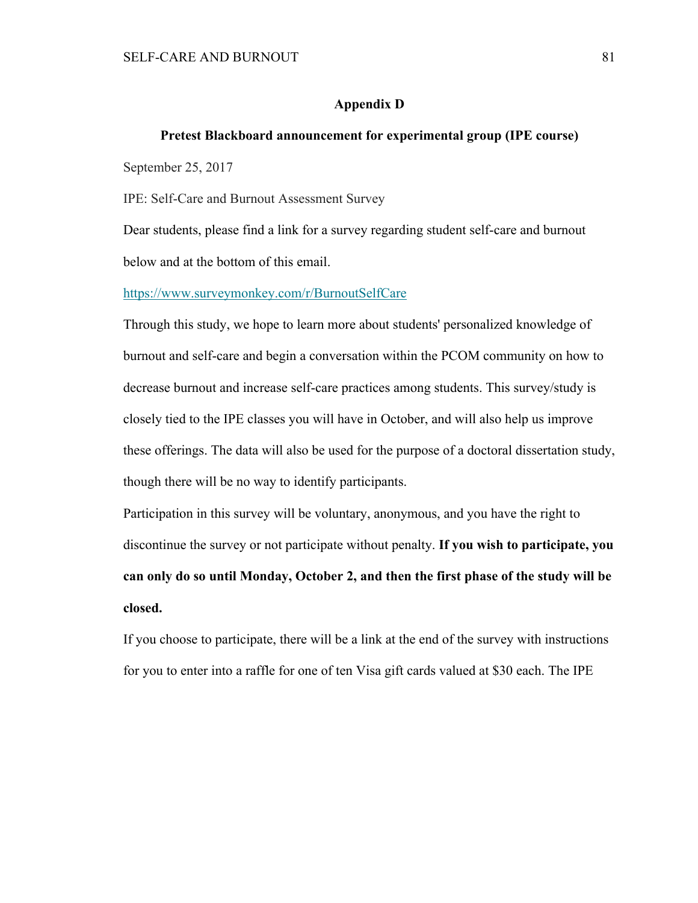## Appendix D

### Pretest Blackboard announcement for experimental group (IPE course)

September 25, 2017

IPE: Self-Care and Burnout Assessment Survey

Dear students, please find a link for a survey regarding student self-care and burnout below and at the bottom of this email.

https://www.surveymonkey.com/r/BurnoutSelfCare

Through this study, we hope to learn more about students' personalized knowledge of burnout and self-care and begin a conversation within the PCOM community on how to decrease burnout and increase self-care practices among students. This survey/study is closely tied to the IPE classes you will have in October, and will also help us improve these offerings. The data will also be used for the purpose of a doctoral dissertation study, though there will be no way to identify participants.

Participation in this survey will be voluntary, anonymous, and you have the right to discontinue the survey or not participate without penalty. **If you wish to participate, you can only do so until Monday, October 2, and then the first phase of the study will be closed.**

If you choose to participate, there will be a link at the end of the survey with instructions for you to enter into a raffle for one of ten Visa gift cards valued at $30 each. The IPE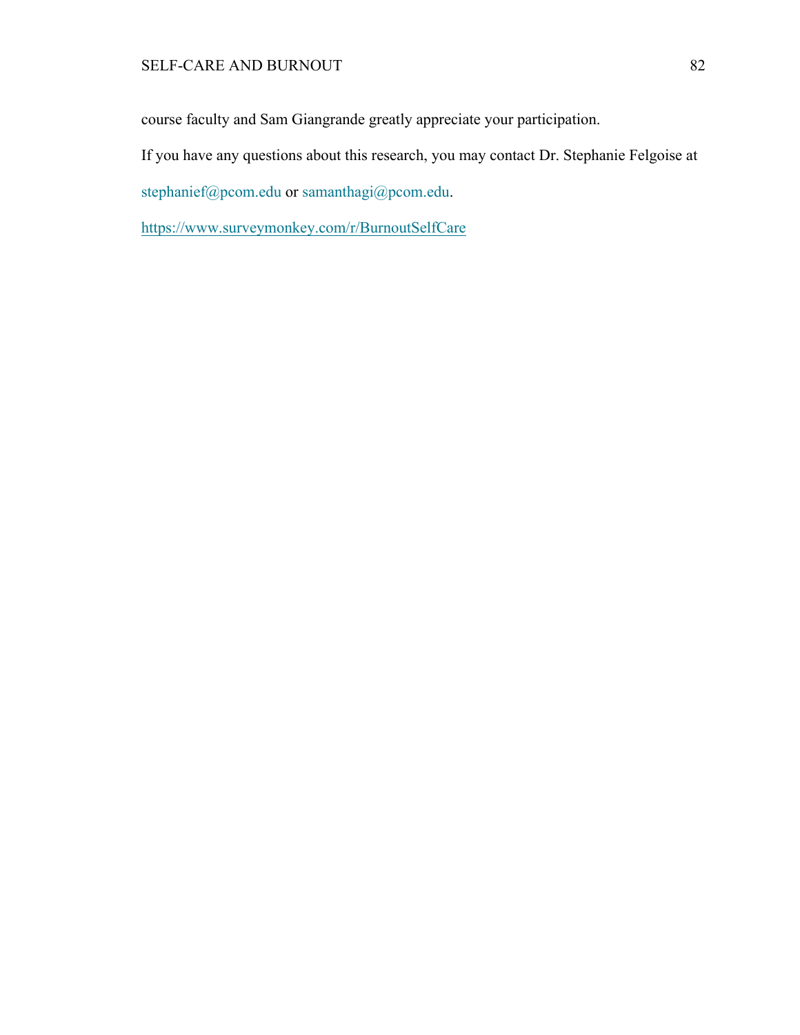course faculty and Sam Giangrande greatly appreciate your participation.

If you have any questions about this research, you may contact Dr. Stephanie Felgoise at stephanief@pcom.edu or samanthagi@pcom.edu.

https://www.surveymonkey.com/r/BurnoutSelfCare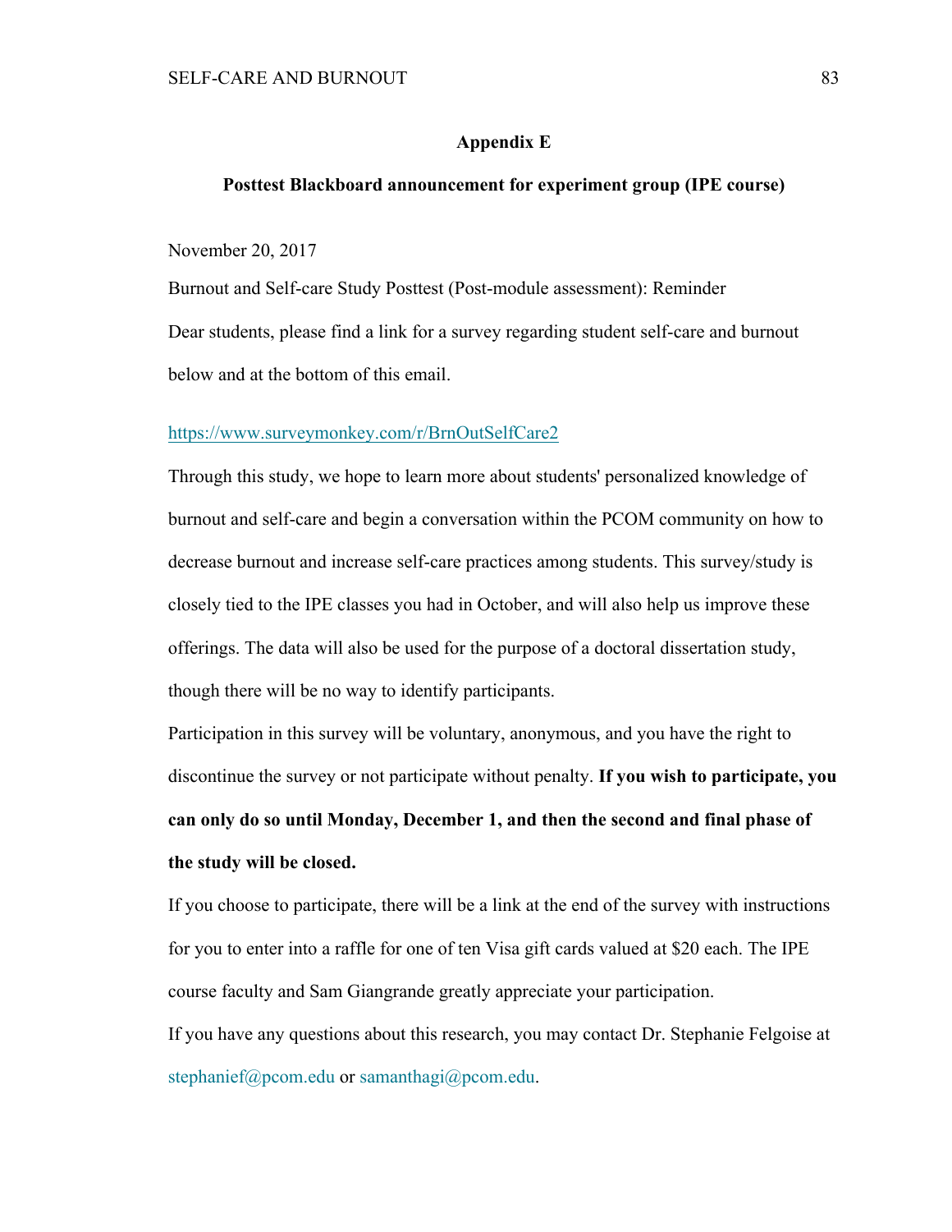## Appendix E

### Posttest Blackboard announcement for experiment group (IPE course)

November 20, 2017

Burnout and Self-care Study Posttest (Post-module assessment): Reminder

Dear students, please find a link for a survey regarding student self-care and burnout below and at the bottom of this email.

https://www.surveymonkey.com/r/BrnOutSelfCare2

Through this study, we hope to learn more about students' personalized knowledge of burnout and self-care and begin a conversation within the PCOM community on how to decrease burnout and increase self-care practices among students. This survey/study is closely tied to the IPE classes you had in October, and will also help us improve these offerings. The data will also be used for the purpose of a doctoral dissertation study, though there will be no way to identify participants.

Participation in this survey will be voluntary, anonymous, and you have the right to discontinue the survey or not participate without penalty. **If you wish to participate, you can only do so until Monday, December 1, and then the second and final phase of the study will be closed.**

If you choose to participate, there will be a link at the end of the survey with instructions for you to enter into a raffle for one of ten Visa gift cards valued at $20 each. The IPE course faculty and Sam Giangrande greatly appreciate your participation.

If you have any questions about this research, you may contact Dr. Stephanie Felgoise at stephanief@pcom.edu or samanthagi@pcom.edu.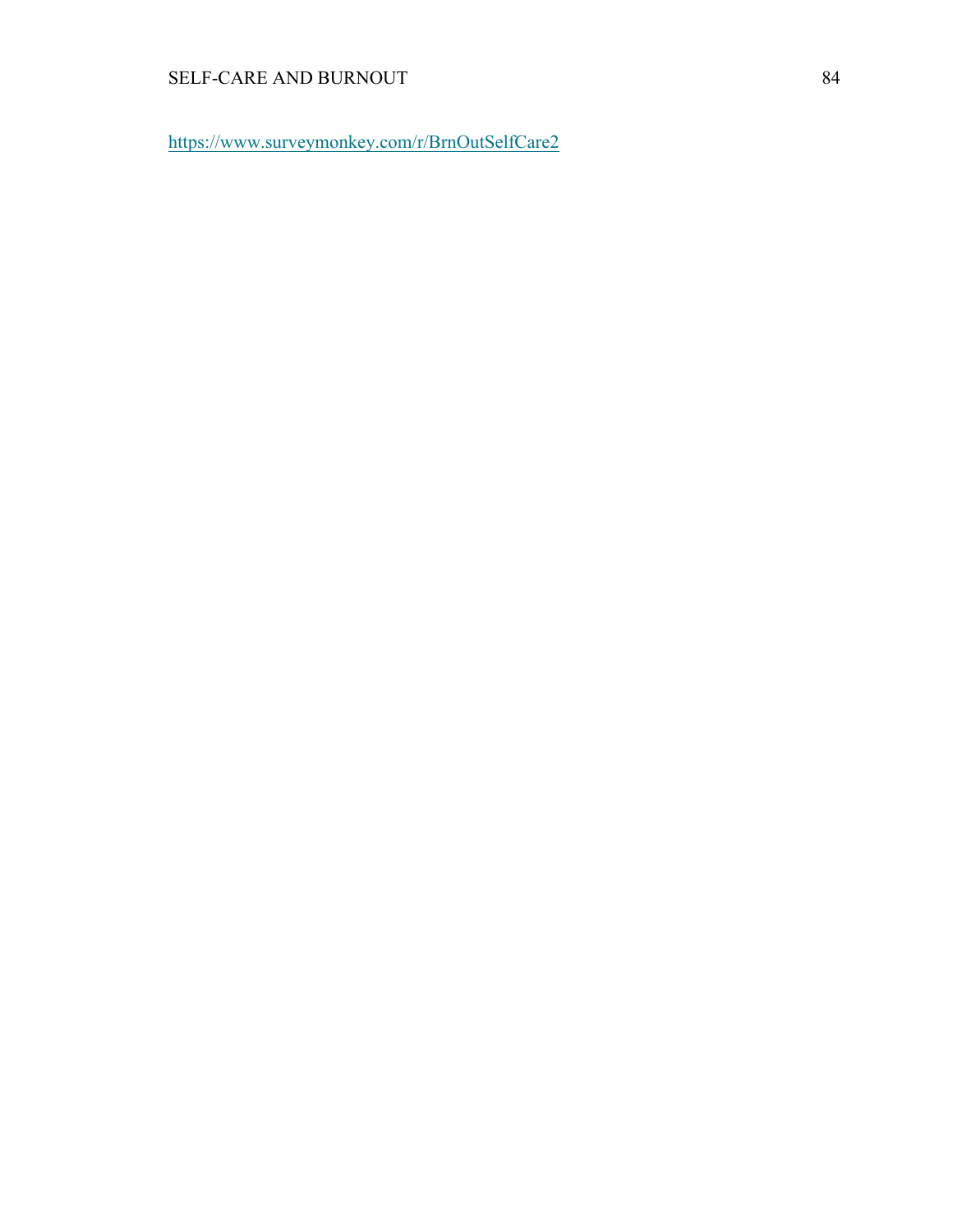https://www.surveymonkey.com/r/BrnOutSelfCare2